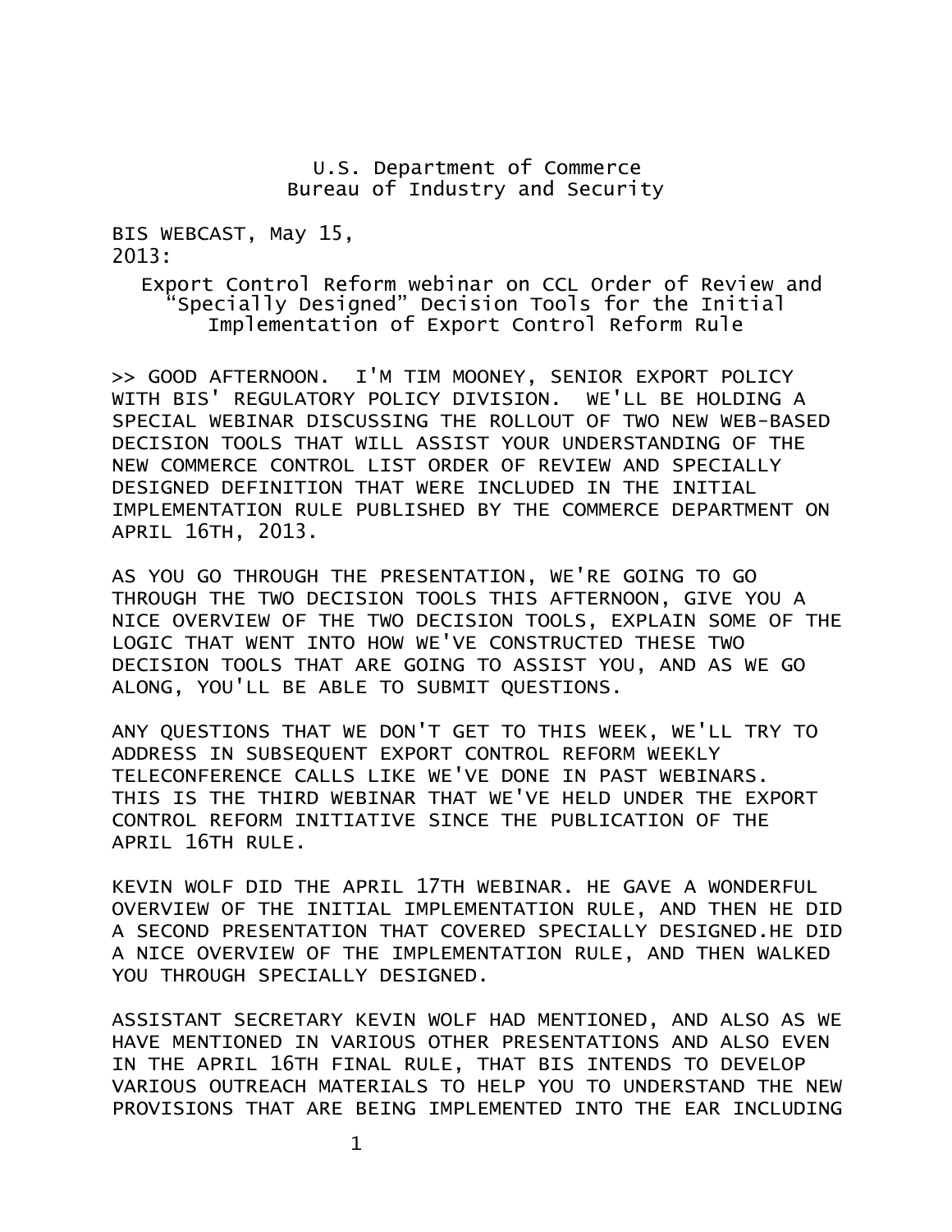U.S. Department of Commerce
Bureau of Industry and Security

BIS WEBCAST, May 15, 2013:

Export Control Reform webinar on CCL Order of Review and "Specially Designed" Decision Tools for the Initial Implementation of Export Control Reform Rule

>> GOOD AFTERNOON. I'M TIM MOONEY, SENIOR EXPORT POLICY WITH BIS' REGULATORY POLICY DIVISION. WE'LL BE HOLDING A SPECIAL WEBINAR DISCUSSING THE ROLLOUT OF TWO NEW WEB-BASED DECISION TOOLS THAT WILL ASSIST YOUR UNDERSTANDING OF THE NEW COMMERCE CONTROL LIST ORDER OF REVIEW AND SPECIALLY DESIGNED DEFINITION THAT WERE INCLUDED IN THE INITIAL IMPLEMENTATION RULE PUBLISHED BY THE COMMERCE DEPARTMENT ON APRIL 16TH, 2013.

AS YOU GO THROUGH THE PRESENTATION, WE'RE GOING TO GO THROUGH THE TWO DECISION TOOLS THIS AFTERNOON, GIVE YOU A NICE OVERVIEW OF THE TWO DECISION TOOLS, EXPLAIN SOME OF THE LOGIC THAT WENT INTO HOW WE'VE CONSTRUCTED THESE TWO DECISION TOOLS THAT ARE GOING TO ASSIST YOU, AND AS WE GO ALONG, YOU'LL BE ABLE TO SUBMIT QUESTIONS.

ANY QUESTIONS THAT WE DON'T GET TO THIS WEEK, WE'LL TRY TO ADDRESS IN SUBSEQUENT EXPORT CONTROL REFORM WEEKLY TELECONFERENCE CALLS LIKE WE'VE DONE IN PAST WEBINARS. THIS IS THE THIRD WEBINAR THAT WE'VE HELD UNDER THE EXPORT CONTROL REFORM INITIATIVE SINCE THE PUBLICATION OF THE APRIL 16TH RULE.

KEVIN WOLF DID THE APRIL 17TH WEBINAR. HE GAVE A WONDERFUL OVERVIEW OF THE INITIAL IMPLEMENTATION RULE, AND THEN HE DID A SECOND PRESENTATION THAT COVERED SPECIALLY DESIGNED.HE DID A NICE OVERVIEW OF THE IMPLEMENTATION RULE, AND THEN WALKED YOU THROUGH SPECIALLY DESIGNED.

ASSISTANT SECRETARY KEVIN WOLF HAD MENTIONED, AND ALSO AS WE HAVE MENTIONED IN VARIOUS OTHER PRESENTATIONS AND ALSO EVEN IN THE APRIL 16TH FINAL RULE, THAT BIS INTENDS TO DEVELOP VARIOUS OUTREACH MATERIALS TO HELP YOU TO UNDERSTAND THE NEW PROVISIONS THAT ARE BEING IMPLEMENTED INTO THE EAR INCLUDING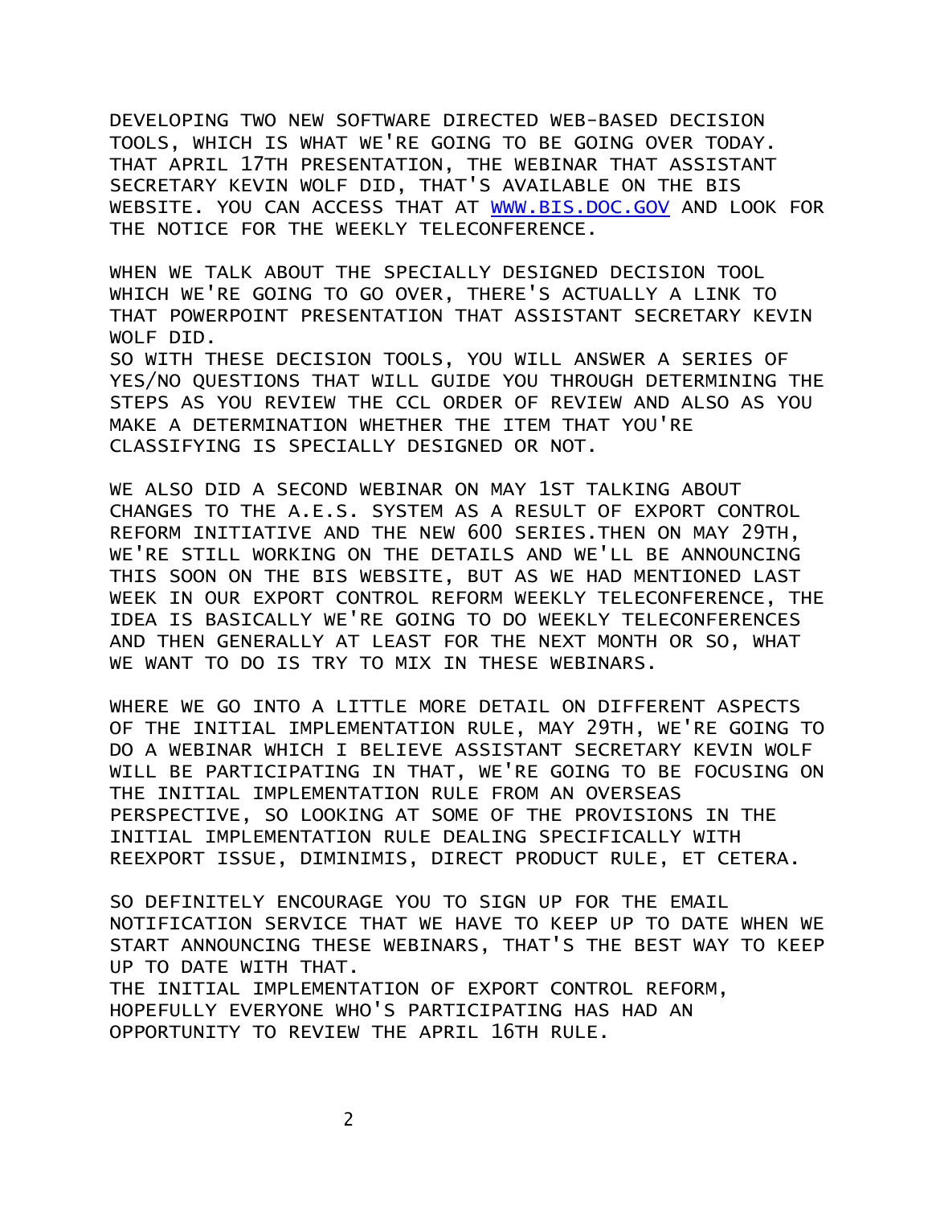DEVELOPING TWO NEW SOFTWARE DIRECTED WEB-BASED DECISION TOOLS, WHICH IS WHAT WE'RE GOING TO BE GOING OVER TODAY. THAT APRIL 17TH PRESENTATION, THE WEBINAR THAT ASSISTANT SECRETARY KEVIN WOLF DID, THAT'S AVAILABLE ON THE BIS WEBSITE. YOU CAN ACCESS THAT AT [WWW.BIS.DOC.GOV](http://www.bis.doc.gov) AND LOOK FOR THE NOTICE FOR THE WEEKLY TELECONFERENCE.

WHEN WE TALK ABOUT THE SPECIALLY DESIGNED DECISION TOOL WHICH WE'RE GOING TO GO OVER, THERE'S ACTUALLY A LINK TO THAT POWERPOINT PRESENTATION THAT ASSISTANT SECRETARY KEVIN WOLF DID.
SO WITH THESE DECISION TOOLS, YOU WILL ANSWER A SERIES OF YES/NO QUESTIONS THAT WILL GUIDE YOU THROUGH DETERMINING THE STEPS AS YOU REVIEW THE CCL ORDER OF REVIEW AND ALSO AS YOU MAKE A DETERMINATION WHETHER THE ITEM THAT YOU'RE CLASSIFYING IS SPECIALLY DESIGNED OR NOT.

WE ALSO DID A SECOND WEBINAR ON MAY 1ST TALKING ABOUT CHANGES TO THE A.E.S. SYSTEM AS A RESULT OF EXPORT CONTROL REFORM INITIATIVE AND THE NEW 600 SERIES.THEN ON MAY 29TH, WE'RE STILL WORKING ON THE DETAILS AND WE'LL BE ANNOUNCING THIS SOON ON THE BIS WEBSITE, BUT AS WE HAD MENTIONED LAST WEEK IN OUR EXPORT CONTROL REFORM WEEKLY TELECONFERENCE, THE IDEA IS BASICALLY WE'RE GOING TO DO WEEKLY TELECONFERENCES AND THEN GENERALLY AT LEAST FOR THE NEXT MONTH OR SO, WHAT WE WANT TO DO IS TRY TO MIX IN THESE WEBINARS.

WHERE WE GO INTO A LITTLE MORE DETAIL ON DIFFERENT ASPECTS OF THE INITIAL IMPLEMENTATION RULE, MAY 29TH, WE'RE GOING TO DO A WEBINAR WHICH I BELIEVE ASSISTANT SECRETARY KEVIN WOLF WILL BE PARTICIPATING IN THAT, WE'RE GOING TO BE FOCUSING ON THE INITIAL IMPLEMENTATION RULE FROM AN OVERSEAS PERSPECTIVE, SO LOOKING AT SOME OF THE PROVISIONS IN THE INITIAL IMPLEMENTATION RULE DEALING SPECIFICALLY WITH REEXPORT ISSUE, DIMINIMIS, DIRECT PRODUCT RULE, ET CETERA.

SO DEFINITELY ENCOURAGE YOU TO SIGN UP FOR THE EMAIL NOTIFICATION SERVICE THAT WE HAVE TO KEEP UP TO DATE WHEN WE START ANNOUNCING THESE WEBINARS, THAT'S THE BEST WAY TO KEEP UP TO DATE WITH THAT.
THE INITIAL IMPLEMENTATION OF EXPORT CONTROL REFORM, HOPEFULLY EVERYONE WHO'S PARTICIPATING HAS HAD AN OPPORTUNITY TO REVIEW THE APRIL 16TH RULE.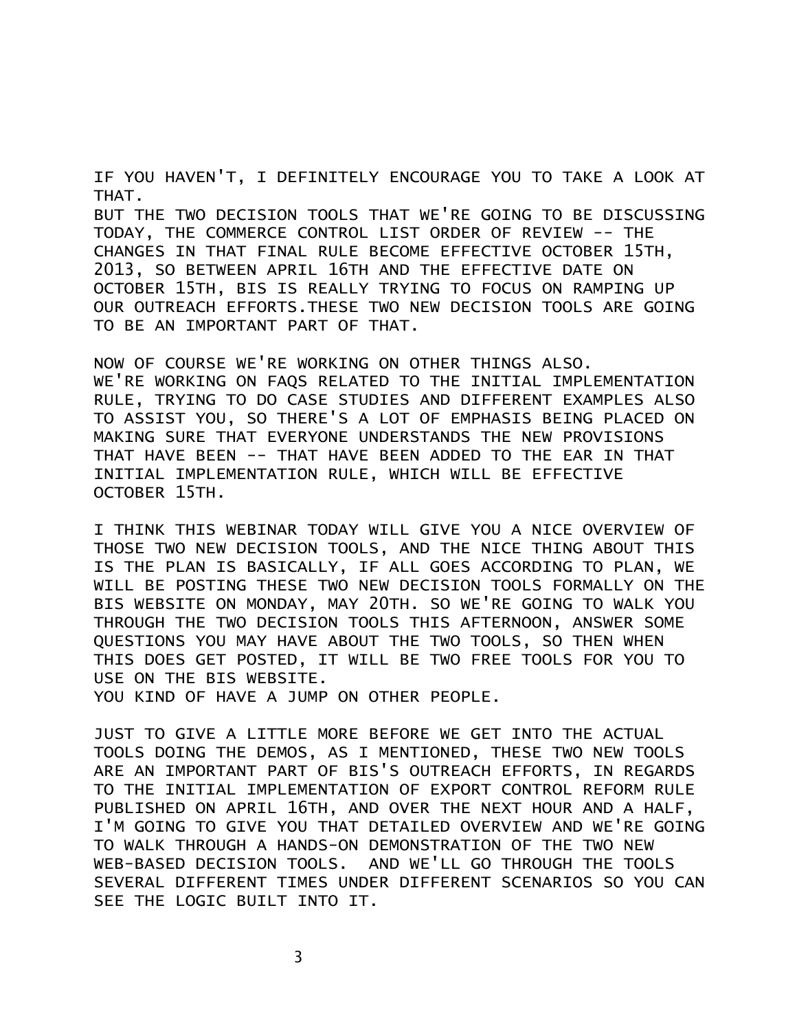IF YOU HAVEN'T, I DEFINITELY ENCOURAGE YOU TO TAKE A LOOK AT THAT.
BUT THE TWO DECISION TOOLS THAT WE'RE GOING TO BE DISCUSSING TODAY, THE COMMERCE CONTROL LIST ORDER OF REVIEW -- THE CHANGES IN THAT FINAL RULE BECOME EFFECTIVE OCTOBER 15TH, 2013, SO BETWEEN APRIL 16TH AND THE EFFECTIVE DATE ON OCTOBER 15TH, BIS IS REALLY TRYING TO FOCUS ON RAMPING UP OUR OUTREACH EFFORTS.THESE TWO NEW DECISION TOOLS ARE GOING TO BE AN IMPORTANT PART OF THAT.

NOW OF COURSE WE'RE WORKING ON OTHER THINGS ALSO.
WE'RE WORKING ON FAQS RELATED TO THE INITIAL IMPLEMENTATION RULE, TRYING TO DO CASE STUDIES AND DIFFERENT EXAMPLES ALSO TO ASSIST YOU, SO THERE'S A LOT OF EMPHASIS BEING PLACED ON MAKING SURE THAT EVERYONE UNDERSTANDS THE NEW PROVISIONS THAT HAVE BEEN -- THAT HAVE BEEN ADDED TO THE EAR IN THAT INITIAL IMPLEMENTATION RULE, WHICH WILL BE EFFECTIVE OCTOBER 15TH.

I THINK THIS WEBINAR TODAY WILL GIVE YOU A NICE OVERVIEW OF THOSE TWO NEW DECISION TOOLS, AND THE NICE THING ABOUT THIS IS THE PLAN IS BASICALLY, IF ALL GOES ACCORDING TO PLAN, WE WILL BE POSTING THESE TWO NEW DECISION TOOLS FORMALLY ON THE BIS WEBSITE ON MONDAY, MAY 20TH. SO WE'RE GOING TO WALK YOU THROUGH THE TWO DECISION TOOLS THIS AFTERNOON, ANSWER SOME QUESTIONS YOU MAY HAVE ABOUT THE TWO TOOLS, SO THEN WHEN THIS DOES GET POSTED, IT WILL BE TWO FREE TOOLS FOR YOU TO USE ON THE BIS WEBSITE.
YOU KIND OF HAVE A JUMP ON OTHER PEOPLE.

JUST TO GIVE A LITTLE MORE BEFORE WE GET INTO THE ACTUAL TOOLS DOING THE DEMOS, AS I MENTIONED, THESE TWO NEW TOOLS ARE AN IMPORTANT PART OF BIS'S OUTREACH EFFORTS, IN REGARDS TO THE INITIAL IMPLEMENTATION OF EXPORT CONTROL REFORM RULE PUBLISHED ON APRIL 16TH, AND OVER THE NEXT HOUR AND A HALF, I'M GOING TO GIVE YOU THAT DETAILED OVERVIEW AND WE'RE GOING TO WALK THROUGH A HANDS-ON DEMONSTRATION OF THE TWO NEW WEB-BASED DECISION TOOLS. AND WE'LL GO THROUGH THE TOOLS SEVERAL DIFFERENT TIMES UNDER DIFFERENT SCENARIOS SO YOU CAN SEE THE LOGIC BUILT INTO IT.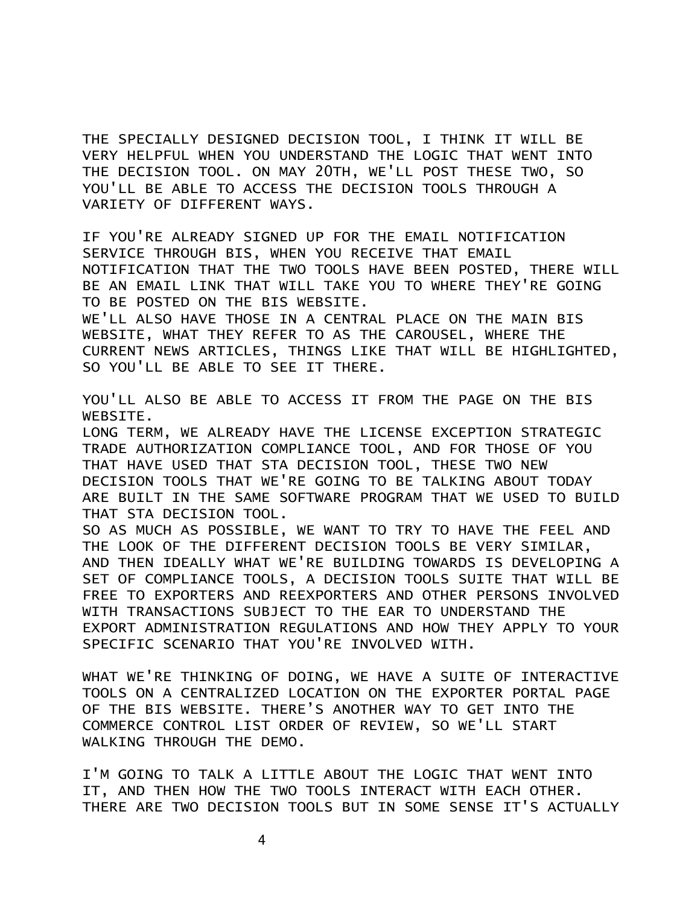THE SPECIALLY DESIGNED DECISION TOOL, I THINK IT WILL BE VERY HELPFUL WHEN YOU UNDERSTAND THE LOGIC THAT WENT INTO THE DECISION TOOL. ON MAY 20TH, WE'LL POST THESE TWO, SO YOU'LL BE ABLE TO ACCESS THE DECISION TOOLS THROUGH A VARIETY OF DIFFERENT WAYS.

IF YOU'RE ALREADY SIGNED UP FOR THE EMAIL NOTIFICATION SERVICE THROUGH BIS, WHEN YOU RECEIVE THAT EMAIL NOTIFICATION THAT THE TWO TOOLS HAVE BEEN POSTED, THERE WILL BE AN EMAIL LINK THAT WILL TAKE YOU TO WHERE THEY'RE GOING TO BE POSTED ON THE BIS WEBSITE.
WE'LL ALSO HAVE THOSE IN A CENTRAL PLACE ON THE MAIN BIS WEBSITE, WHAT THEY REFER TO AS THE CAROUSEL, WHERE THE CURRENT NEWS ARTICLES, THINGS LIKE THAT WILL BE HIGHLIGHTED, SO YOU'LL BE ABLE TO SEE IT THERE.

YOU'LL ALSO BE ABLE TO ACCESS IT FROM THE PAGE ON THE BIS WEBSITE.
LONG TERM, WE ALREADY HAVE THE LICENSE EXCEPTION STRATEGIC TRADE AUTHORIZATION COMPLIANCE TOOL, AND FOR THOSE OF YOU THAT HAVE USED THAT STA DECISION TOOL, THESE TWO NEW DECISION TOOLS THAT WE'RE GOING TO BE TALKING ABOUT TODAY ARE BUILT IN THE SAME SOFTWARE PROGRAM THAT WE USED TO BUILD THAT STA DECISION TOOL.
SO AS MUCH AS POSSIBLE, WE WANT TO TRY TO HAVE THE FEEL AND THE LOOK OF THE DIFFERENT DECISION TOOLS BE VERY SIMILAR, AND THEN IDEALLY WHAT WE'RE BUILDING TOWARDS IS DEVELOPING A SET OF COMPLIANCE TOOLS, A DECISION TOOLS SUITE THAT WILL BE FREE TO EXPORTERS AND REEXPORTERS AND OTHER PERSONS INVOLVED WITH TRANSACTIONS SUBJECT TO THE EAR TO UNDERSTAND THE EXPORT ADMINISTRATION REGULATIONS AND HOW THEY APPLY TO YOUR SPECIFIC SCENARIO THAT YOU'RE INVOLVED WITH.

WHAT WE'RE THINKING OF DOING, WE HAVE A SUITE OF INTERACTIVE TOOLS ON A CENTRALIZED LOCATION ON THE EXPORTER PORTAL PAGE OF THE BIS WEBSITE. THERE'S ANOTHER WAY TO GET INTO THE COMMERCE CONTROL LIST ORDER OF REVIEW, SO WE'LL START WALKING THROUGH THE DEMO.

I'M GOING TO TALK A LITTLE ABOUT THE LOGIC THAT WENT INTO IT, AND THEN HOW THE TWO TOOLS INTERACT WITH EACH OTHER. THERE ARE TWO DECISION TOOLS BUT IN SOME SENSE IT'S ACTUALLY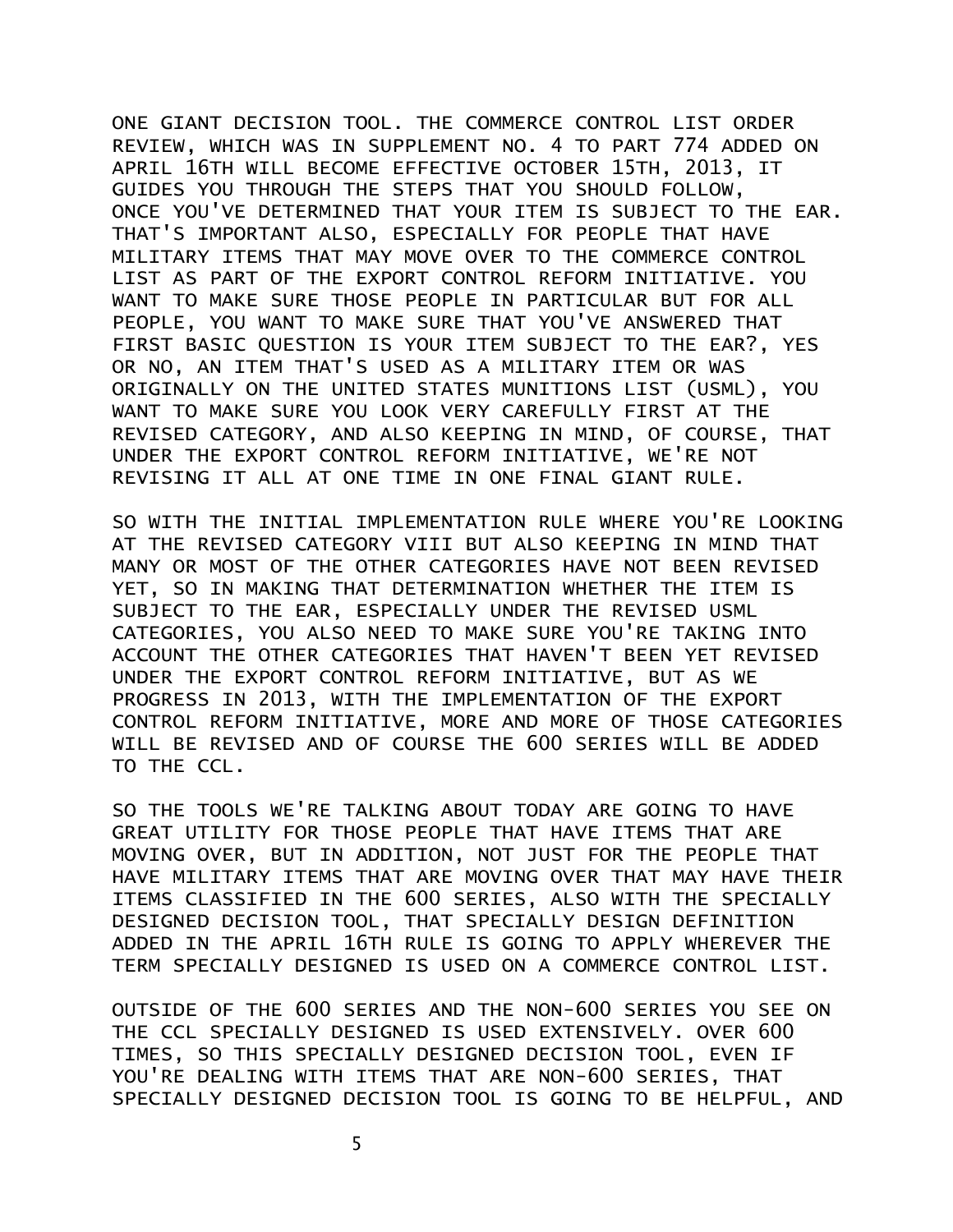ONE GIANT DECISION TOOL. THE COMMERCE CONTROL LIST ORDER REVIEW, WHICH WAS IN SUPPLEMENT NO. 4 TO PART 774 ADDED ON APRIL 16TH WILL BECOME EFFECTIVE OCTOBER 15TH, 2013, IT GUIDES YOU THROUGH THE STEPS THAT YOU SHOULD FOLLOW, ONCE YOU'VE DETERMINED THAT YOUR ITEM IS SUBJECT TO THE EAR. THAT'S IMPORTANT ALSO, ESPECIALLY FOR PEOPLE THAT HAVE MILITARY ITEMS THAT MAY MOVE OVER TO THE COMMERCE CONTROL LIST AS PART OF THE EXPORT CONTROL REFORM INITIATIVE. YOU WANT TO MAKE SURE THOSE PEOPLE IN PARTICULAR BUT FOR ALL PEOPLE, YOU WANT TO MAKE SURE THAT YOU'VE ANSWERED THAT FIRST BASIC QUESTION IS YOUR ITEM SUBJECT TO THE EAR?, YES OR NO, AN ITEM THAT'S USED AS A MILITARY ITEM OR WAS ORIGINALLY ON THE UNITED STATES MUNITIONS LIST (USML), YOU WANT TO MAKE SURE YOU LOOK VERY CAREFULLY FIRST AT THE REVISED CATEGORY, AND ALSO KEEPING IN MIND, OF COURSE, THAT UNDER THE EXPORT CONTROL REFORM INITIATIVE, WE'RE NOT REVISING IT ALL AT ONE TIME IN ONE FINAL GIANT RULE.

SO WITH THE INITIAL IMPLEMENTATION RULE WHERE YOU'RE LOOKING AT THE REVISED CATEGORY VIII BUT ALSO KEEPING IN MIND THAT MANY OR MOST OF THE OTHER CATEGORIES HAVE NOT BEEN REVISED YET, SO IN MAKING THAT DETERMINATION WHETHER THE ITEM IS SUBJECT TO THE EAR, ESPECIALLY UNDER THE REVISED USML CATEGORIES, YOU ALSO NEED TO MAKE SURE YOU'RE TAKING INTO ACCOUNT THE OTHER CATEGORIES THAT HAVEN'T BEEN YET REVISED UNDER THE EXPORT CONTROL REFORM INITIATIVE, BUT AS WE PROGRESS IN 2013, WITH THE IMPLEMENTATION OF THE EXPORT CONTROL REFORM INITIATIVE, MORE AND MORE OF THOSE CATEGORIES WILL BE REVISED AND OF COURSE THE 600 SERIES WILL BE ADDED TO THE CCL.

SO THE TOOLS WE'RE TALKING ABOUT TODAY ARE GOING TO HAVE GREAT UTILITY FOR THOSE PEOPLE THAT HAVE ITEMS THAT ARE MOVING OVER, BUT IN ADDITION, NOT JUST FOR THE PEOPLE THAT HAVE MILITARY ITEMS THAT ARE MOVING OVER THAT MAY HAVE THEIR ITEMS CLASSIFIED IN THE 600 SERIES, ALSO WITH THE SPECIALLY DESIGNED DECISION TOOL, THAT SPECIALLY DESIGN DEFINITION ADDED IN THE APRIL 16TH RULE IS GOING TO APPLY WHEREVER THE TERM SPECIALLY DESIGNED IS USED ON A COMMERCE CONTROL LIST.

OUTSIDE OF THE 600 SERIES AND THE NON-600 SERIES YOU SEE ON THE CCL SPECIALLY DESIGNED IS USED EXTENSIVELY. OVER 600 TIMES, SO THIS SPECIALLY DESIGNED DECISION TOOL, EVEN IF YOU'RE DEALING WITH ITEMS THAT ARE NON-600 SERIES, THAT SPECIALLY DESIGNED DECISION TOOL IS GOING TO BE HELPFUL, AND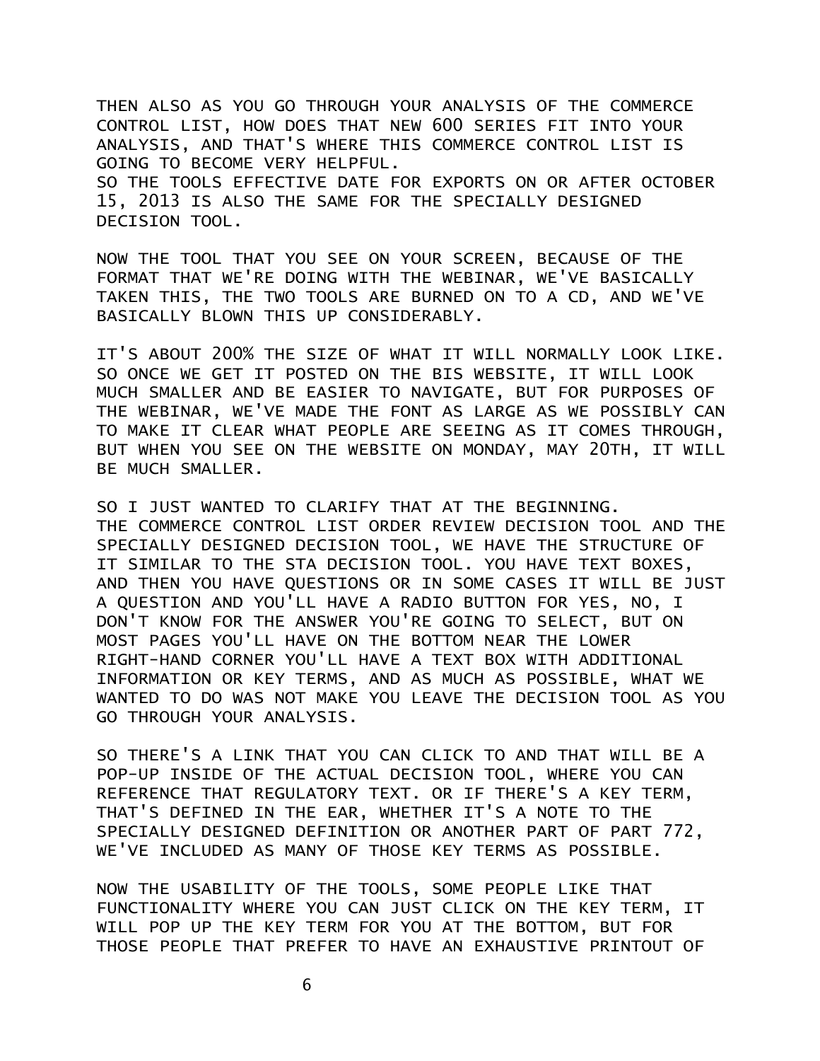THEN ALSO AS YOU GO THROUGH YOUR ANALYSIS OF THE COMMERCE CONTROL LIST, HOW DOES THAT NEW 600 SERIES FIT INTO YOUR ANALYSIS, AND THAT'S WHERE THIS COMMERCE CONTROL LIST IS GOING TO BECOME VERY HELPFUL.
SO THE TOOLS EFFECTIVE DATE FOR EXPORTS ON OR AFTER OCTOBER 15, 2013 IS ALSO THE SAME FOR THE SPECIALLY DESIGNED DECISION TOOL.

NOW THE TOOL THAT YOU SEE ON YOUR SCREEN, BECAUSE OF THE FORMAT THAT WE'RE DOING WITH THE WEBINAR, WE'VE BASICALLY TAKEN THIS, THE TWO TOOLS ARE BURNED ON TO A CD, AND WE'VE BASICALLY BLOWN THIS UP CONSIDERABLY.

IT'S ABOUT 200% THE SIZE OF WHAT IT WILL NORMALLY LOOK LIKE. SO ONCE WE GET IT POSTED ON THE BIS WEBSITE, IT WILL LOOK MUCH SMALLER AND BE EASIER TO NAVIGATE, BUT FOR PURPOSES OF THE WEBINAR, WE'VE MADE THE FONT AS LARGE AS WE POSSIBLY CAN TO MAKE IT CLEAR WHAT PEOPLE ARE SEEING AS IT COMES THROUGH, BUT WHEN YOU SEE ON THE WEBSITE ON MONDAY, MAY 20TH, IT WILL BE MUCH SMALLER.

SO I JUST WANTED TO CLARIFY THAT AT THE BEGINNING.
THE COMMERCE CONTROL LIST ORDER REVIEW DECISION TOOL AND THE SPECIALLY DESIGNED DECISION TOOL, WE HAVE THE STRUCTURE OF IT SIMILAR TO THE STA DECISION TOOL. YOU HAVE TEXT BOXES, AND THEN YOU HAVE QUESTIONS OR IN SOME CASES IT WILL BE JUST A QUESTION AND YOU'LL HAVE A RADIO BUTTON FOR YES, NO, I DON'T KNOW FOR THE ANSWER YOU'RE GOING TO SELECT, BUT ON MOST PAGES YOU'LL HAVE ON THE BOTTOM NEAR THE LOWER RIGHT-HAND CORNER YOU'LL HAVE A TEXT BOX WITH ADDITIONAL INFORMATION OR KEY TERMS, AND AS MUCH AS POSSIBLE, WHAT WE WANTED TO DO WAS NOT MAKE YOU LEAVE THE DECISION TOOL AS YOU GO THROUGH YOUR ANALYSIS.

SO THERE'S A LINK THAT YOU CAN CLICK TO AND THAT WILL BE A POP-UP INSIDE OF THE ACTUAL DECISION TOOL, WHERE YOU CAN REFERENCE THAT REGULATORY TEXT. OR IF THERE'S A KEY TERM, THAT'S DEFINED IN THE EAR, WHETHER IT'S A NOTE TO THE SPECIALLY DESIGNED DEFINITION OR ANOTHER PART OF PART 772, WE'VE INCLUDED AS MANY OF THOSE KEY TERMS AS POSSIBLE.

NOW THE USABILITY OF THE TOOLS, SOME PEOPLE LIKE THAT FUNCTIONALITY WHERE YOU CAN JUST CLICK ON THE KEY TERM, IT WILL POP UP THE KEY TERM FOR YOU AT THE BOTTOM, BUT FOR THOSE PEOPLE THAT PREFER TO HAVE AN EXHAUSTIVE PRINTOUT OF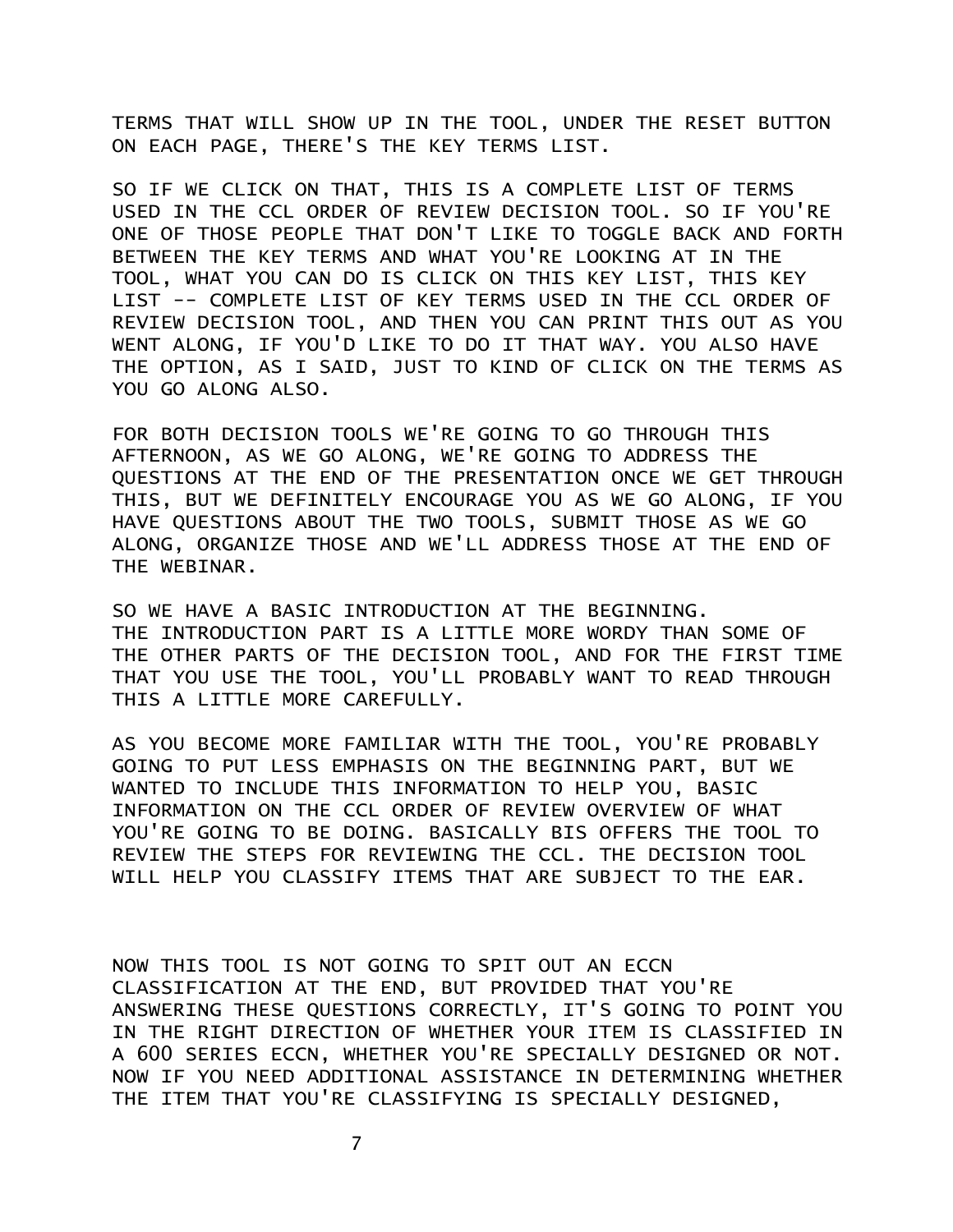TERMS THAT WILL SHOW UP IN THE TOOL, UNDER THE RESET BUTTON ON EACH PAGE, THERE'S THE KEY TERMS LIST.

SO IF WE CLICK ON THAT, THIS IS A COMPLETE LIST OF TERMS USED IN THE CCL ORDER OF REVIEW DECISION TOOL. SO IF YOU'RE ONE OF THOSE PEOPLE THAT DON'T LIKE TO TOGGLE BACK AND FORTH BETWEEN THE KEY TERMS AND WHAT YOU'RE LOOKING AT IN THE TOOL, WHAT YOU CAN DO IS CLICK ON THIS KEY LIST, THIS KEY LIST -- COMPLETE LIST OF KEY TERMS USED IN THE CCL ORDER OF REVIEW DECISION TOOL, AND THEN YOU CAN PRINT THIS OUT AS YOU WENT ALONG, IF YOU'D LIKE TO DO IT THAT WAY. YOU ALSO HAVE THE OPTION, AS I SAID, JUST TO KIND OF CLICK ON THE TERMS AS YOU GO ALONG ALSO.

FOR BOTH DECISION TOOLS WE'RE GOING TO GO THROUGH THIS AFTERNOON, AS WE GO ALONG, WE'RE GOING TO ADDRESS THE QUESTIONS AT THE END OF THE PRESENTATION ONCE WE GET THROUGH THIS, BUT WE DEFINITELY ENCOURAGE YOU AS WE GO ALONG, IF YOU HAVE QUESTIONS ABOUT THE TWO TOOLS, SUBMIT THOSE AS WE GO ALONG, ORGANIZE THOSE AND WE'LL ADDRESS THOSE AT THE END OF THE WEBINAR.

SO WE HAVE A BASIC INTRODUCTION AT THE BEGINNING. THE INTRODUCTION PART IS A LITTLE MORE WORDY THAN SOME OF THE OTHER PARTS OF THE DECISION TOOL, AND FOR THE FIRST TIME THAT YOU USE THE TOOL, YOU'LL PROBABLY WANT TO READ THROUGH THIS A LITTLE MORE CAREFULLY.

AS YOU BECOME MORE FAMILIAR WITH THE TOOL, YOU'RE PROBABLY GOING TO PUT LESS EMPHASIS ON THE BEGINNING PART, BUT WE WANTED TO INCLUDE THIS INFORMATION TO HELP YOU, BASIC INFORMATION ON THE CCL ORDER OF REVIEW OVERVIEW OF WHAT YOU'RE GOING TO BE DOING. BASICALLY BIS OFFERS THE TOOL TO REVIEW THE STEPS FOR REVIEWING THE CCL. THE DECISION TOOL WILL HELP YOU CLASSIFY ITEMS THAT ARE SUBJECT TO THE EAR.

NOW THIS TOOL IS NOT GOING TO SPIT OUT AN ECCN CLASSIFICATION AT THE END, BUT PROVIDED THAT YOU'RE ANSWERING THESE QUESTIONS CORRECTLY, IT'S GOING TO POINT YOU IN THE RIGHT DIRECTION OF WHETHER YOUR ITEM IS CLASSIFIED IN A 600 SERIES ECCN, WHETHER YOU'RE SPECIALLY DESIGNED OR NOT. NOW IF YOU NEED ADDITIONAL ASSISTANCE IN DETERMINING WHETHER THE ITEM THAT YOU'RE CLASSIFYING IS SPECIALLY DESIGNED,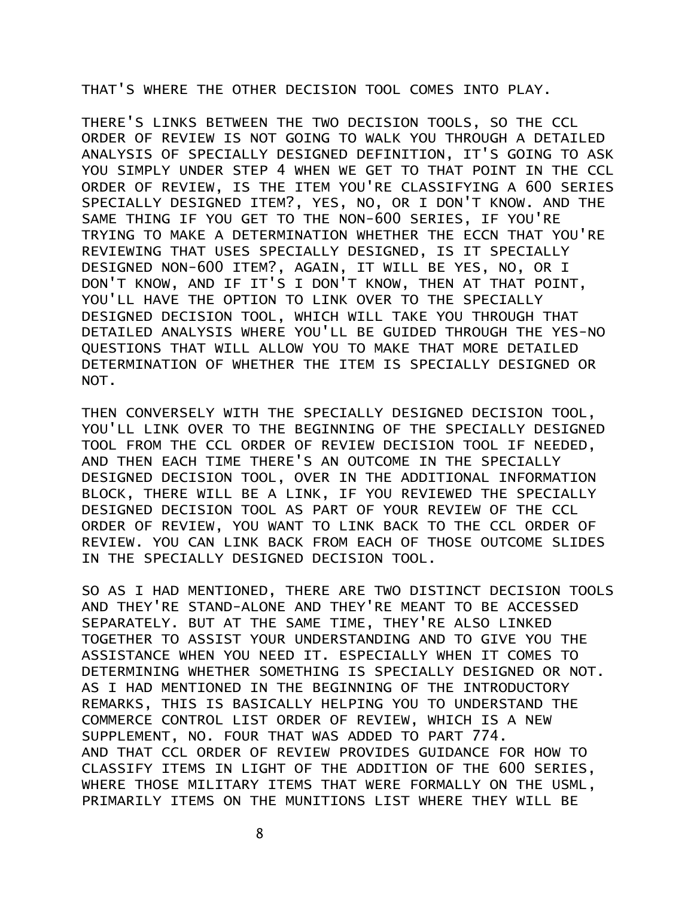THAT'S WHERE THE OTHER DECISION TOOL COMES INTO PLAY.

THERE'S LINKS BETWEEN THE TWO DECISION TOOLS, SO THE CCL ORDER OF REVIEW IS NOT GOING TO WALK YOU THROUGH A DETAILED ANALYSIS OF SPECIALLY DESIGNED DEFINITION, IT'S GOING TO ASK YOU SIMPLY UNDER STEP 4 WHEN WE GET TO THAT POINT IN THE CCL ORDER OF REVIEW, IS THE ITEM YOU'RE CLASSIFYING A 600 SERIES SPECIALLY DESIGNED ITEM?, YES, NO, OR I DON'T KNOW. AND THE SAME THING IF YOU GET TO THE NON-600 SERIES, IF YOU'RE TRYING TO MAKE A DETERMINATION WHETHER THE ECCN THAT YOU'RE REVIEWING THAT USES SPECIALLY DESIGNED, IS IT SPECIALLY DESIGNED NON-600 ITEM?, AGAIN, IT WILL BE YES, NO, OR I DON'T KNOW, AND IF IT'S I DON'T KNOW, THEN AT THAT POINT, YOU'LL HAVE THE OPTION TO LINK OVER TO THE SPECIALLY DESIGNED DECISION TOOL, WHICH WILL TAKE YOU THROUGH THAT DETAILED ANALYSIS WHERE YOU'LL BE GUIDED THROUGH THE YES-NO QUESTIONS THAT WILL ALLOW YOU TO MAKE THAT MORE DETAILED DETERMINATION OF WHETHER THE ITEM IS SPECIALLY DESIGNED OR NOT.

THEN CONVERSELY WITH THE SPECIALLY DESIGNED DECISION TOOL, YOU'LL LINK OVER TO THE BEGINNING OF THE SPECIALLY DESIGNED TOOL FROM THE CCL ORDER OF REVIEW DECISION TOOL IF NEEDED, AND THEN EACH TIME THERE'S AN OUTCOME IN THE SPECIALLY DESIGNED DECISION TOOL, OVER IN THE ADDITIONAL INFORMATION BLOCK, THERE WILL BE A LINK, IF YOU REVIEWED THE SPECIALLY DESIGNED DECISION TOOL AS PART OF YOUR REVIEW OF THE CCL ORDER OF REVIEW, YOU WANT TO LINK BACK TO THE CCL ORDER OF REVIEW. YOU CAN LINK BACK FROM EACH OF THOSE OUTCOME SLIDES IN THE SPECIALLY DESIGNED DECISION TOOL.

SO AS I HAD MENTIONED, THERE ARE TWO DISTINCT DECISION TOOLS AND THEY'RE STAND-ALONE AND THEY'RE MEANT TO BE ACCESSED SEPARATELY. BUT AT THE SAME TIME, THEY'RE ALSO LINKED TOGETHER TO ASSIST YOUR UNDERSTANDING AND TO GIVE YOU THE ASSISTANCE WHEN YOU NEED IT. ESPECIALLY WHEN IT COMES TO DETERMINING WHETHER SOMETHING IS SPECIALLY DESIGNED OR NOT. AS I HAD MENTIONED IN THE BEGINNING OF THE INTRODUCTORY REMARKS, THIS IS BASICALLY HELPING YOU TO UNDERSTAND THE COMMERCE CONTROL LIST ORDER OF REVIEW, WHICH IS A NEW SUPPLEMENT, NO. FOUR THAT WAS ADDED TO PART 774.
AND THAT CCL ORDER OF REVIEW PROVIDES GUIDANCE FOR HOW TO CLASSIFY ITEMS IN LIGHT OF THE ADDITION OF THE 600 SERIES, WHERE THOSE MILITARY ITEMS THAT WERE FORMALLY ON THE USML, PRIMARILY ITEMS ON THE MUNITIONS LIST WHERE THEY WILL BE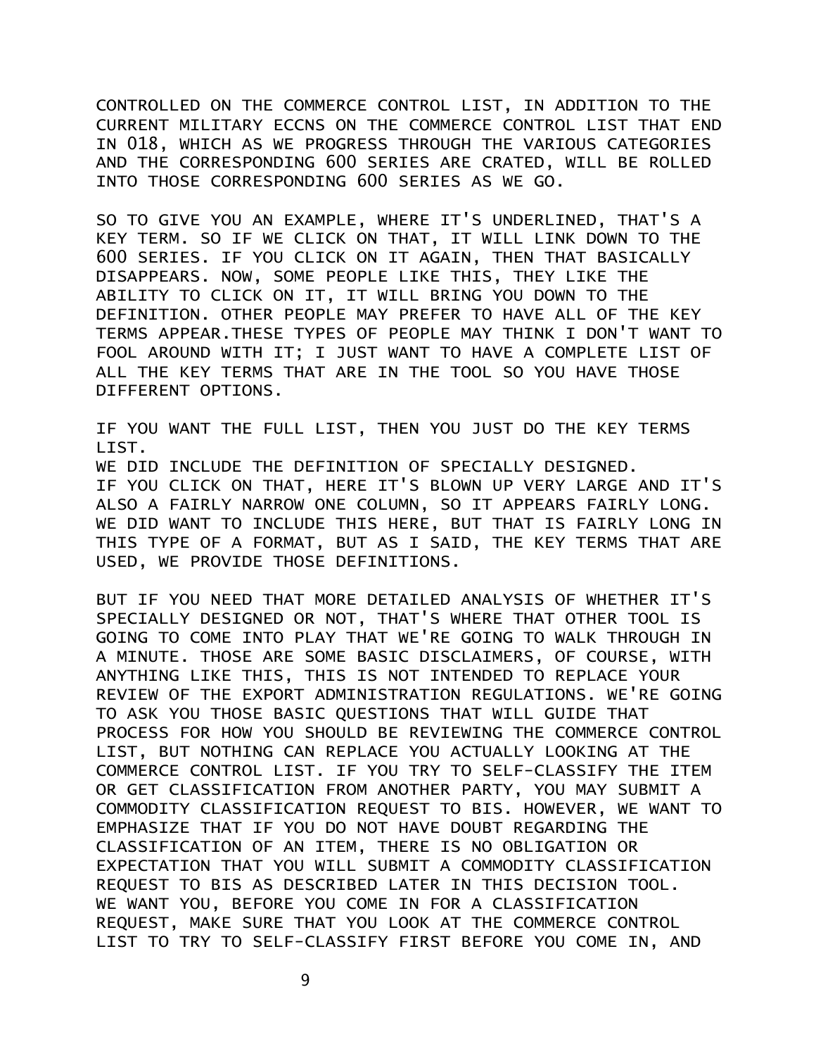CONTROLLED ON THE COMMERCE CONTROL LIST, IN ADDITION TO THE CURRENT MILITARY ECCNS ON THE COMMERCE CONTROL LIST THAT END IN 018, WHICH AS WE PROGRESS THROUGH THE VARIOUS CATEGORIES AND THE CORRESPONDING 600 SERIES ARE CRATED, WILL BE ROLLED INTO THOSE CORRESPONDING 600 SERIES AS WE GO.

SO TO GIVE YOU AN EXAMPLE, WHERE IT'S UNDERLINED, THAT'S A KEY TERM. SO IF WE CLICK ON THAT, IT WILL LINK DOWN TO THE 600 SERIES. IF YOU CLICK ON IT AGAIN, THEN THAT BASICALLY DISAPPEARS. NOW, SOME PEOPLE LIKE THIS, THEY LIKE THE ABILITY TO CLICK ON IT, IT WILL BRING YOU DOWN TO THE DEFINITION. OTHER PEOPLE MAY PREFER TO HAVE ALL OF THE KEY TERMS APPEAR.THESE TYPES OF PEOPLE MAY THINK I DON'T WANT TO FOOL AROUND WITH IT; I JUST WANT TO HAVE A COMPLETE LIST OF ALL THE KEY TERMS THAT ARE IN THE TOOL SO YOU HAVE THOSE DIFFERENT OPTIONS.

IF YOU WANT THE FULL LIST, THEN YOU JUST DO THE KEY TERMS LIST.
WE DID INCLUDE THE DEFINITION OF SPECIALLY DESIGNED.
IF YOU CLICK ON THAT, HERE IT'S BLOWN UP VERY LARGE AND IT'S ALSO A FAIRLY NARROW ONE COLUMN, SO IT APPEARS FAIRLY LONG. WE DID WANT TO INCLUDE THIS HERE, BUT THAT IS FAIRLY LONG IN THIS TYPE OF A FORMAT, BUT AS I SAID, THE KEY TERMS THAT ARE USED, WE PROVIDE THOSE DEFINITIONS.

BUT IF YOU NEED THAT MORE DETAILED ANALYSIS OF WHETHER IT'S SPECIALLY DESIGNED OR NOT, THAT'S WHERE THAT OTHER TOOL IS GOING TO COME INTO PLAY THAT WE'RE GOING TO WALK THROUGH IN A MINUTE. THOSE ARE SOME BASIC DISCLAIMERS, OF COURSE, WITH ANYTHING LIKE THIS, THIS IS NOT INTENDED TO REPLACE YOUR REVIEW OF THE EXPORT ADMINISTRATION REGULATIONS. WE'RE GOING TO ASK YOU THOSE BASIC QUESTIONS THAT WILL GUIDE THAT PROCESS FOR HOW YOU SHOULD BE REVIEWING THE COMMERCE CONTROL LIST, BUT NOTHING CAN REPLACE YOU ACTUALLY LOOKING AT THE COMMERCE CONTROL LIST. IF YOU TRY TO SELF-CLASSIFY THE ITEM OR GET CLASSIFICATION FROM ANOTHER PARTY, YOU MAY SUBMIT A COMMODITY CLASSIFICATION REQUEST TO BIS. HOWEVER, WE WANT TO EMPHASIZE THAT IF YOU DO NOT HAVE DOUBT REGARDING THE CLASSIFICATION OF AN ITEM, THERE IS NO OBLIGATION OR EXPECTATION THAT YOU WILL SUBMIT A COMMODITY CLASSIFICATION REQUEST TO BIS AS DESCRIBED LATER IN THIS DECISION TOOL. WE WANT YOU, BEFORE YOU COME IN FOR A CLASSIFICATION REQUEST, MAKE SURE THAT YOU LOOK AT THE COMMERCE CONTROL LIST TO TRY TO SELF-CLASSIFY FIRST BEFORE YOU COME IN, AND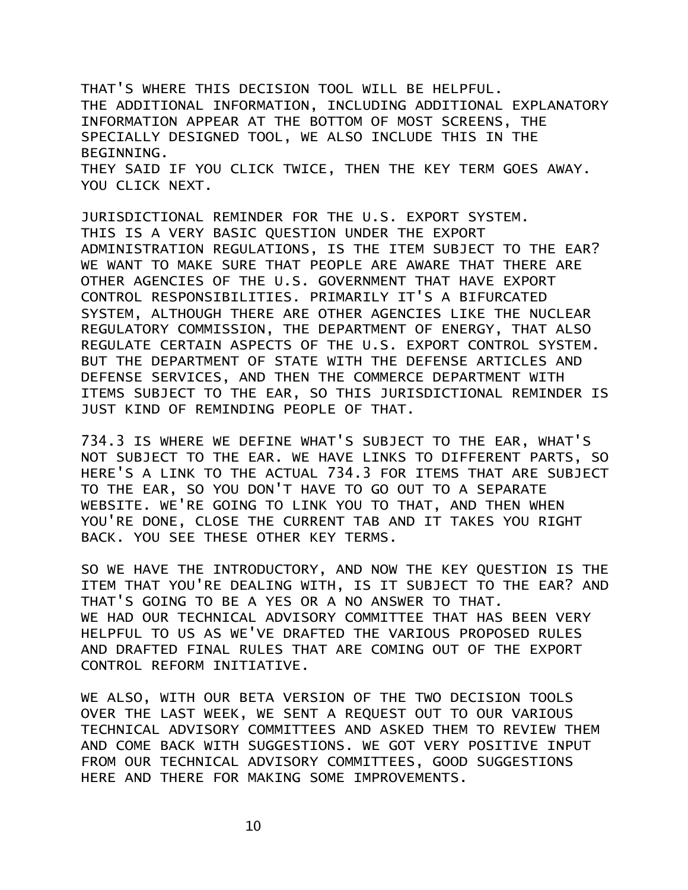THAT'S WHERE THIS DECISION TOOL WILL BE HELPFUL.
THE ADDITIONAL INFORMATION, INCLUDING ADDITIONAL EXPLANATORY INFORMATION APPEAR AT THE BOTTOM OF MOST SCREENS, THE SPECIALLY DESIGNED TOOL, WE ALSO INCLUDE THIS IN THE BEGINNING.
THEY SAID IF YOU CLICK TWICE, THEN THE KEY TERM GOES AWAY.
YOU CLICK NEXT.

JURISDICTIONAL REMINDER FOR THE U.S. EXPORT SYSTEM.
THIS IS A VERY BASIC QUESTION UNDER THE EXPORT ADMINISTRATION REGULATIONS, IS THE ITEM SUBJECT TO THE EAR?
WE WANT TO MAKE SURE THAT PEOPLE ARE AWARE THAT THERE ARE OTHER AGENCIES OF THE U.S. GOVERNMENT THAT HAVE EXPORT CONTROL RESPONSIBILITIES. PRIMARILY IT'S A BIFURCATED SYSTEM, ALTHOUGH THERE ARE OTHER AGENCIES LIKE THE NUCLEAR REGULATORY COMMISSION, THE DEPARTMENT OF ENERGY, THAT ALSO REGULATE CERTAIN ASPECTS OF THE U.S. EXPORT CONTROL SYSTEM.
BUT THE DEPARTMENT OF STATE WITH THE DEFENSE ARTICLES AND DEFENSE SERVICES, AND THEN THE COMMERCE DEPARTMENT WITH ITEMS SUBJECT TO THE EAR, SO THIS JURISDICTIONAL REMINDER IS JUST KIND OF REMINDING PEOPLE OF THAT.

734.3 IS WHERE WE DEFINE WHAT'S SUBJECT TO THE EAR, WHAT'S NOT SUBJECT TO THE EAR. WE HAVE LINKS TO DIFFERENT PARTS, SO HERE'S A LINK TO THE ACTUAL 734.3 FOR ITEMS THAT ARE SUBJECT TO THE EAR, SO YOU DON'T HAVE TO GO OUT TO A SEPARATE WEBSITE. WE'RE GOING TO LINK YOU TO THAT, AND THEN WHEN YOU'RE DONE, CLOSE THE CURRENT TAB AND IT TAKES YOU RIGHT BACK. YOU SEE THESE OTHER KEY TERMS.

SO WE HAVE THE INTRODUCTORY, AND NOW THE KEY QUESTION IS THE ITEM THAT YOU'RE DEALING WITH, IS IT SUBJECT TO THE EAR? AND THAT'S GOING TO BE A YES OR A NO ANSWER TO THAT.
WE HAD OUR TECHNICAL ADVISORY COMMITTEE THAT HAS BEEN VERY HELPFUL TO US AS WE'VE DRAFTED THE VARIOUS PROPOSED RULES AND DRAFTED FINAL RULES THAT ARE COMING OUT OF THE EXPORT CONTROL REFORM INITIATIVE.

WE ALSO, WITH OUR BETA VERSION OF THE TWO DECISION TOOLS OVER THE LAST WEEK, WE SENT A REQUEST OUT TO OUR VARIOUS TECHNICAL ADVISORY COMMITTEES AND ASKED THEM TO REVIEW THEM AND COME BACK WITH SUGGESTIONS. WE GOT VERY POSITIVE INPUT FROM OUR TECHNICAL ADVISORY COMMITTEES, GOOD SUGGESTIONS HERE AND THERE FOR MAKING SOME IMPROVEMENTS.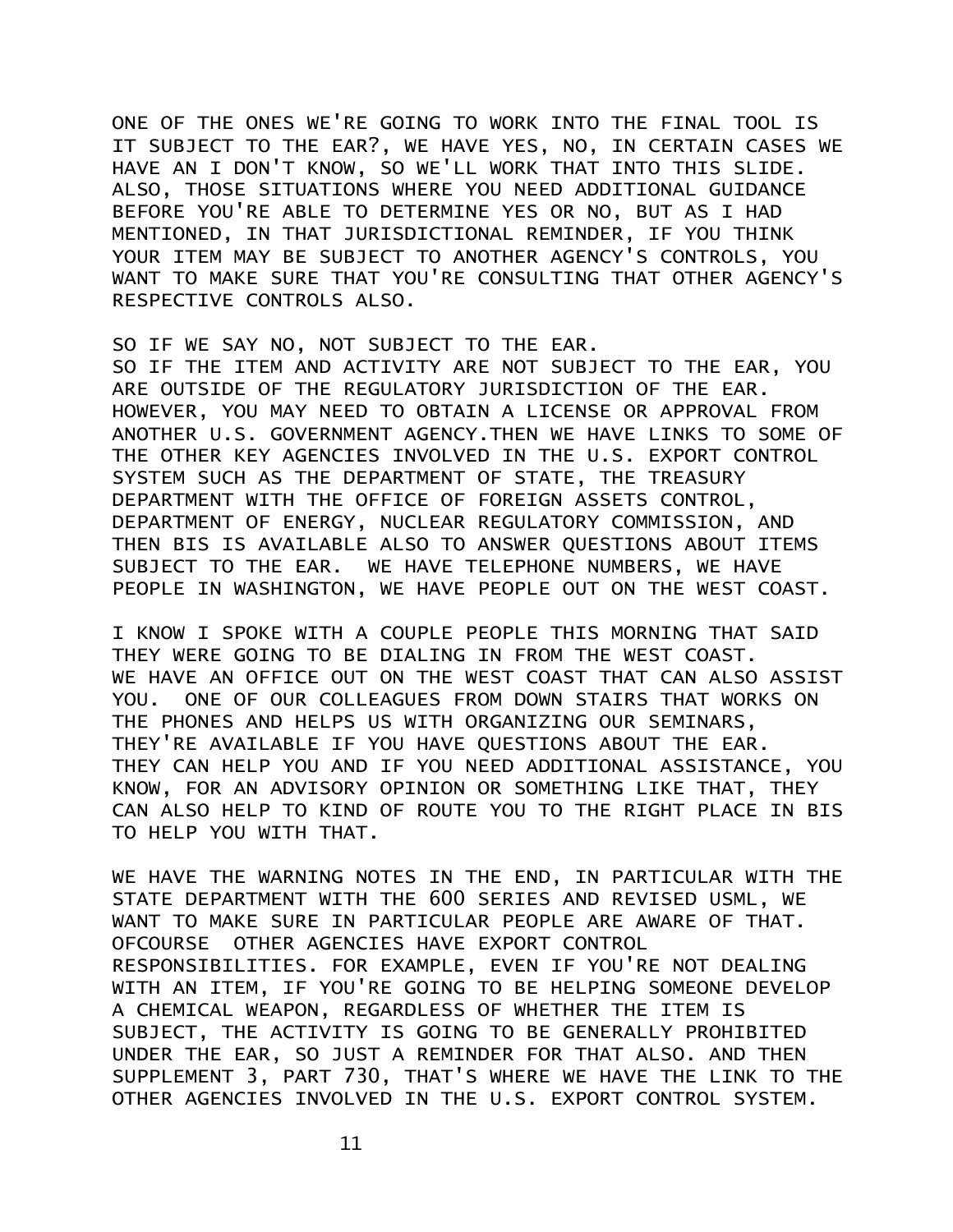ONE OF THE ONES WE'RE GOING TO WORK INTO THE FINAL TOOL IS IT SUBJECT TO THE EAR?, WE HAVE YES, NO, IN CERTAIN CASES WE HAVE AN I DON'T KNOW, SO WE'LL WORK THAT INTO THIS SLIDE. ALSO, THOSE SITUATIONS WHERE YOU NEED ADDITIONAL GUIDANCE BEFORE YOU'RE ABLE TO DETERMINE YES OR NO, BUT AS I HAD MENTIONED, IN THAT JURISDICTIONAL REMINDER, IF YOU THINK YOUR ITEM MAY BE SUBJECT TO ANOTHER AGENCY'S CONTROLS, YOU WANT TO MAKE SURE THAT YOU'RE CONSULTING THAT OTHER AGENCY'S RESPECTIVE CONTROLS ALSO.

SO IF WE SAY NO, NOT SUBJECT TO THE EAR.
SO IF THE ITEM AND ACTIVITY ARE NOT SUBJECT TO THE EAR, YOU ARE OUTSIDE OF THE REGULATORY JURISDICTION OF THE EAR. HOWEVER, YOU MAY NEED TO OBTAIN A LICENSE OR APPROVAL FROM ANOTHER U.S. GOVERNMENT AGENCY.THEN WE HAVE LINKS TO SOME OF THE OTHER KEY AGENCIES INVOLVED IN THE U.S. EXPORT CONTROL SYSTEM SUCH AS THE DEPARTMENT OF STATE, THE TREASURY DEPARTMENT WITH THE OFFICE OF FOREIGN ASSETS CONTROL, DEPARTMENT OF ENERGY, NUCLEAR REGULATORY COMMISSION, AND THEN BIS IS AVAILABLE ALSO TO ANSWER QUESTIONS ABOUT ITEMS SUBJECT TO THE EAR.  WE HAVE TELEPHONE NUMBERS, WE HAVE PEOPLE IN WASHINGTON, WE HAVE PEOPLE OUT ON THE WEST COAST.

I KNOW I SPOKE WITH A COUPLE PEOPLE THIS MORNING THAT SAID THEY WERE GOING TO BE DIALING IN FROM THE WEST COAST.
WE HAVE AN OFFICE OUT ON THE WEST COAST THAT CAN ALSO ASSIST YOU.  ONE OF OUR COLLEAGUES FROM DOWN STAIRS THAT WORKS ON THE PHONES AND HELPS US WITH ORGANIZING OUR SEMINARS, THEY'RE AVAILABLE IF YOU HAVE QUESTIONS ABOUT THE EAR. THEY CAN HELP YOU AND IF YOU NEED ADDITIONAL ASSISTANCE, YOU KNOW, FOR AN ADVISORY OPINION OR SOMETHING LIKE THAT, THEY CAN ALSO HELP TO KIND OF ROUTE YOU TO THE RIGHT PLACE IN BIS TO HELP YOU WITH THAT.

WE HAVE THE WARNING NOTES IN THE END, IN PARTICULAR WITH THE STATE DEPARTMENT WITH THE 600 SERIES AND REVISED USML, WE WANT TO MAKE SURE IN PARTICULAR PEOPLE ARE AWARE OF THAT. OFCOURSE  OTHER AGENCIES HAVE EXPORT CONTROL RESPONSIBILITIES. FOR EXAMPLE, EVEN IF YOU'RE NOT DEALING WITH AN ITEM, IF YOU'RE GOING TO BE HELPING SOMEONE DEVELOP A CHEMICAL WEAPON, REGARDLESS OF WHETHER THE ITEM IS SUBJECT, THE ACTIVITY IS GOING TO BE GENERALLY PROHIBITED UNDER THE EAR, SO JUST A REMINDER FOR THAT ALSO. AND THEN SUPPLEMENT 3, PART 730, THAT'S WHERE WE HAVE THE LINK TO THE OTHER AGENCIES INVOLVED IN THE U.S. EXPORT CONTROL SYSTEM.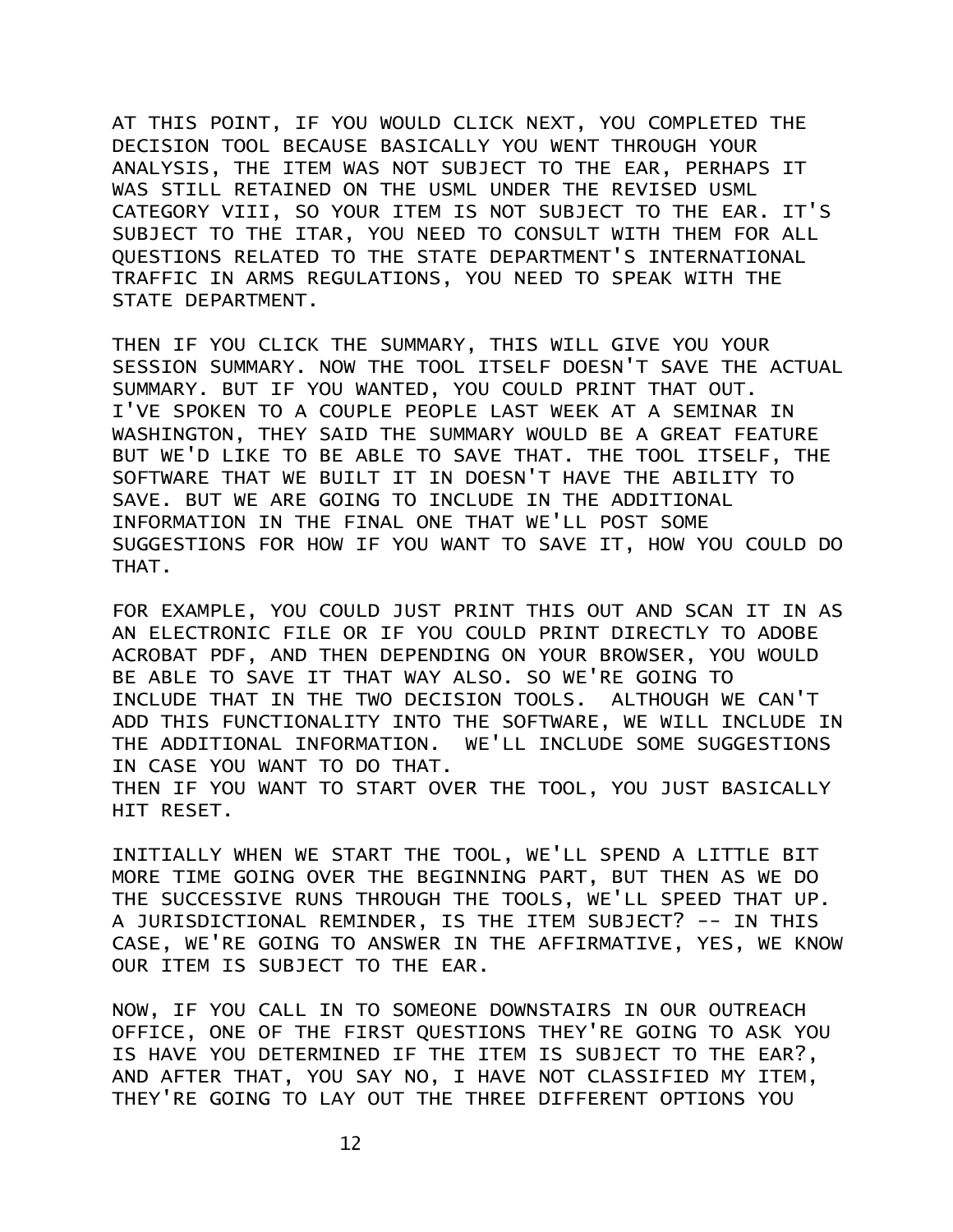AT THIS POINT, IF YOU WOULD CLICK NEXT, YOU COMPLETED THE DECISION TOOL BECAUSE BASICALLY YOU WENT THROUGH YOUR ANALYSIS, THE ITEM WAS NOT SUBJECT TO THE EAR, PERHAPS IT WAS STILL RETAINED ON THE USML UNDER THE REVISED USML CATEGORY VIII, SO YOUR ITEM IS NOT SUBJECT TO THE EAR. IT'S SUBJECT TO THE ITAR, YOU NEED TO CONSULT WITH THEM FOR ALL QUESTIONS RELATED TO THE STATE DEPARTMENT'S INTERNATIONAL TRAFFIC IN ARMS REGULATIONS, YOU NEED TO SPEAK WITH THE STATE DEPARTMENT.

THEN IF YOU CLICK THE SUMMARY, THIS WILL GIVE YOU YOUR SESSION SUMMARY. NOW THE TOOL ITSELF DOESN'T SAVE THE ACTUAL SUMMARY. BUT IF YOU WANTED, YOU COULD PRINT THAT OUT. I'VE SPOKEN TO A COUPLE PEOPLE LAST WEEK AT A SEMINAR IN WASHINGTON, THEY SAID THE SUMMARY WOULD BE A GREAT FEATURE BUT WE'D LIKE TO BE ABLE TO SAVE THAT. THE TOOL ITSELF, THE SOFTWARE THAT WE BUILT IT IN DOESN'T HAVE THE ABILITY TO SAVE. BUT WE ARE GOING TO INCLUDE IN THE ADDITIONAL INFORMATION IN THE FINAL ONE THAT WE'LL POST SOME SUGGESTIONS FOR HOW IF YOU WANT TO SAVE IT, HOW YOU COULD DO THAT.

FOR EXAMPLE, YOU COULD JUST PRINT THIS OUT AND SCAN IT IN AS AN ELECTRONIC FILE OR IF YOU COULD PRINT DIRECTLY TO ADOBE ACROBAT PDF, AND THEN DEPENDING ON YOUR BROWSER, YOU WOULD BE ABLE TO SAVE IT THAT WAY ALSO. SO WE'RE GOING TO INCLUDE THAT IN THE TWO DECISION TOOLS. ALTHOUGH WE CAN'T ADD THIS FUNCTIONALITY INTO THE SOFTWARE, WE WILL INCLUDE IN THE ADDITIONAL INFORMATION. WE'LL INCLUDE SOME SUGGESTIONS IN CASE YOU WANT TO DO THAT.
THEN IF YOU WANT TO START OVER THE TOOL, YOU JUST BASICALLY HIT RESET.

INITIALLY WHEN WE START THE TOOL, WE'LL SPEND A LITTLE BIT MORE TIME GOING OVER THE BEGINNING PART, BUT THEN AS WE DO THE SUCCESSIVE RUNS THROUGH THE TOOLS, WE'LL SPEED THAT UP. A JURISDICTIONAL REMINDER, IS THE ITEM SUBJECT? -- IN THIS CASE, WE'RE GOING TO ANSWER IN THE AFFIRMATIVE, YES, WE KNOW OUR ITEM IS SUBJECT TO THE EAR.

NOW, IF YOU CALL IN TO SOMEONE DOWNSTAIRS IN OUR OUTREACH OFFICE, ONE OF THE FIRST QUESTIONS THEY'RE GOING TO ASK YOU IS HAVE YOU DETERMINED IF THE ITEM IS SUBJECT TO THE EAR?, AND AFTER THAT, YOU SAY NO, I HAVE NOT CLASSIFIED MY ITEM, THEY'RE GOING TO LAY OUT THE THREE DIFFERENT OPTIONS YOU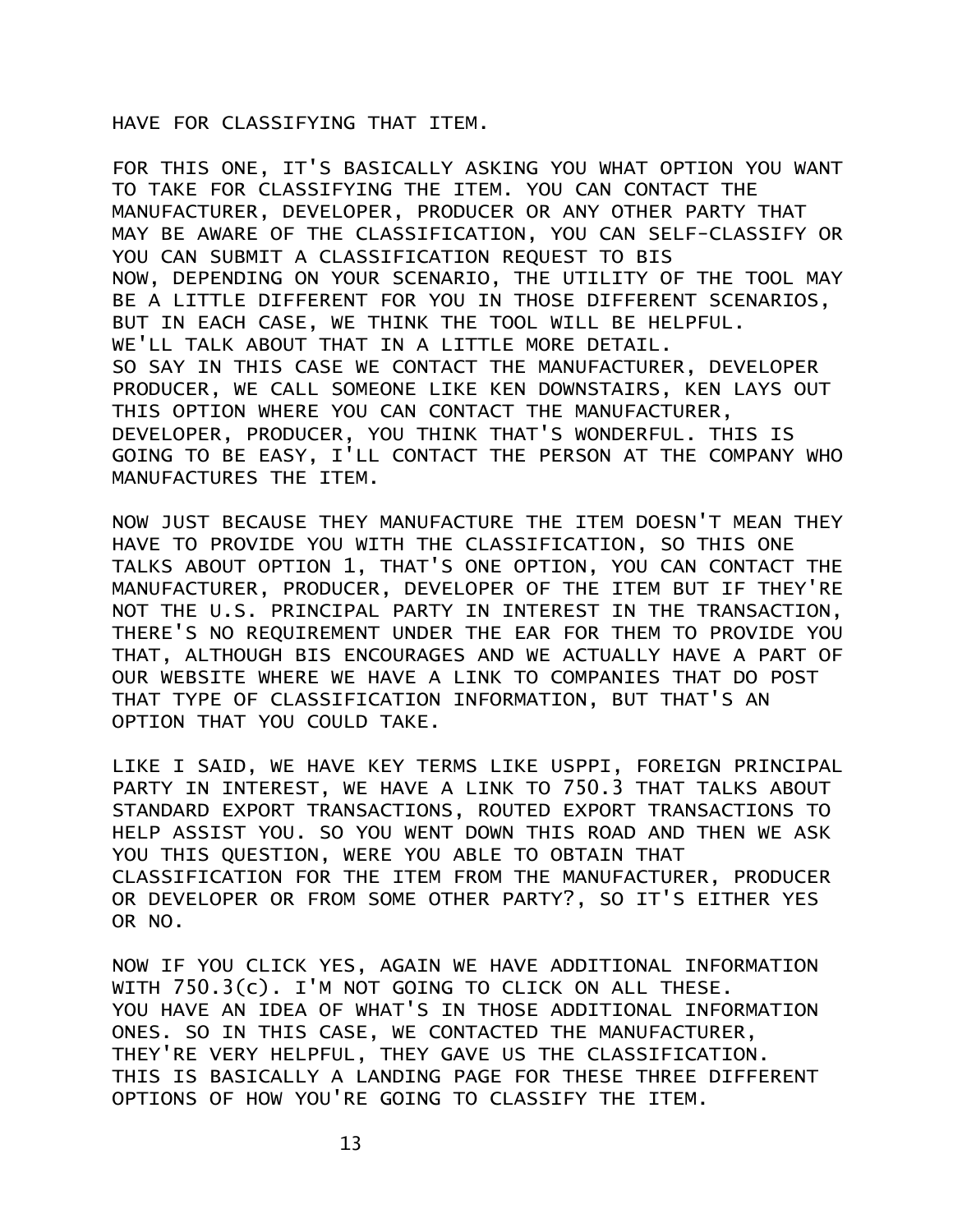HAVE FOR CLASSIFYING THAT ITEM.

FOR THIS ONE, IT'S BASICALLY ASKING YOU WHAT OPTION YOU WANT TO TAKE FOR CLASSIFYING THE ITEM. YOU CAN CONTACT THE MANUFACTURER, DEVELOPER, PRODUCER OR ANY OTHER PARTY THAT MAY BE AWARE OF THE CLASSIFICATION, YOU CAN SELF-CLASSIFY OR YOU CAN SUBMIT A CLASSIFICATION REQUEST TO BIS
NOW, DEPENDING ON YOUR SCENARIO, THE UTILITY OF THE TOOL MAY BE A LITTLE DIFFERENT FOR YOU IN THOSE DIFFERENT SCENARIOS, BUT IN EACH CASE, WE THINK THE TOOL WILL BE HELPFUL.
WE'LL TALK ABOUT THAT IN A LITTLE MORE DETAIL.
SO SAY IN THIS CASE WE CONTACT THE MANUFACTURER, DEVELOPER PRODUCER, WE CALL SOMEONE LIKE KEN DOWNSTAIRS, KEN LAYS OUT THIS OPTION WHERE YOU CAN CONTACT THE MANUFACTURER, DEVELOPER, PRODUCER, YOU THINK THAT'S WONDERFUL. THIS IS GOING TO BE EASY, I'LL CONTACT THE PERSON AT THE COMPANY WHO MANUFACTURES THE ITEM.

NOW JUST BECAUSE THEY MANUFACTURE THE ITEM DOESN'T MEAN THEY HAVE TO PROVIDE YOU WITH THE CLASSIFICATION, SO THIS ONE TALKS ABOUT OPTION 1, THAT'S ONE OPTION, YOU CAN CONTACT THE MANUFACTURER, PRODUCER, DEVELOPER OF THE ITEM BUT IF THEY'RE NOT THE U.S. PRINCIPAL PARTY IN INTEREST IN THE TRANSACTION, THERE'S NO REQUIREMENT UNDER THE EAR FOR THEM TO PROVIDE YOU THAT, ALTHOUGH BIS ENCOURAGES AND WE ACTUALLY HAVE A PART OF OUR WEBSITE WHERE WE HAVE A LINK TO COMPANIES THAT DO POST THAT TYPE OF CLASSIFICATION INFORMATION, BUT THAT'S AN OPTION THAT YOU COULD TAKE.

LIKE I SAID, WE HAVE KEY TERMS LIKE USPPI, FOREIGN PRINCIPAL PARTY IN INTEREST, WE HAVE A LINK TO 750.3 THAT TALKS ABOUT STANDARD EXPORT TRANSACTIONS, ROUTED EXPORT TRANSACTIONS TO HELP ASSIST YOU. SO YOU WENT DOWN THIS ROAD AND THEN WE ASK YOU THIS QUESTION, WERE YOU ABLE TO OBTAIN THAT CLASSIFICATION FOR THE ITEM FROM THE MANUFACTURER, PRODUCER OR DEVELOPER OR FROM SOME OTHER PARTY?, SO IT'S EITHER YES OR NO.

NOW IF YOU CLICK YES, AGAIN WE HAVE ADDITIONAL INFORMATION WITH 750.3(c). I'M NOT GOING TO CLICK ON ALL THESE.
YOU HAVE AN IDEA OF WHAT'S IN THOSE ADDITIONAL INFORMATION ONES. SO IN THIS CASE, WE CONTACTED THE MANUFACTURER, THEY'RE VERY HELPFUL, THEY GAVE US THE CLASSIFICATION.
THIS IS BASICALLY A LANDING PAGE FOR THESE THREE DIFFERENT OPTIONS OF HOW YOU'RE GOING TO CLASSIFY THE ITEM.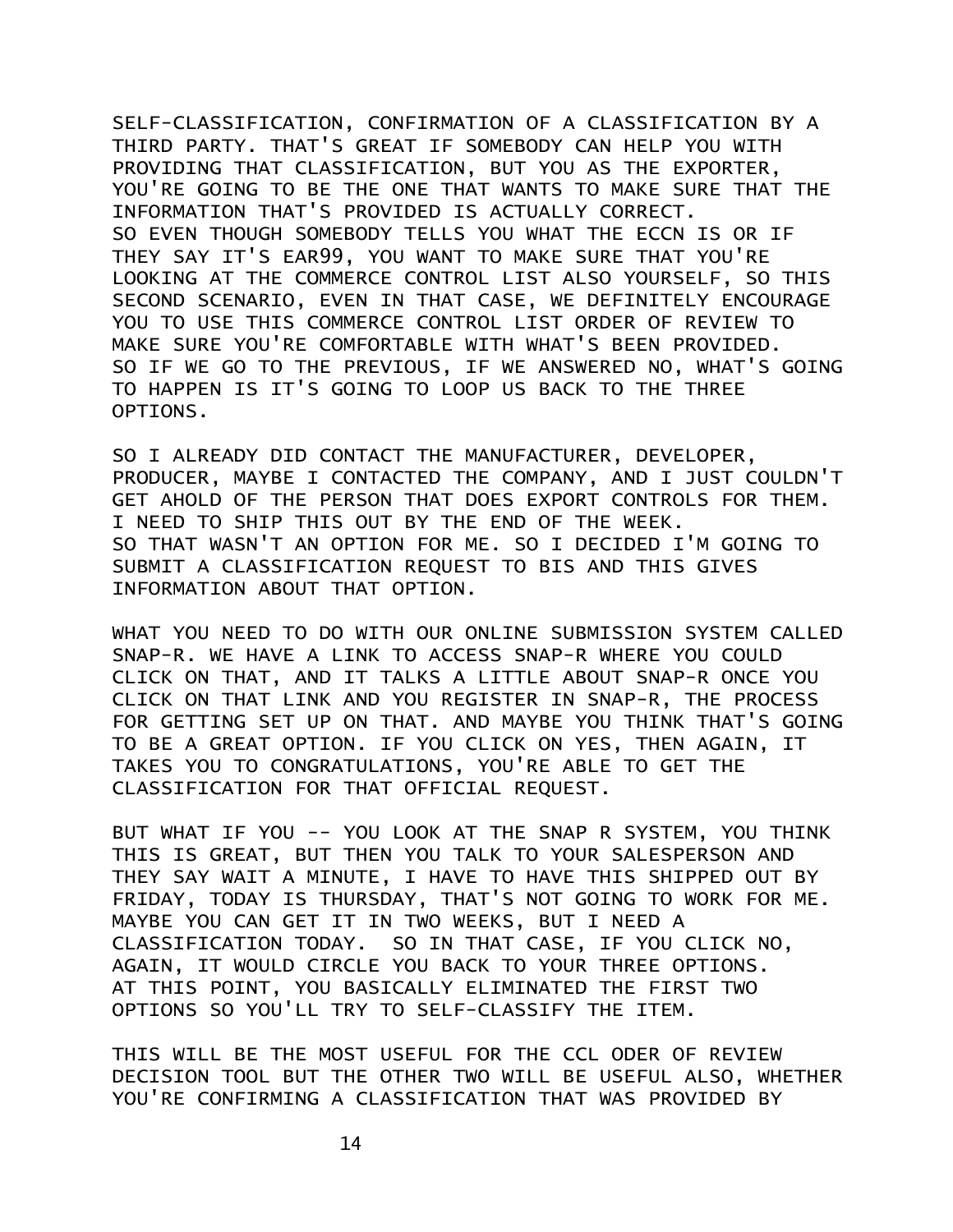SELF-CLASSIFICATION, CONFIRMATION OF A CLASSIFICATION BY A THIRD PARTY. THAT'S GREAT IF SOMEBODY CAN HELP YOU WITH PROVIDING THAT CLASSIFICATION, BUT YOU AS THE EXPORTER, YOU'RE GOING TO BE THE ONE THAT WANTS TO MAKE SURE THAT THE INFORMATION THAT'S PROVIDED IS ACTUALLY CORRECT.
SO EVEN THOUGH SOMEBODY TELLS YOU WHAT THE ECCN IS OR IF THEY SAY IT'S EAR99, YOU WANT TO MAKE SURE THAT YOU'RE LOOKING AT THE COMMERCE CONTROL LIST ALSO YOURSELF, SO THIS SECOND SCENARIO, EVEN IN THAT CASE, WE DEFINITELY ENCOURAGE YOU TO USE THIS COMMERCE CONTROL LIST ORDER OF REVIEW TO MAKE SURE YOU'RE COMFORTABLE WITH WHAT'S BEEN PROVIDED.
SO IF WE GO TO THE PREVIOUS, IF WE ANSWERED NO, WHAT'S GOING TO HAPPEN IS IT'S GOING TO LOOP US BACK TO THE THREE OPTIONS.

SO I ALREADY DID CONTACT THE MANUFACTURER, DEVELOPER, PRODUCER, MAYBE I CONTACTED THE COMPANY, AND I JUST COULDN'T GET AHOLD OF THE PERSON THAT DOES EXPORT CONTROLS FOR THEM.
I NEED TO SHIP THIS OUT BY THE END OF THE WEEK.
SO THAT WASN'T AN OPTION FOR ME. SO I DECIDED I'M GOING TO SUBMIT A CLASSIFICATION REQUEST TO BIS AND THIS GIVES INFORMATION ABOUT THAT OPTION.

WHAT YOU NEED TO DO WITH OUR ONLINE SUBMISSION SYSTEM CALLED SNAP-R. WE HAVE A LINK TO ACCESS SNAP-R WHERE YOU COULD CLICK ON THAT, AND IT TALKS A LITTLE ABOUT SNAP-R ONCE YOU CLICK ON THAT LINK AND YOU REGISTER IN SNAP-R, THE PROCESS FOR GETTING SET UP ON THAT. AND MAYBE YOU THINK THAT'S GOING TO BE A GREAT OPTION. IF YOU CLICK ON YES, THEN AGAIN, IT TAKES YOU TO CONGRATULATIONS, YOU'RE ABLE TO GET THE CLASSIFICATION FOR THAT OFFICIAL REQUEST.

BUT WHAT IF YOU -- YOU LOOK AT THE SNAP R SYSTEM, YOU THINK THIS IS GREAT, BUT THEN YOU TALK TO YOUR SALESPERSON AND THEY SAY WAIT A MINUTE, I HAVE TO HAVE THIS SHIPPED OUT BY FRIDAY, TODAY IS THURSDAY, THAT'S NOT GOING TO WORK FOR ME. MAYBE YOU CAN GET IT IN TWO WEEKS, BUT I NEED A CLASSIFICATION TODAY. SO IN THAT CASE, IF YOU CLICK NO, AGAIN, IT WOULD CIRCLE YOU BACK TO YOUR THREE OPTIONS.
AT THIS POINT, YOU BASICALLY ELIMINATED THE FIRST TWO OPTIONS SO YOU'LL TRY TO SELF-CLASSIFY THE ITEM.

THIS WILL BE THE MOST USEFUL FOR THE CCL ODER OF REVIEW DECISION TOOL BUT THE OTHER TWO WILL BE USEFUL ALSO, WHETHER YOU'RE CONFIRMING A CLASSIFICATION THAT WAS PROVIDED BY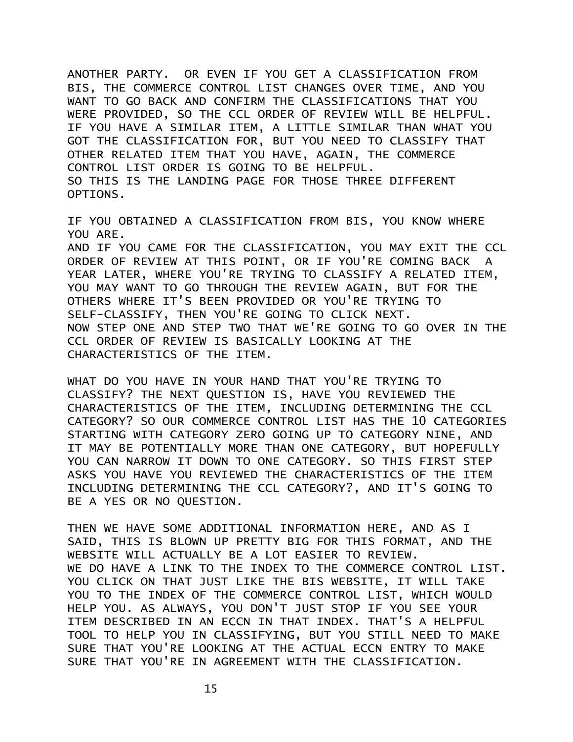ANOTHER PARTY. OR EVEN IF YOU GET A CLASSIFICATION FROM BIS, THE COMMERCE CONTROL LIST CHANGES OVER TIME, AND YOU WANT TO GO BACK AND CONFIRM THE CLASSIFICATIONS THAT YOU WERE PROVIDED, SO THE CCL ORDER OF REVIEW WILL BE HELPFUL. IF YOU HAVE A SIMILAR ITEM, A LITTLE SIMILAR THAN WHAT YOU GOT THE CLASSIFICATION FOR, BUT YOU NEED TO CLASSIFY THAT OTHER RELATED ITEM THAT YOU HAVE, AGAIN, THE COMMERCE CONTROL LIST ORDER IS GOING TO BE HELPFUL.
SO THIS IS THE LANDING PAGE FOR THOSE THREE DIFFERENT OPTIONS.

IF YOU OBTAINED A CLASSIFICATION FROM BIS, YOU KNOW WHERE YOU ARE.
AND IF YOU CAME FOR THE CLASSIFICATION, YOU MAY EXIT THE CCL ORDER OF REVIEW AT THIS POINT, OR IF YOU'RE COMING BACK A YEAR LATER, WHERE YOU'RE TRYING TO CLASSIFY A RELATED ITEM, YOU MAY WANT TO GO THROUGH THE REVIEW AGAIN, BUT FOR THE OTHERS WHERE IT'S BEEN PROVIDED OR YOU'RE TRYING TO SELF-CLASSIFY, THEN YOU'RE GOING TO CLICK NEXT.
NOW STEP ONE AND STEP TWO THAT WE'RE GOING TO GO OVER IN THE CCL ORDER OF REVIEW IS BASICALLY LOOKING AT THE CHARACTERISTICS OF THE ITEM.

WHAT DO YOU HAVE IN YOUR HAND THAT YOU'RE TRYING TO CLASSIFY? THE NEXT QUESTION IS, HAVE YOU REVIEWED THE CHARACTERISTICS OF THE ITEM, INCLUDING DETERMINING THE CCL CATEGORY? SO OUR COMMERCE CONTROL LIST HAS THE 10 CATEGORIES STARTING WITH CATEGORY ZERO GOING UP TO CATEGORY NINE, AND IT MAY BE POTENTIALLY MORE THAN ONE CATEGORY, BUT HOPEFULLY YOU CAN NARROW IT DOWN TO ONE CATEGORY. SO THIS FIRST STEP ASKS YOU HAVE YOU REVIEWED THE CHARACTERISTICS OF THE ITEM INCLUDING DETERMINING THE CCL CATEGORY?, AND IT'S GOING TO BE A YES OR NO QUESTION.

THEN WE HAVE SOME ADDITIONAL INFORMATION HERE, AND AS I SAID, THIS IS BLOWN UP PRETTY BIG FOR THIS FORMAT, AND THE WEBSITE WILL ACTUALLY BE A LOT EASIER TO REVIEW.
WE DO HAVE A LINK TO THE INDEX TO THE COMMERCE CONTROL LIST. YOU CLICK ON THAT JUST LIKE THE BIS WEBSITE, IT WILL TAKE YOU TO THE INDEX OF THE COMMERCE CONTROL LIST, WHICH WOULD HELP YOU. AS ALWAYS, YOU DON'T JUST STOP IF YOU SEE YOUR ITEM DESCRIBED IN AN ECCN IN THAT INDEX. THAT'S A HELPFUL TOOL TO HELP YOU IN CLASSIFYING, BUT YOU STILL NEED TO MAKE SURE THAT YOU'RE LOOKING AT THE ACTUAL ECCN ENTRY TO MAKE SURE THAT YOU'RE IN AGREEMENT WITH THE CLASSIFICATION.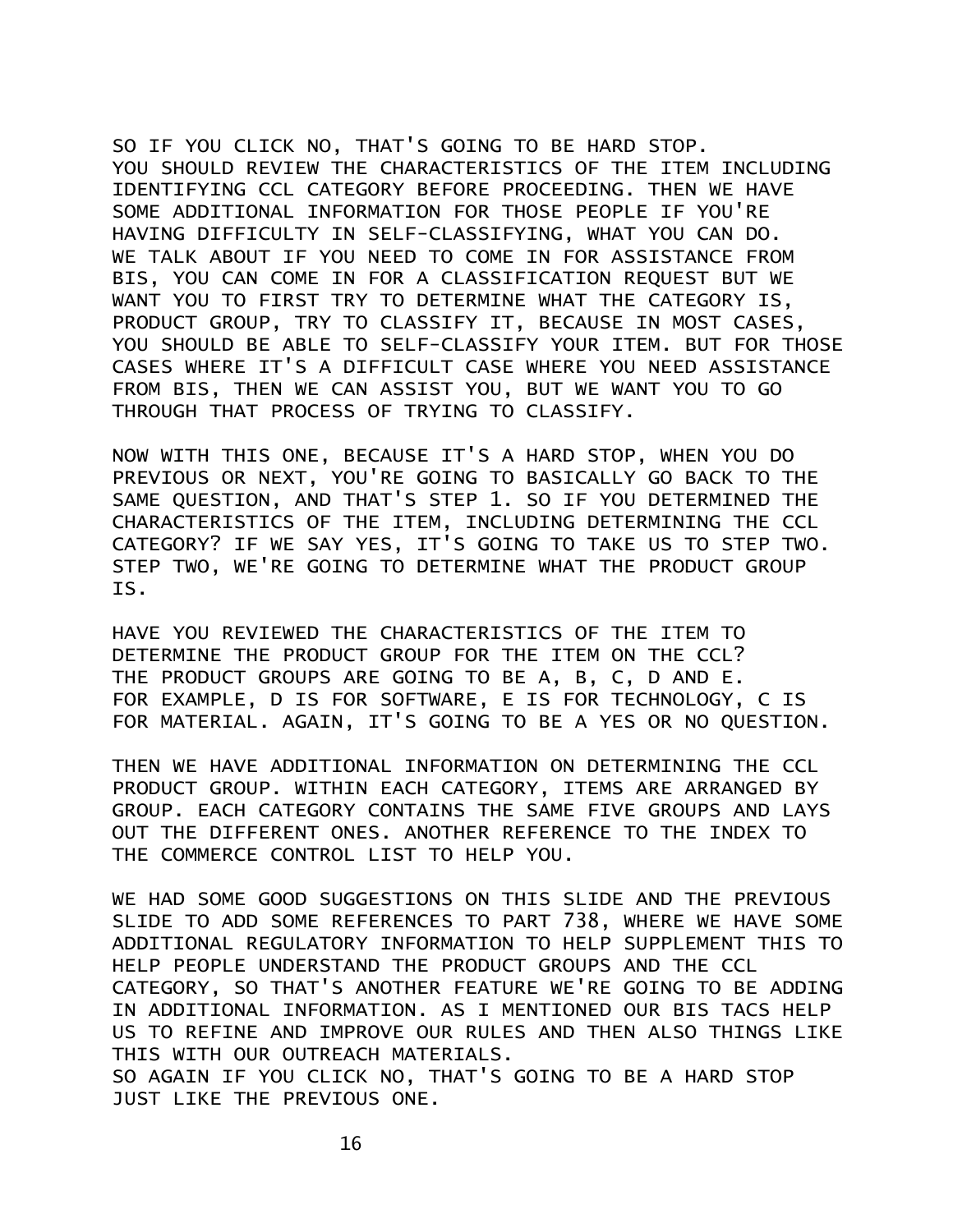SO IF YOU CLICK NO, THAT'S GOING TO BE HARD STOP. YOU SHOULD REVIEW THE CHARACTERISTICS OF THE ITEM INCLUDING IDENTIFYING CCL CATEGORY BEFORE PROCEEDING. THEN WE HAVE SOME ADDITIONAL INFORMATION FOR THOSE PEOPLE IF YOU'RE HAVING DIFFICULTY IN SELF-CLASSIFYING, WHAT YOU CAN DO. WE TALK ABOUT IF YOU NEED TO COME IN FOR ASSISTANCE FROM BIS, YOU CAN COME IN FOR A CLASSIFICATION REQUEST BUT WE WANT YOU TO FIRST TRY TO DETERMINE WHAT THE CATEGORY IS, PRODUCT GROUP, TRY TO CLASSIFY IT, BECAUSE IN MOST CASES, YOU SHOULD BE ABLE TO SELF-CLASSIFY YOUR ITEM. BUT FOR THOSE CASES WHERE IT'S A DIFFICULT CASE WHERE YOU NEED ASSISTANCE FROM BIS, THEN WE CAN ASSIST YOU, BUT WE WANT YOU TO GO THROUGH THAT PROCESS OF TRYING TO CLASSIFY.

NOW WITH THIS ONE, BECAUSE IT'S A HARD STOP, WHEN YOU DO PREVIOUS OR NEXT, YOU'RE GOING TO BASICALLY GO BACK TO THE SAME QUESTION, AND THAT'S STEP 1. SO IF YOU DETERMINED THE CHARACTERISTICS OF THE ITEM, INCLUDING DETERMINING THE CCL CATEGORY? IF WE SAY YES, IT'S GOING TO TAKE US TO STEP TWO. STEP TWO, WE'RE GOING TO DETERMINE WHAT THE PRODUCT GROUP IS.

HAVE YOU REVIEWED THE CHARACTERISTICS OF THE ITEM TO DETERMINE THE PRODUCT GROUP FOR THE ITEM ON THE CCL? THE PRODUCT GROUPS ARE GOING TO BE A, B, C, D AND E. FOR EXAMPLE, D IS FOR SOFTWARE, E IS FOR TECHNOLOGY, C IS FOR MATERIAL. AGAIN, IT'S GOING TO BE A YES OR NO QUESTION.

THEN WE HAVE ADDITIONAL INFORMATION ON DETERMINING THE CCL PRODUCT GROUP. WITHIN EACH CATEGORY, ITEMS ARE ARRANGED BY GROUP. EACH CATEGORY CONTAINS THE SAME FIVE GROUPS AND LAYS OUT THE DIFFERENT ONES. ANOTHER REFERENCE TO THE INDEX TO THE COMMERCE CONTROL LIST TO HELP YOU.

WE HAD SOME GOOD SUGGESTIONS ON THIS SLIDE AND THE PREVIOUS SLIDE TO ADD SOME REFERENCES TO PART 738, WHERE WE HAVE SOME ADDITIONAL REGULATORY INFORMATION TO HELP SUPPLEMENT THIS TO HELP PEOPLE UNDERSTAND THE PRODUCT GROUPS AND THE CCL CATEGORY, SO THAT'S ANOTHER FEATURE WE'RE GOING TO BE ADDING IN ADDITIONAL INFORMATION. AS I MENTIONED OUR BIS TACS HELP US TO REFINE AND IMPROVE OUR RULES AND THEN ALSO THINGS LIKE THIS WITH OUR OUTREACH MATERIALS.
SO AGAIN IF YOU CLICK NO, THAT'S GOING TO BE A HARD STOP JUST LIKE THE PREVIOUS ONE.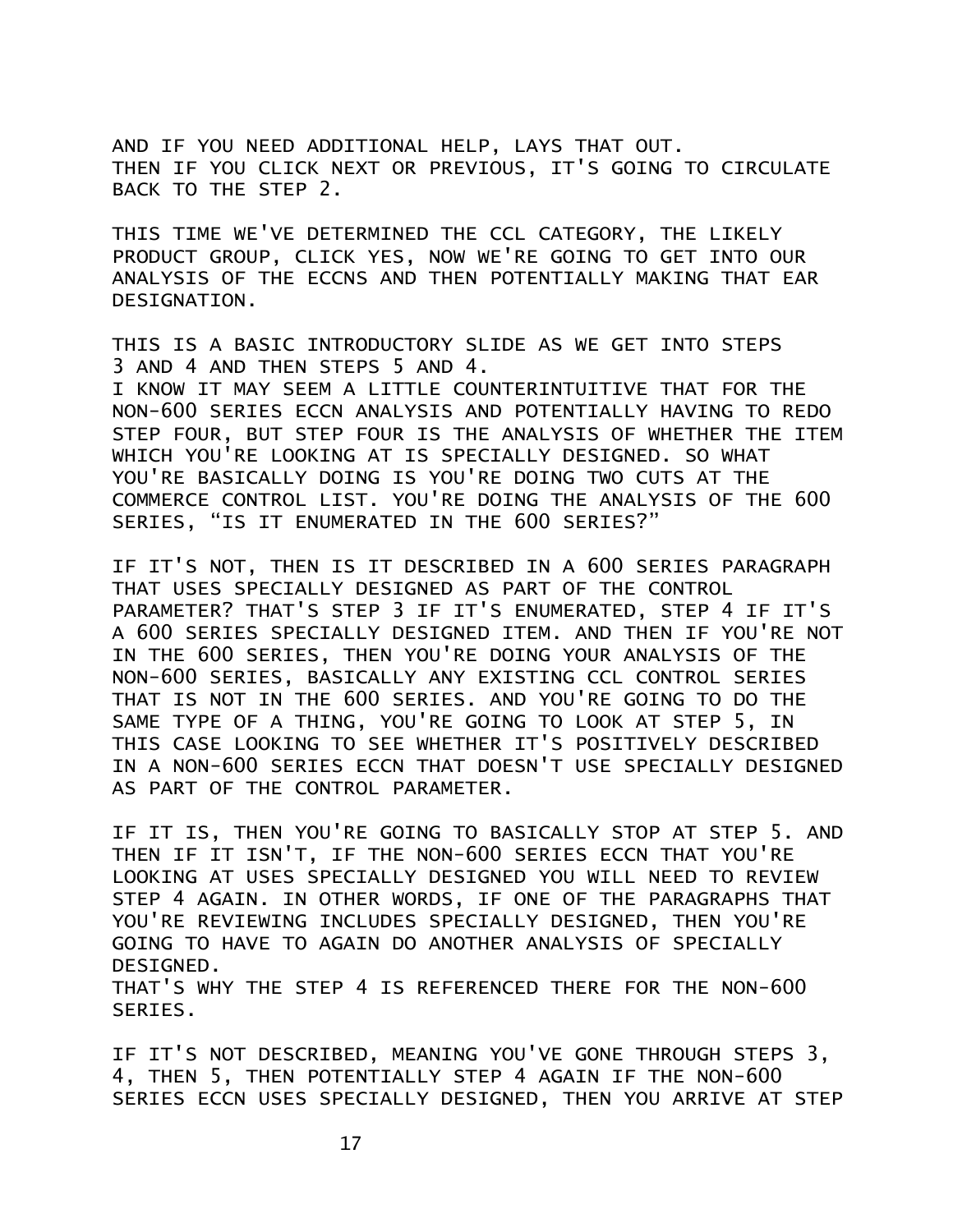AND IF YOU NEED ADDITIONAL HELP, LAYS THAT OUT.
THEN IF YOU CLICK NEXT OR PREVIOUS, IT'S GOING TO CIRCULATE BACK TO THE STEP 2.

THIS TIME WE'VE DETERMINED THE CCL CATEGORY, THE LIKELY PRODUCT GROUP, CLICK YES, NOW WE'RE GOING TO GET INTO OUR ANALYSIS OF THE ECCNS AND THEN POTENTIALLY MAKING THAT EAR DESIGNATION.

THIS IS A BASIC INTRODUCTORY SLIDE AS WE GET INTO STEPS 3 AND 4 AND THEN STEPS 5 AND 4.
I KNOW IT MAY SEEM A LITTLE COUNTERINTUITIVE THAT FOR THE NON-600 SERIES ECCN ANALYSIS AND POTENTIALLY HAVING TO REDO STEP FOUR, BUT STEP FOUR IS THE ANALYSIS OF WHETHER THE ITEM WHICH YOU'RE LOOKING AT IS SPECIALLY DESIGNED. SO WHAT YOU'RE BASICALLY DOING IS YOU'RE DOING TWO CUTS AT THE COMMERCE CONTROL LIST. YOU'RE DOING THE ANALYSIS OF THE 600 SERIES, "IS IT ENUMERATED IN THE 600 SERIES?"

IF IT'S NOT, THEN IS IT DESCRIBED IN A 600 SERIES PARAGRAPH THAT USES SPECIALLY DESIGNED AS PART OF THE CONTROL PARAMETER? THAT'S STEP 3 IF IT'S ENUMERATED, STEP 4 IF IT'S A 600 SERIES SPECIALLY DESIGNED ITEM. AND THEN IF YOU'RE NOT IN THE 600 SERIES, THEN YOU'RE DOING YOUR ANALYSIS OF THE NON-600 SERIES, BASICALLY ANY EXISTING CCL CONTROL SERIES THAT IS NOT IN THE 600 SERIES. AND YOU'RE GOING TO DO THE SAME TYPE OF A THING, YOU'RE GOING TO LOOK AT STEP 5, IN THIS CASE LOOKING TO SEE WHETHER IT'S POSITIVELY DESCRIBED IN A NON-600 SERIES ECCN THAT DOESN'T USE SPECIALLY DESIGNED AS PART OF THE CONTROL PARAMETER.

IF IT IS, THEN YOU'RE GOING TO BASICALLY STOP AT STEP 5. AND THEN IF IT ISN'T, IF THE NON-600 SERIES ECCN THAT YOU'RE LOOKING AT USES SPECIALLY DESIGNED YOU WILL NEED TO REVIEW STEP 4 AGAIN. IN OTHER WORDS, IF ONE OF THE PARAGRAPHS THAT YOU'RE REVIEWING INCLUDES SPECIALLY DESIGNED, THEN YOU'RE GOING TO HAVE TO AGAIN DO ANOTHER ANALYSIS OF SPECIALLY DESIGNED.
THAT'S WHY THE STEP 4 IS REFERENCED THERE FOR THE NON-600 SERIES.

IF IT'S NOT DESCRIBED, MEANING YOU'VE GONE THROUGH STEPS 3, 4, THEN 5, THEN POTENTIALLY STEP 4 AGAIN IF THE NON-600 SERIES ECCN USES SPECIALLY DESIGNED, THEN YOU ARRIVE AT STEP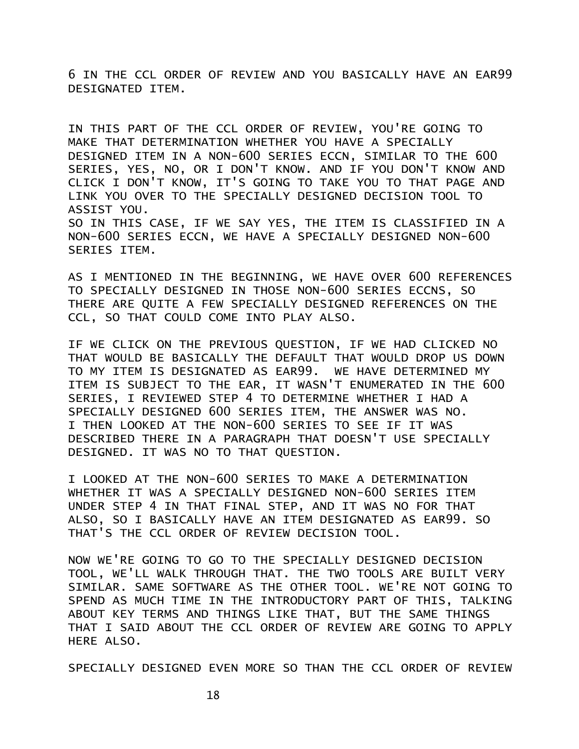6 IN THE CCL ORDER OF REVIEW AND YOU BASICALLY HAVE AN EAR99 DESIGNATED ITEM.

IN THIS PART OF THE CCL ORDER OF REVIEW, YOU'RE GOING TO MAKE THAT DETERMINATION WHETHER YOU HAVE A SPECIALLY DESIGNED ITEM IN A NON-600 SERIES ECCN, SIMILAR TO THE 600 SERIES, YES, NO, OR I DON'T KNOW. AND IF YOU DON'T KNOW AND CLICK I DON'T KNOW, IT'S GOING TO TAKE YOU TO THAT PAGE AND LINK YOU OVER TO THE SPECIALLY DESIGNED DECISION TOOL TO ASSIST YOU.
SO IN THIS CASE, IF WE SAY YES, THE ITEM IS CLASSIFIED IN A NON-600 SERIES ECCN, WE HAVE A SPECIALLY DESIGNED NON-600 SERIES ITEM.

AS I MENTIONED IN THE BEGINNING, WE HAVE OVER 600 REFERENCES TO SPECIALLY DESIGNED IN THOSE NON-600 SERIES ECCNS, SO THERE ARE QUITE A FEW SPECIALLY DESIGNED REFERENCES ON THE CCL, SO THAT COULD COME INTO PLAY ALSO.

IF WE CLICK ON THE PREVIOUS QUESTION, IF WE HAD CLICKED NO THAT WOULD BE BASICALLY THE DEFAULT THAT WOULD DROP US DOWN TO MY ITEM IS DESIGNATED AS EAR99. WE HAVE DETERMINED MY ITEM IS SUBJECT TO THE EAR, IT WASN'T ENUMERATED IN THE 600 SERIES, I REVIEWED STEP 4 TO DETERMINE WHETHER I HAD A SPECIALLY DESIGNED 600 SERIES ITEM, THE ANSWER WAS NO.
I THEN LOOKED AT THE NON-600 SERIES TO SEE IF IT WAS DESCRIBED THERE IN A PARAGRAPH THAT DOESN'T USE SPECIALLY DESIGNED. IT WAS NO TO THAT QUESTION.

I LOOKED AT THE NON-600 SERIES TO MAKE A DETERMINATION WHETHER IT WAS A SPECIALLY DESIGNED NON-600 SERIES ITEM UNDER STEP 4 IN THAT FINAL STEP, AND IT WAS NO FOR THAT ALSO, SO I BASICALLY HAVE AN ITEM DESIGNATED AS EAR99. SO THAT'S THE CCL ORDER OF REVIEW DECISION TOOL.

NOW WE'RE GOING TO GO TO THE SPECIALLY DESIGNED DECISION TOOL, WE'LL WALK THROUGH THAT. THE TWO TOOLS ARE BUILT VERY SIMILAR. SAME SOFTWARE AS THE OTHER TOOL. WE'RE NOT GOING TO SPEND AS MUCH TIME IN THE INTRODUCTORY PART OF THIS, TALKING ABOUT KEY TERMS AND THINGS LIKE THAT, BUT THE SAME THINGS THAT I SAID ABOUT THE CCL ORDER OF REVIEW ARE GOING TO APPLY HERE ALSO.

SPECIALLY DESIGNED EVEN MORE SO THAN THE CCL ORDER OF REVIEW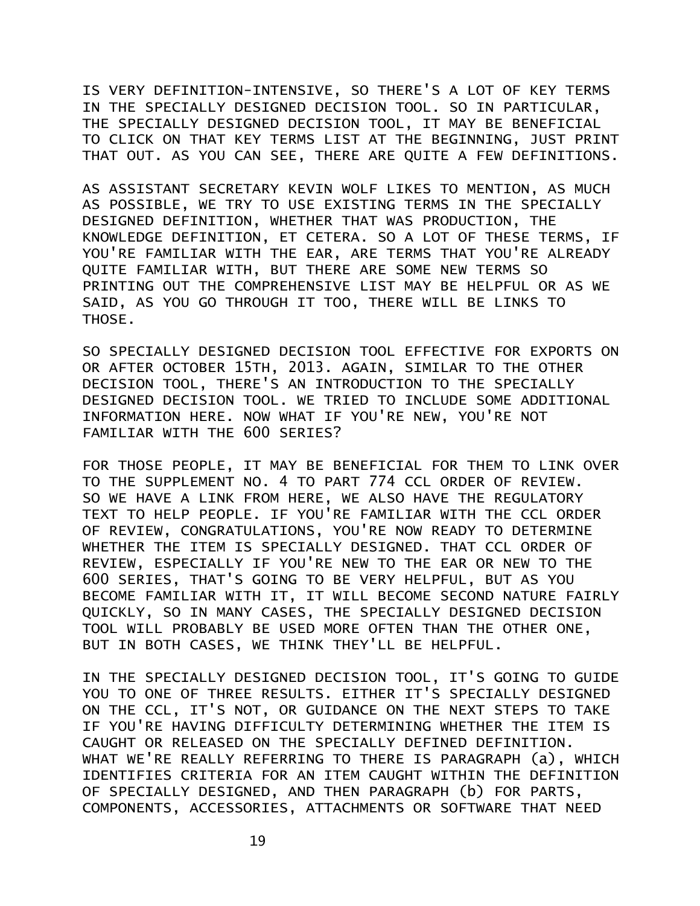IS VERY DEFINITION-INTENSIVE, SO THERE'S A LOT OF KEY TERMS IN THE SPECIALLY DESIGNED DECISION TOOL. SO IN PARTICULAR, THE SPECIALLY DESIGNED DECISION TOOL, IT MAY BE BENEFICIAL TO CLICK ON THAT KEY TERMS LIST AT THE BEGINNING, JUST PRINT THAT OUT. AS YOU CAN SEE, THERE ARE QUITE A FEW DEFINITIONS.

AS ASSISTANT SECRETARY KEVIN WOLF LIKES TO MENTION, AS MUCH AS POSSIBLE, WE TRY TO USE EXISTING TERMS IN THE SPECIALLY DESIGNED DEFINITION, WHETHER THAT WAS PRODUCTION, THE KNOWLEDGE DEFINITION, ET CETERA. SO A LOT OF THESE TERMS, IF YOU'RE FAMILIAR WITH THE EAR, ARE TERMS THAT YOU'RE ALREADY QUITE FAMILIAR WITH, BUT THERE ARE SOME NEW TERMS SO PRINTING OUT THE COMPREHENSIVE LIST MAY BE HELPFUL OR AS WE SAID, AS YOU GO THROUGH IT TOO, THERE WILL BE LINKS TO THOSE.

SO SPECIALLY DESIGNED DECISION TOOL EFFECTIVE FOR EXPORTS ON OR AFTER OCTOBER 15TH, 2013. AGAIN, SIMILAR TO THE OTHER DECISION TOOL, THERE'S AN INTRODUCTION TO THE SPECIALLY DESIGNED DECISION TOOL. WE TRIED TO INCLUDE SOME ADDITIONAL INFORMATION HERE. NOW WHAT IF YOU'RE NEW, YOU'RE NOT FAMILIAR WITH THE 600 SERIES?

FOR THOSE PEOPLE, IT MAY BE BENEFICIAL FOR THEM TO LINK OVER TO THE SUPPLEMENT NO. 4 TO PART 774 CCL ORDER OF REVIEW. SO WE HAVE A LINK FROM HERE, WE ALSO HAVE THE REGULATORY TEXT TO HELP PEOPLE. IF YOU'RE FAMILIAR WITH THE CCL ORDER OF REVIEW, CONGRATULATIONS, YOU'RE NOW READY TO DETERMINE WHETHER THE ITEM IS SPECIALLY DESIGNED. THAT CCL ORDER OF REVIEW, ESPECIALLY IF YOU'RE NEW TO THE EAR OR NEW TO THE 600 SERIES, THAT'S GOING TO BE VERY HELPFUL, BUT AS YOU BECOME FAMILIAR WITH IT, IT WILL BECOME SECOND NATURE FAIRLY QUICKLY, SO IN MANY CASES, THE SPECIALLY DESIGNED DECISION TOOL WILL PROBABLY BE USED MORE OFTEN THAN THE OTHER ONE, BUT IN BOTH CASES, WE THINK THEY'LL BE HELPFUL.

IN THE SPECIALLY DESIGNED DECISION TOOL, IT'S GOING TO GUIDE YOU TO ONE OF THREE RESULTS. EITHER IT'S SPECIALLY DESIGNED ON THE CCL, IT'S NOT, OR GUIDANCE ON THE NEXT STEPS TO TAKE IF YOU'RE HAVING DIFFICULTY DETERMINING WHETHER THE ITEM IS CAUGHT OR RELEASED ON THE SPECIALLY DEFINED DEFINITION. WHAT WE'RE REALLY REFERRING TO THERE IS PARAGRAPH (a), WHICH IDENTIFIES CRITERIA FOR AN ITEM CAUGHT WITHIN THE DEFINITION OF SPECIALLY DESIGNED, AND THEN PARAGRAPH (b) FOR PARTS, COMPONENTS, ACCESSORIES, ATTACHMENTS OR SOFTWARE THAT NEED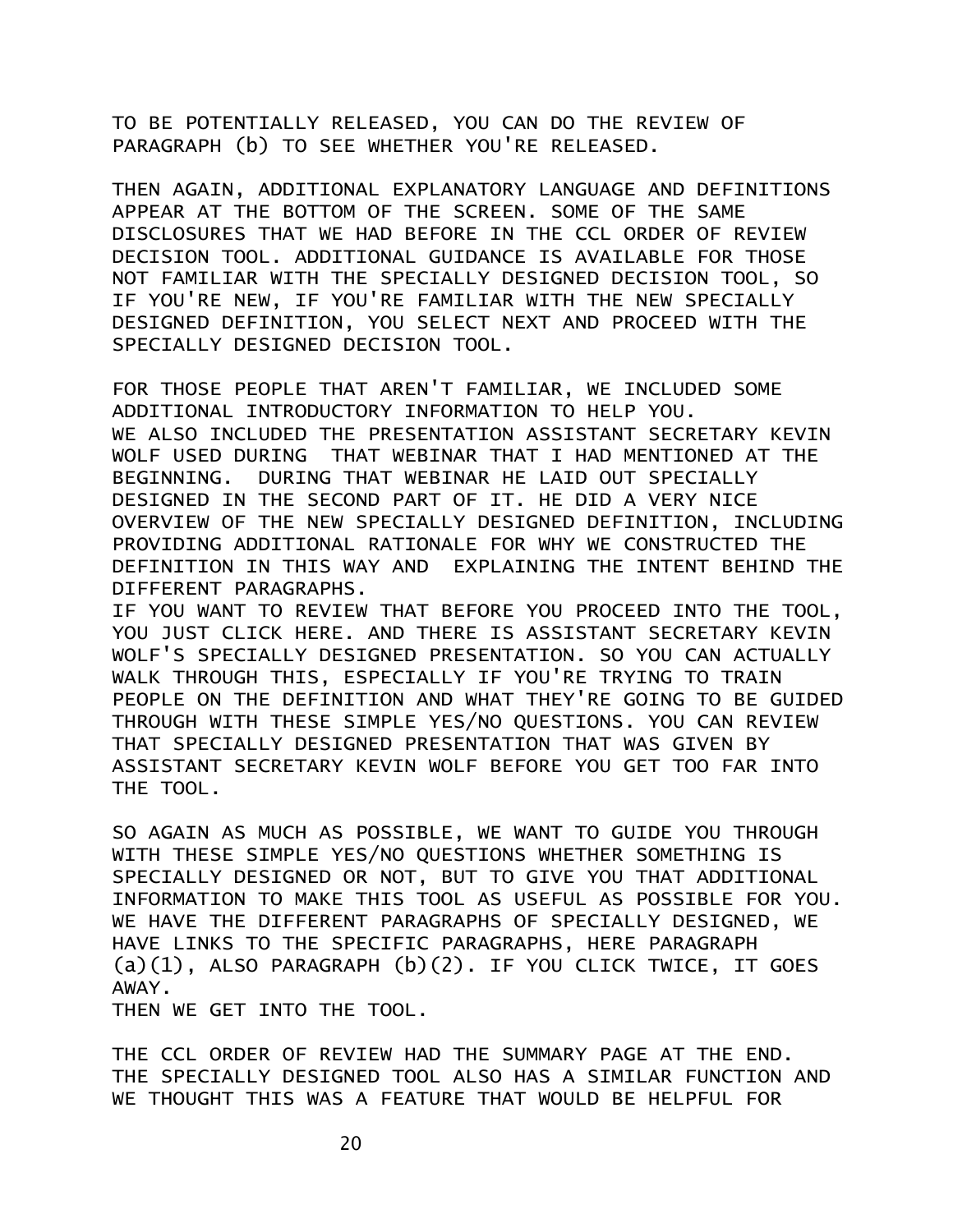TO BE POTENTIALLY RELEASED, YOU CAN DO THE REVIEW OF PARAGRAPH (b) TO SEE WHETHER YOU'RE RELEASED.

THEN AGAIN, ADDITIONAL EXPLANATORY LANGUAGE AND DEFINITIONS APPEAR AT THE BOTTOM OF THE SCREEN. SOME OF THE SAME DISCLOSURES THAT WE HAD BEFORE IN THE CCL ORDER OF REVIEW DECISION TOOL. ADDITIONAL GUIDANCE IS AVAILABLE FOR THOSE NOT FAMILIAR WITH THE SPECIALLY DESIGNED DECISION TOOL, SO IF YOU'RE NEW, IF YOU'RE FAMILIAR WITH THE NEW SPECIALLY DESIGNED DEFINITION, YOU SELECT NEXT AND PROCEED WITH THE SPECIALLY DESIGNED DECISION TOOL.

FOR THOSE PEOPLE THAT AREN'T FAMILIAR, WE INCLUDED SOME ADDITIONAL INTRODUCTORY INFORMATION TO HELP YOU.
WE ALSO INCLUDED THE PRESENTATION ASSISTANT SECRETARY KEVIN WOLF USED DURING THAT WEBINAR THAT I HAD MENTIONED AT THE BEGINNING. DURING THAT WEBINAR HE LAID OUT SPECIALLY DESIGNED IN THE SECOND PART OF IT. HE DID A VERY NICE OVERVIEW OF THE NEW SPECIALLY DESIGNED DEFINITION, INCLUDING PROVIDING ADDITIONAL RATIONALE FOR WHY WE CONSTRUCTED THE DEFINITION IN THIS WAY AND EXPLAINING THE INTENT BEHIND THE DIFFERENT PARAGRAPHS.
IF YOU WANT TO REVIEW THAT BEFORE YOU PROCEED INTO THE TOOL, YOU JUST CLICK HERE. AND THERE IS ASSISTANT SECRETARY KEVIN WOLF'S SPECIALLY DESIGNED PRESENTATION. SO YOU CAN ACTUALLY WALK THROUGH THIS, ESPECIALLY IF YOU'RE TRYING TO TRAIN PEOPLE ON THE DEFINITION AND WHAT THEY'RE GOING TO BE GUIDED THROUGH WITH THESE SIMPLE YES/NO QUESTIONS. YOU CAN REVIEW THAT SPECIALLY DESIGNED PRESENTATION THAT WAS GIVEN BY ASSISTANT SECRETARY KEVIN WOLF BEFORE YOU GET TOO FAR INTO THE TOOL.

SO AGAIN AS MUCH AS POSSIBLE, WE WANT TO GUIDE YOU THROUGH WITH THESE SIMPLE YES/NO QUESTIONS WHETHER SOMETHING IS SPECIALLY DESIGNED OR NOT, BUT TO GIVE YOU THAT ADDITIONAL INFORMATION TO MAKE THIS TOOL AS USEFUL AS POSSIBLE FOR YOU. WE HAVE THE DIFFERENT PARAGRAPHS OF SPECIALLY DESIGNED, WE HAVE LINKS TO THE SPECIFIC PARAGRAPHS, HERE PARAGRAPH (a)(1), ALSO PARAGRAPH (b)(2). IF YOU CLICK TWICE, IT GOES AWAY.
THEN WE GET INTO THE TOOL.

THE CCL ORDER OF REVIEW HAD THE SUMMARY PAGE AT THE END. THE SPECIALLY DESIGNED TOOL ALSO HAS A SIMILAR FUNCTION AND WE THOUGHT THIS WAS A FEATURE THAT WOULD BE HELPFUL FOR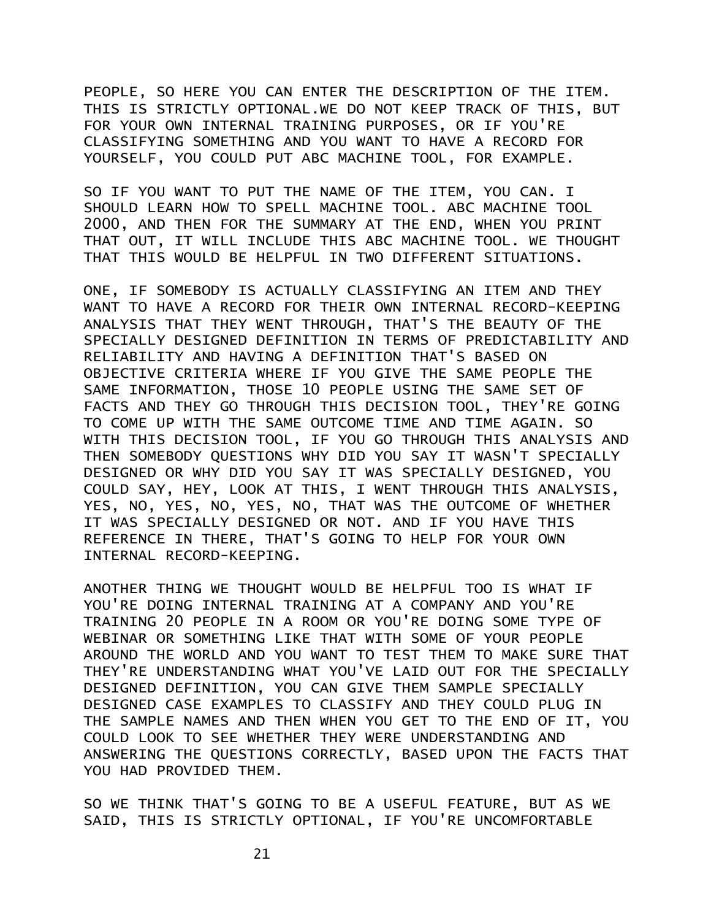PEOPLE, SO HERE YOU CAN ENTER THE DESCRIPTION OF THE ITEM. THIS IS STRICTLY OPTIONAL.WE DO NOT KEEP TRACK OF THIS, BUT FOR YOUR OWN INTERNAL TRAINING PURPOSES, OR IF YOU'RE CLASSIFYING SOMETHING AND YOU WANT TO HAVE A RECORD FOR YOURSELF, YOU COULD PUT ABC MACHINE TOOL, FOR EXAMPLE.

SO IF YOU WANT TO PUT THE NAME OF THE ITEM, YOU CAN. I SHOULD LEARN HOW TO SPELL MACHINE TOOL. ABC MACHINE TOOL 2000, AND THEN FOR THE SUMMARY AT THE END, WHEN YOU PRINT THAT OUT, IT WILL INCLUDE THIS ABC MACHINE TOOL. WE THOUGHT THAT THIS WOULD BE HELPFUL IN TWO DIFFERENT SITUATIONS.

ONE, IF SOMEBODY IS ACTUALLY CLASSIFYING AN ITEM AND THEY WANT TO HAVE A RECORD FOR THEIR OWN INTERNAL RECORD-KEEPING ANALYSIS THAT THEY WENT THROUGH, THAT'S THE BEAUTY OF THE SPECIALLY DESIGNED DEFINITION IN TERMS OF PREDICTABILITY AND RELIABILITY AND HAVING A DEFINITION THAT'S BASED ON OBJECTIVE CRITERIA WHERE IF YOU GIVE THE SAME PEOPLE THE SAME INFORMATION, THOSE 10 PEOPLE USING THE SAME SET OF FACTS AND THEY GO THROUGH THIS DECISION TOOL, THEY'RE GOING TO COME UP WITH THE SAME OUTCOME TIME AND TIME AGAIN. SO WITH THIS DECISION TOOL, IF YOU GO THROUGH THIS ANALYSIS AND THEN SOMEBODY QUESTIONS WHY DID YOU SAY IT WASN'T SPECIALLY DESIGNED OR WHY DID YOU SAY IT WAS SPECIALLY DESIGNED, YOU COULD SAY, HEY, LOOK AT THIS, I WENT THROUGH THIS ANALYSIS, YES, NO, YES, NO, YES, NO, THAT WAS THE OUTCOME OF WHETHER IT WAS SPECIALLY DESIGNED OR NOT. AND IF YOU HAVE THIS REFERENCE IN THERE, THAT'S GOING TO HELP FOR YOUR OWN INTERNAL RECORD-KEEPING.

ANOTHER THING WE THOUGHT WOULD BE HELPFUL TOO IS WHAT IF YOU'RE DOING INTERNAL TRAINING AT A COMPANY AND YOU'RE TRAINING 20 PEOPLE IN A ROOM OR YOU'RE DOING SOME TYPE OF WEBINAR OR SOMETHING LIKE THAT WITH SOME OF YOUR PEOPLE AROUND THE WORLD AND YOU WANT TO TEST THEM TO MAKE SURE THAT THEY'RE UNDERSTANDING WHAT YOU'VE LAID OUT FOR THE SPECIALLY DESIGNED DEFINITION, YOU CAN GIVE THEM SAMPLE SPECIALLY DESIGNED CASE EXAMPLES TO CLASSIFY AND THEY COULD PLUG IN THE SAMPLE NAMES AND THEN WHEN YOU GET TO THE END OF IT, YOU COULD LOOK TO SEE WHETHER THEY WERE UNDERSTANDING AND ANSWERING THE QUESTIONS CORRECTLY, BASED UPON THE FACTS THAT YOU HAD PROVIDED THEM.

SO WE THINK THAT'S GOING TO BE A USEFUL FEATURE, BUT AS WE SAID, THIS IS STRICTLY OPTIONAL, IF YOU'RE UNCOMFORTABLE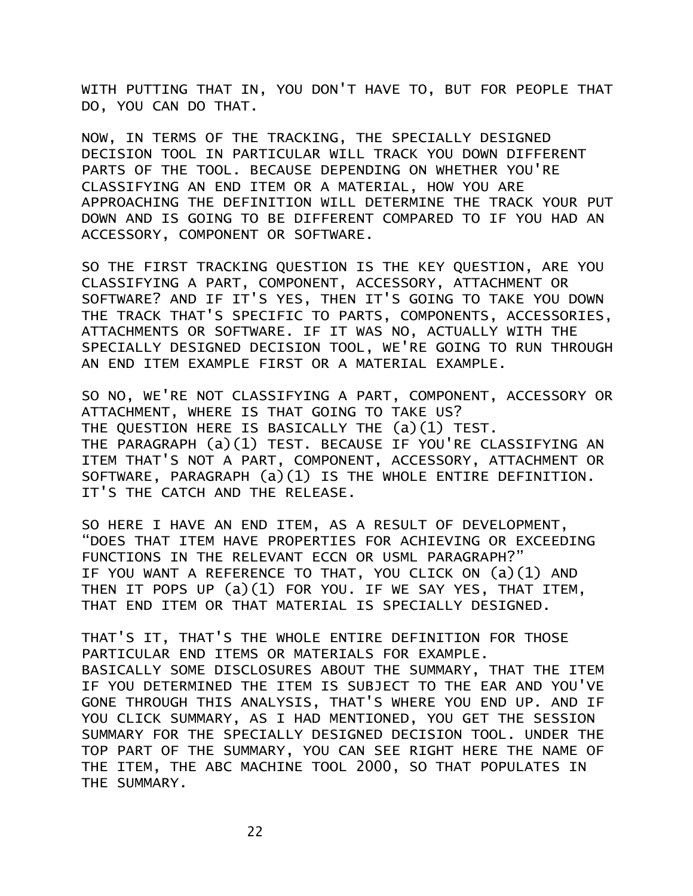WITH PUTTING THAT IN, YOU DON'T HAVE TO, BUT FOR PEOPLE THAT DO, YOU CAN DO THAT.

NOW, IN TERMS OF THE TRACKING, THE SPECIALLY DESIGNED DECISION TOOL IN PARTICULAR WILL TRACK YOU DOWN DIFFERENT PARTS OF THE TOOL. BECAUSE DEPENDING ON WHETHER YOU'RE CLASSIFYING AN END ITEM OR A MATERIAL, HOW YOU ARE APPROACHING THE DEFINITION WILL DETERMINE THE TRACK YOUR PUT DOWN AND IS GOING TO BE DIFFERENT COMPARED TO IF YOU HAD AN ACCESSORY, COMPONENT OR SOFTWARE.

SO THE FIRST TRACKING QUESTION IS THE KEY QUESTION, ARE YOU CLASSIFYING A PART, COMPONENT, ACCESSORY, ATTACHMENT OR SOFTWARE? AND IF IT'S YES, THEN IT'S GOING TO TAKE YOU DOWN THE TRACK THAT'S SPECIFIC TO PARTS, COMPONENTS, ACCESSORIES, ATTACHMENTS OR SOFTWARE. IF IT WAS NO, ACTUALLY WITH THE SPECIALLY DESIGNED DECISION TOOL, WE'RE GOING TO RUN THROUGH AN END ITEM EXAMPLE FIRST OR A MATERIAL EXAMPLE.

SO NO, WE'RE NOT CLASSIFYING A PART, COMPONENT, ACCESSORY OR ATTACHMENT, WHERE IS THAT GOING TO TAKE US?
THE QUESTION HERE IS BASICALLY THE (a)(1) TEST.
THE PARAGRAPH (a)(1) TEST. BECAUSE IF YOU'RE CLASSIFYING AN ITEM THAT'S NOT A PART, COMPONENT, ACCESSORY, ATTACHMENT OR SOFTWARE, PARAGRAPH (a)(1) IS THE WHOLE ENTIRE DEFINITION. IT'S THE CATCH AND THE RELEASE.

SO HERE I HAVE AN END ITEM, AS A RESULT OF DEVELOPMENT, "DOES THAT ITEM HAVE PROPERTIES FOR ACHIEVING OR EXCEEDING FUNCTIONS IN THE RELEVANT ECCN OR USML PARAGRAPH?"
IF YOU WANT A REFERENCE TO THAT, YOU CLICK ON (a)(1) AND THEN IT POPS UP (a)(1) FOR YOU. IF WE SAY YES, THAT ITEM, THAT END ITEM OR THAT MATERIAL IS SPECIALLY DESIGNED.

THAT'S IT, THAT'S THE WHOLE ENTIRE DEFINITION FOR THOSE PARTICULAR END ITEMS OR MATERIALS FOR EXAMPLE.
BASICALLY SOME DISCLOSURES ABOUT THE SUMMARY, THAT THE ITEM IF YOU DETERMINED THE ITEM IS SUBJECT TO THE EAR AND YOU'VE GONE THROUGH THIS ANALYSIS, THAT'S WHERE YOU END UP. AND IF YOU CLICK SUMMARY, AS I HAD MENTIONED, YOU GET THE SESSION SUMMARY FOR THE SPECIALLY DESIGNED DECISION TOOL. UNDER THE TOP PART OF THE SUMMARY, YOU CAN SEE RIGHT HERE THE NAME OF THE ITEM, THE ABC MACHINE TOOL 2000, SO THAT POPULATES IN THE SUMMARY.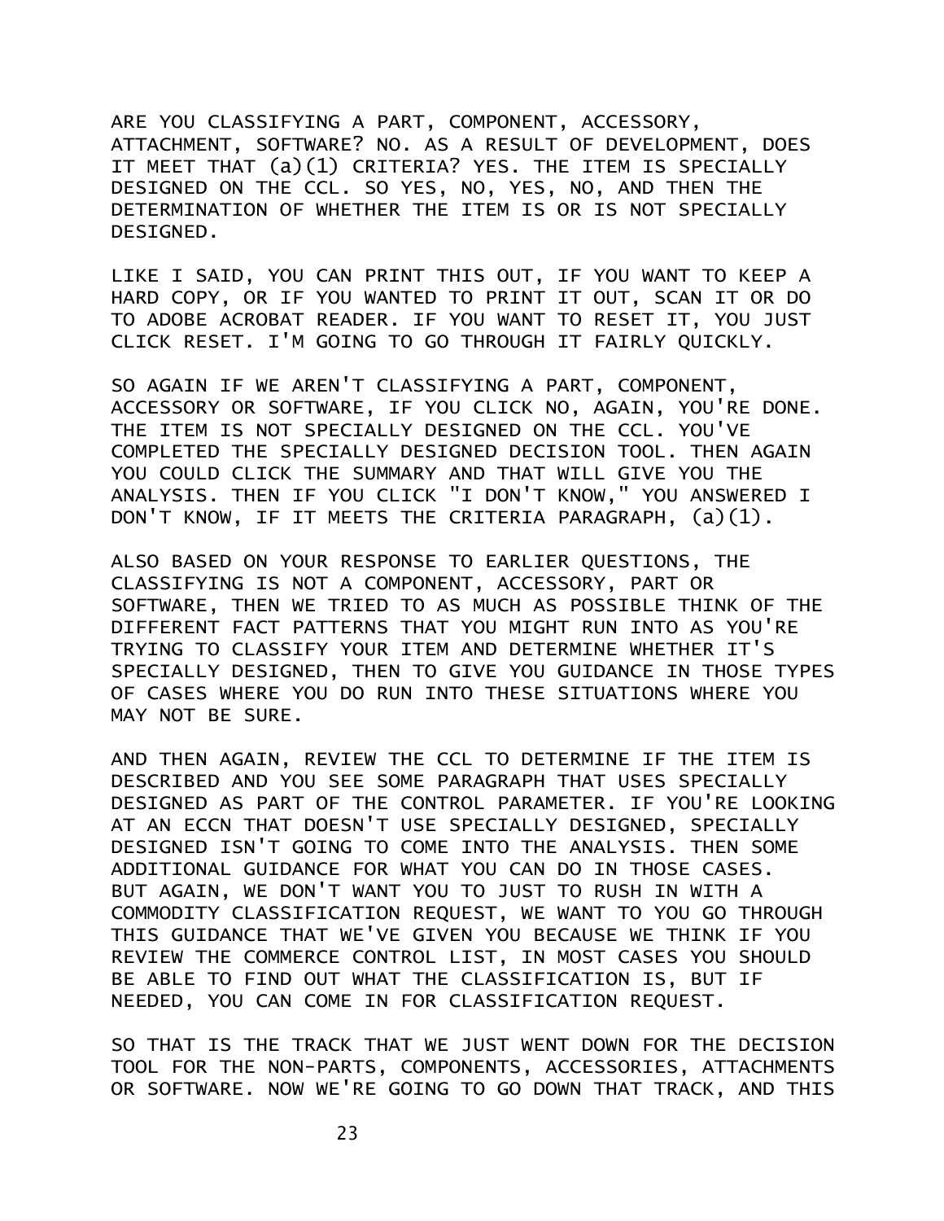ARE YOU CLASSIFYING A PART, COMPONENT, ACCESSORY, ATTACHMENT, SOFTWARE? NO. AS A RESULT OF DEVELOPMENT, DOES IT MEET THAT (a)(1) CRITERIA? YES. THE ITEM IS SPECIALLY DESIGNED ON THE CCL. SO YES, NO, YES, NO, AND THEN THE DETERMINATION OF WHETHER THE ITEM IS OR IS NOT SPECIALLY DESIGNED.

LIKE I SAID, YOU CAN PRINT THIS OUT, IF YOU WANT TO KEEP A HARD COPY, OR IF YOU WANTED TO PRINT IT OUT, SCAN IT OR DO TO ADOBE ACROBAT READER. IF YOU WANT TO RESET IT, YOU JUST CLICK RESET. I'M GOING TO GO THROUGH IT FAIRLY QUICKLY.

SO AGAIN IF WE AREN'T CLASSIFYING A PART, COMPONENT, ACCESSORY OR SOFTWARE, IF YOU CLICK NO, AGAIN, YOU'RE DONE. THE ITEM IS NOT SPECIALLY DESIGNED ON THE CCL. YOU'VE COMPLETED THE SPECIALLY DESIGNED DECISION TOOL. THEN AGAIN YOU COULD CLICK THE SUMMARY AND THAT WILL GIVE YOU THE ANALYSIS. THEN IF YOU CLICK "I DON'T KNOW," YOU ANSWERED I DON'T KNOW, IF IT MEETS THE CRITERIA PARAGRAPH, (a)(1).

ALSO BASED ON YOUR RESPONSE TO EARLIER QUESTIONS, THE CLASSIFYING IS NOT A COMPONENT, ACCESSORY, PART OR SOFTWARE, THEN WE TRIED TO AS MUCH AS POSSIBLE THINK OF THE DIFFERENT FACT PATTERNS THAT YOU MIGHT RUN INTO AS YOU'RE TRYING TO CLASSIFY YOUR ITEM AND DETERMINE WHETHER IT'S SPECIALLY DESIGNED, THEN TO GIVE YOU GUIDANCE IN THOSE TYPES OF CASES WHERE YOU DO RUN INTO THESE SITUATIONS WHERE YOU MAY NOT BE SURE.

AND THEN AGAIN, REVIEW THE CCL TO DETERMINE IF THE ITEM IS DESCRIBED AND YOU SEE SOME PARAGRAPH THAT USES SPECIALLY DESIGNED AS PART OF THE CONTROL PARAMETER. IF YOU'RE LOOKING AT AN ECCN THAT DOESN'T USE SPECIALLY DESIGNED, SPECIALLY DESIGNED ISN'T GOING TO COME INTO THE ANALYSIS. THEN SOME ADDITIONAL GUIDANCE FOR WHAT YOU CAN DO IN THOSE CASES. BUT AGAIN, WE DON'T WANT YOU TO JUST TO RUSH IN WITH A COMMODITY CLASSIFICATION REQUEST, WE WANT TO YOU GO THROUGH THIS GUIDANCE THAT WE'VE GIVEN YOU BECAUSE WE THINK IF YOU REVIEW THE COMMERCE CONTROL LIST, IN MOST CASES YOU SHOULD BE ABLE TO FIND OUT WHAT THE CLASSIFICATION IS, BUT IF NEEDED, YOU CAN COME IN FOR CLASSIFICATION REQUEST.

SO THAT IS THE TRACK THAT WE JUST WENT DOWN FOR THE DECISION TOOL FOR THE NON-PARTS, COMPONENTS, ACCESSORIES, ATTACHMENTS OR SOFTWARE. NOW WE'RE GOING TO GO DOWN THAT TRACK, AND THIS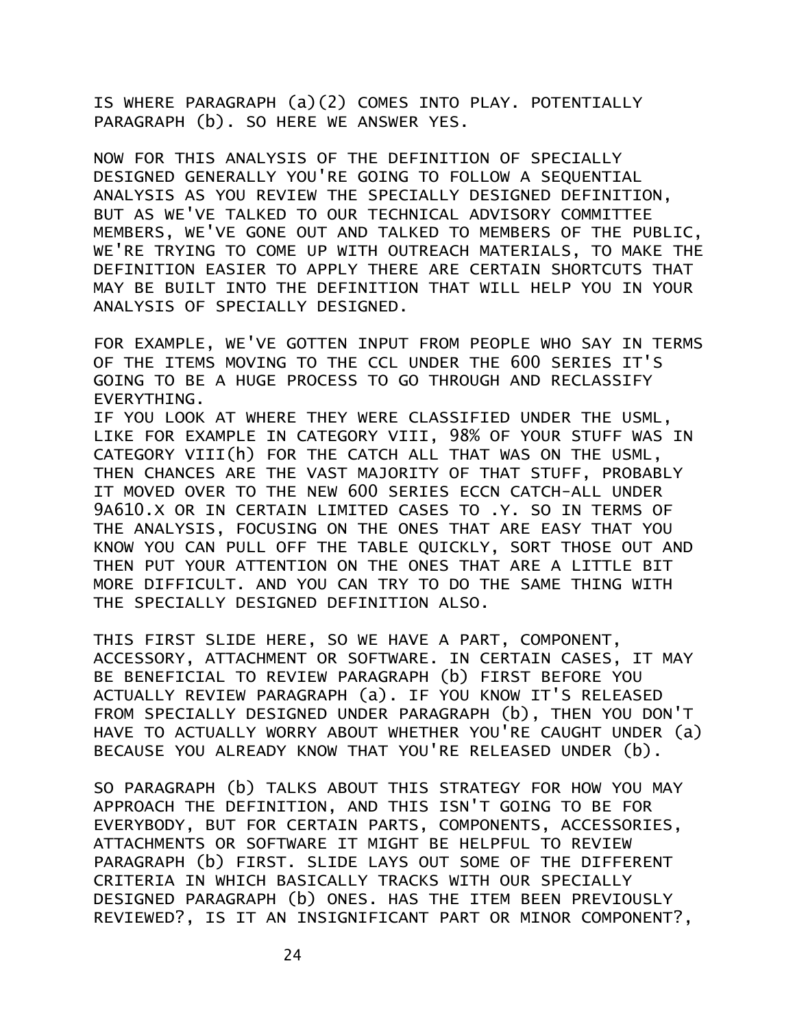IS WHERE PARAGRAPH (a)(2) COMES INTO PLAY. POTENTIALLY PARAGRAPH (b). SO HERE WE ANSWER YES.

NOW FOR THIS ANALYSIS OF THE DEFINITION OF SPECIALLY DESIGNED GENERALLY YOU'RE GOING TO FOLLOW A SEQUENTIAL ANALYSIS AS YOU REVIEW THE SPECIALLY DESIGNED DEFINITION, BUT AS WE'VE TALKED TO OUR TECHNICAL ADVISORY COMMITTEE MEMBERS, WE'VE GONE OUT AND TALKED TO MEMBERS OF THE PUBLIC, WE'RE TRYING TO COME UP WITH OUTREACH MATERIALS, TO MAKE THE DEFINITION EASIER TO APPLY THERE ARE CERTAIN SHORTCUTS THAT MAY BE BUILT INTO THE DEFINITION THAT WILL HELP YOU IN YOUR ANALYSIS OF SPECIALLY DESIGNED.

FOR EXAMPLE, WE'VE GOTTEN INPUT FROM PEOPLE WHO SAY IN TERMS OF THE ITEMS MOVING TO THE CCL UNDER THE 600 SERIES IT'S GOING TO BE A HUGE PROCESS TO GO THROUGH AND RECLASSIFY EVERYTHING.
IF YOU LOOK AT WHERE THEY WERE CLASSIFIED UNDER THE USML, LIKE FOR EXAMPLE IN CATEGORY VIII, 98% OF YOUR STUFF WAS IN CATEGORY VIII(h) FOR THE CATCH ALL THAT WAS ON THE USML, THEN CHANCES ARE THE VAST MAJORITY OF THAT STUFF, PROBABLY IT MOVED OVER TO THE NEW 600 SERIES ECCN CATCH-ALL UNDER 9A610.X OR IN CERTAIN LIMITED CASES TO .Y. SO IN TERMS OF THE ANALYSIS, FOCUSING ON THE ONES THAT ARE EASY THAT YOU KNOW YOU CAN PULL OFF THE TABLE QUICKLY, SORT THOSE OUT AND THEN PUT YOUR ATTENTION ON THE ONES THAT ARE A LITTLE BIT MORE DIFFICULT. AND YOU CAN TRY TO DO THE SAME THING WITH THE SPECIALLY DESIGNED DEFINITION ALSO.

THIS FIRST SLIDE HERE, SO WE HAVE A PART, COMPONENT, ACCESSORY, ATTACHMENT OR SOFTWARE. IN CERTAIN CASES, IT MAY BE BENEFICIAL TO REVIEW PARAGRAPH (b) FIRST BEFORE YOU ACTUALLY REVIEW PARAGRAPH (a). IF YOU KNOW IT'S RELEASED FROM SPECIALLY DESIGNED UNDER PARAGRAPH (b), THEN YOU DON'T HAVE TO ACTUALLY WORRY ABOUT WHETHER YOU'RE CAUGHT UNDER (a) BECAUSE YOU ALREADY KNOW THAT YOU'RE RELEASED UNDER (b).

SO PARAGRAPH (b) TALKS ABOUT THIS STRATEGY FOR HOW YOU MAY APPROACH THE DEFINITION, AND THIS ISN'T GOING TO BE FOR EVERYBODY, BUT FOR CERTAIN PARTS, COMPONENTS, ACCESSORIES, ATTACHMENTS OR SOFTWARE IT MIGHT BE HELPFUL TO REVIEW PARAGRAPH (b) FIRST. SLIDE LAYS OUT SOME OF THE DIFFERENT CRITERIA IN WHICH BASICALLY TRACKS WITH OUR SPECIALLY DESIGNED PARAGRAPH (b) ONES. HAS THE ITEM BEEN PREVIOUSLY REVIEWED?, IS IT AN INSIGNIFICANT PART OR MINOR COMPONENT?,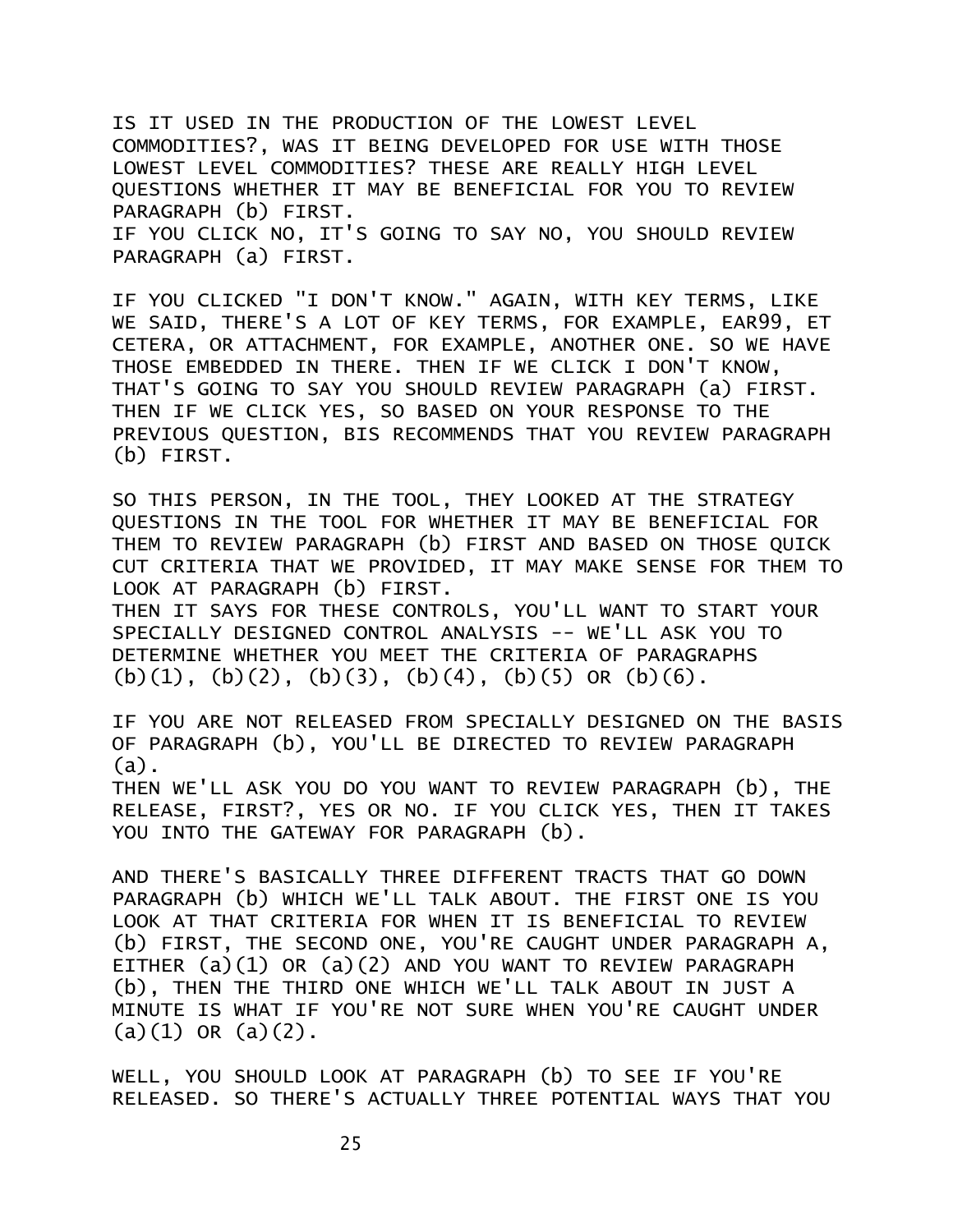IS IT USED IN THE PRODUCTION OF THE LOWEST LEVEL COMMODITIES?, WAS IT BEING DEVELOPED FOR USE WITH THOSE LOWEST LEVEL COMMODITIES? THESE ARE REALLY HIGH LEVEL QUESTIONS WHETHER IT MAY BE BENEFICIAL FOR YOU TO REVIEW PARAGRAPH (b) FIRST.
IF YOU CLICK NO, IT'S GOING TO SAY NO, YOU SHOULD REVIEW PARAGRAPH (a) FIRST.

IF YOU CLICKED "I DON'T KNOW." AGAIN, WITH KEY TERMS, LIKE WE SAID, THERE'S A LOT OF KEY TERMS, FOR EXAMPLE, EAR99, ET CETERA, OR ATTACHMENT, FOR EXAMPLE, ANOTHER ONE. SO WE HAVE THOSE EMBEDDED IN THERE. THEN IF WE CLICK I DON'T KNOW, THAT'S GOING TO SAY YOU SHOULD REVIEW PARAGRAPH (a) FIRST. THEN IF WE CLICK YES, SO BASED ON YOUR RESPONSE TO THE PREVIOUS QUESTION, BIS RECOMMENDS THAT YOU REVIEW PARAGRAPH (b) FIRST.

SO THIS PERSON, IN THE TOOL, THEY LOOKED AT THE STRATEGY QUESTIONS IN THE TOOL FOR WHETHER IT MAY BE BENEFICIAL FOR THEM TO REVIEW PARAGRAPH (b) FIRST AND BASED ON THOSE QUICK CUT CRITERIA THAT WE PROVIDED, IT MAY MAKE SENSE FOR THEM TO LOOK AT PARAGRAPH (b) FIRST.
THEN IT SAYS FOR THESE CONTROLS, YOU'LL WANT TO START YOUR SPECIALLY DESIGNED CONTROL ANALYSIS -- WE'LL ASK YOU TO DETERMINE WHETHER YOU MEET THE CRITERIA OF PARAGRAPHS (b)(1), (b)(2), (b)(3), (b)(4), (b)(5) OR (b)(6).

IF YOU ARE NOT RELEASED FROM SPECIALLY DESIGNED ON THE BASIS OF PARAGRAPH (b), YOU'LL BE DIRECTED TO REVIEW PARAGRAPH (a).
THEN WE'LL ASK YOU DO YOU WANT TO REVIEW PARAGRAPH (b), THE RELEASE, FIRST?, YES OR NO. IF YOU CLICK YES, THEN IT TAKES YOU INTO THE GATEWAY FOR PARAGRAPH (b).

AND THERE'S BASICALLY THREE DIFFERENT TRACTS THAT GO DOWN PARAGRAPH (b) WHICH WE'LL TALK ABOUT. THE FIRST ONE IS YOU LOOK AT THAT CRITERIA FOR WHEN IT IS BENEFICIAL TO REVIEW (b) FIRST, THE SECOND ONE, YOU'RE CAUGHT UNDER PARAGRAPH A, EITHER (a)(1) OR (a)(2) AND YOU WANT TO REVIEW PARAGRAPH (b), THEN THE THIRD ONE WHICH WE'LL TALK ABOUT IN JUST A MINUTE IS WHAT IF YOU'RE NOT SURE WHEN YOU'RE CAUGHT UNDER (a)(1) OR (a)(2).

WELL, YOU SHOULD LOOK AT PARAGRAPH (b) TO SEE IF YOU'RE RELEASED. SO THERE'S ACTUALLY THREE POTENTIAL WAYS THAT YOU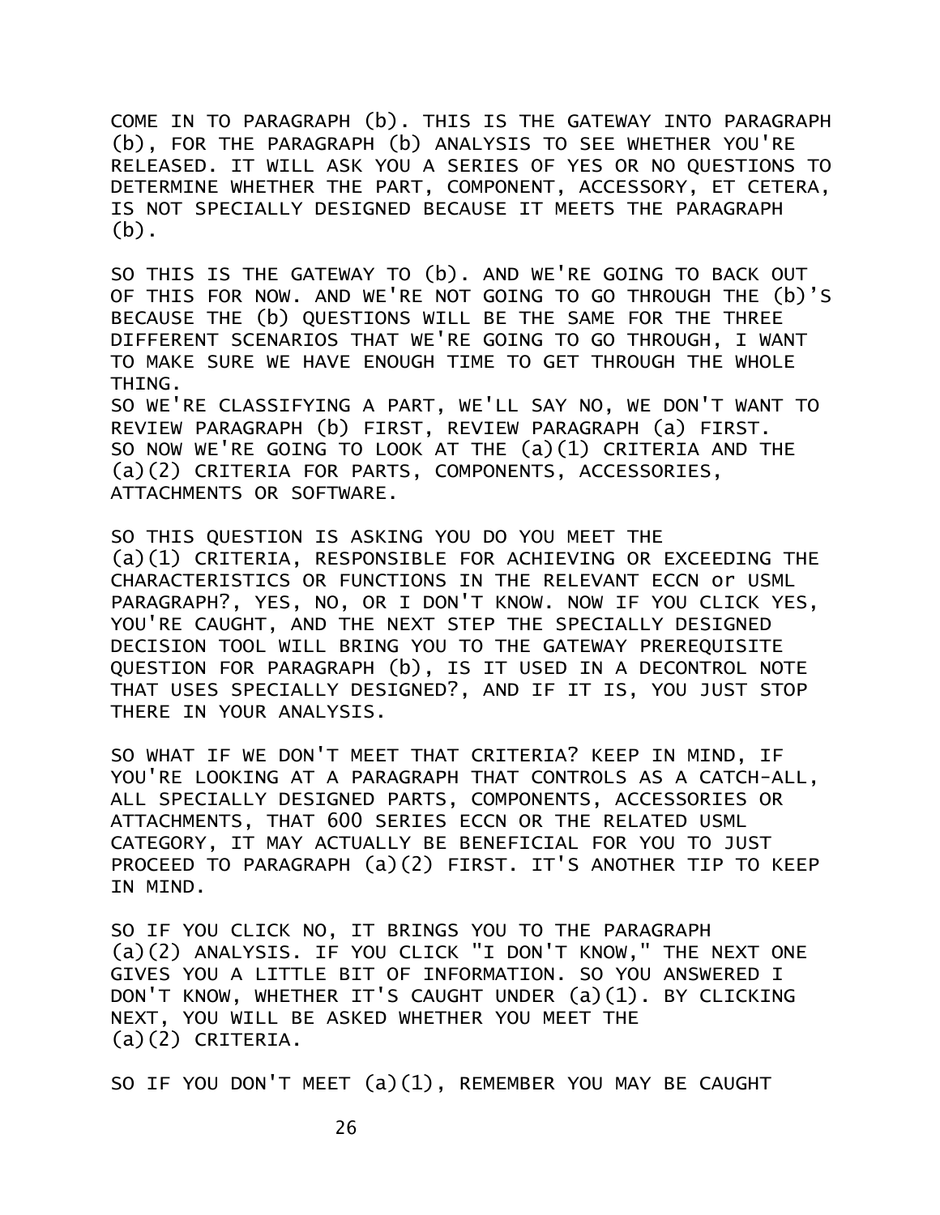COME IN TO PARAGRAPH (b). THIS IS THE GATEWAY INTO PARAGRAPH (b), FOR THE PARAGRAPH (b) ANALYSIS TO SEE WHETHER YOU'RE RELEASED. IT WILL ASK YOU A SERIES OF YES OR NO QUESTIONS TO DETERMINE WHETHER THE PART, COMPONENT, ACCESSORY, ET CETERA, IS NOT SPECIALLY DESIGNED BECAUSE IT MEETS THE PARAGRAPH (b).

SO THIS IS THE GATEWAY TO (b). AND WE'RE GOING TO BACK OUT OF THIS FOR NOW. AND WE'RE NOT GOING TO GO THROUGH THE (b)'S BECAUSE THE (b) QUESTIONS WILL BE THE SAME FOR THE THREE DIFFERENT SCENARIOS THAT WE'RE GOING TO GO THROUGH, I WANT TO MAKE SURE WE HAVE ENOUGH TIME TO GET THROUGH THE WHOLE THING.
SO WE'RE CLASSIFYING A PART, WE'LL SAY NO, WE DON'T WANT TO REVIEW PARAGRAPH (b) FIRST, REVIEW PARAGRAPH (a) FIRST.
SO NOW WE'RE GOING TO LOOK AT THE (a)(1) CRITERIA AND THE (a)(2) CRITERIA FOR PARTS, COMPONENTS, ACCESSORIES, ATTACHMENTS OR SOFTWARE.

SO THIS QUESTION IS ASKING YOU DO YOU MEET THE (a)(1) CRITERIA, RESPONSIBLE FOR ACHIEVING OR EXCEEDING THE CHARACTERISTICS OR FUNCTIONS IN THE RELEVANT ECCN or USML PARAGRAPH?, YES, NO, OR I DON'T KNOW. NOW IF YOU CLICK YES, YOU'RE CAUGHT, AND THE NEXT STEP THE SPECIALLY DESIGNED DECISION TOOL WILL BRING YOU TO THE GATEWAY PREREQUISITE QUESTION FOR PARAGRAPH (b), IS IT USED IN A DECONTROL NOTE THAT USES SPECIALLY DESIGNED?, AND IF IT IS, YOU JUST STOP THERE IN YOUR ANALYSIS.

SO WHAT IF WE DON'T MEET THAT CRITERIA? KEEP IN MIND, IF YOU'RE LOOKING AT A PARAGRAPH THAT CONTROLS AS A CATCH-ALL, ALL SPECIALLY DESIGNED PARTS, COMPONENTS, ACCESSORIES OR ATTACHMENTS, THAT 600 SERIES ECCN OR THE RELATED USML CATEGORY, IT MAY ACTUALLY BE BENEFICIAL FOR YOU TO JUST PROCEED TO PARAGRAPH (a)(2) FIRST. IT'S ANOTHER TIP TO KEEP IN MIND.

SO IF YOU CLICK NO, IT BRINGS YOU TO THE PARAGRAPH (a)(2) ANALYSIS. IF YOU CLICK "I DON'T KNOW," THE NEXT ONE GIVES YOU A LITTLE BIT OF INFORMATION. SO YOU ANSWERED I DON'T KNOW, WHETHER IT'S CAUGHT UNDER (a)(1). BY CLICKING NEXT, YOU WILL BE ASKED WHETHER YOU MEET THE (a)(2) CRITERIA.

SO IF YOU DON'T MEET (a)(1), REMEMBER YOU MAY BE CAUGHT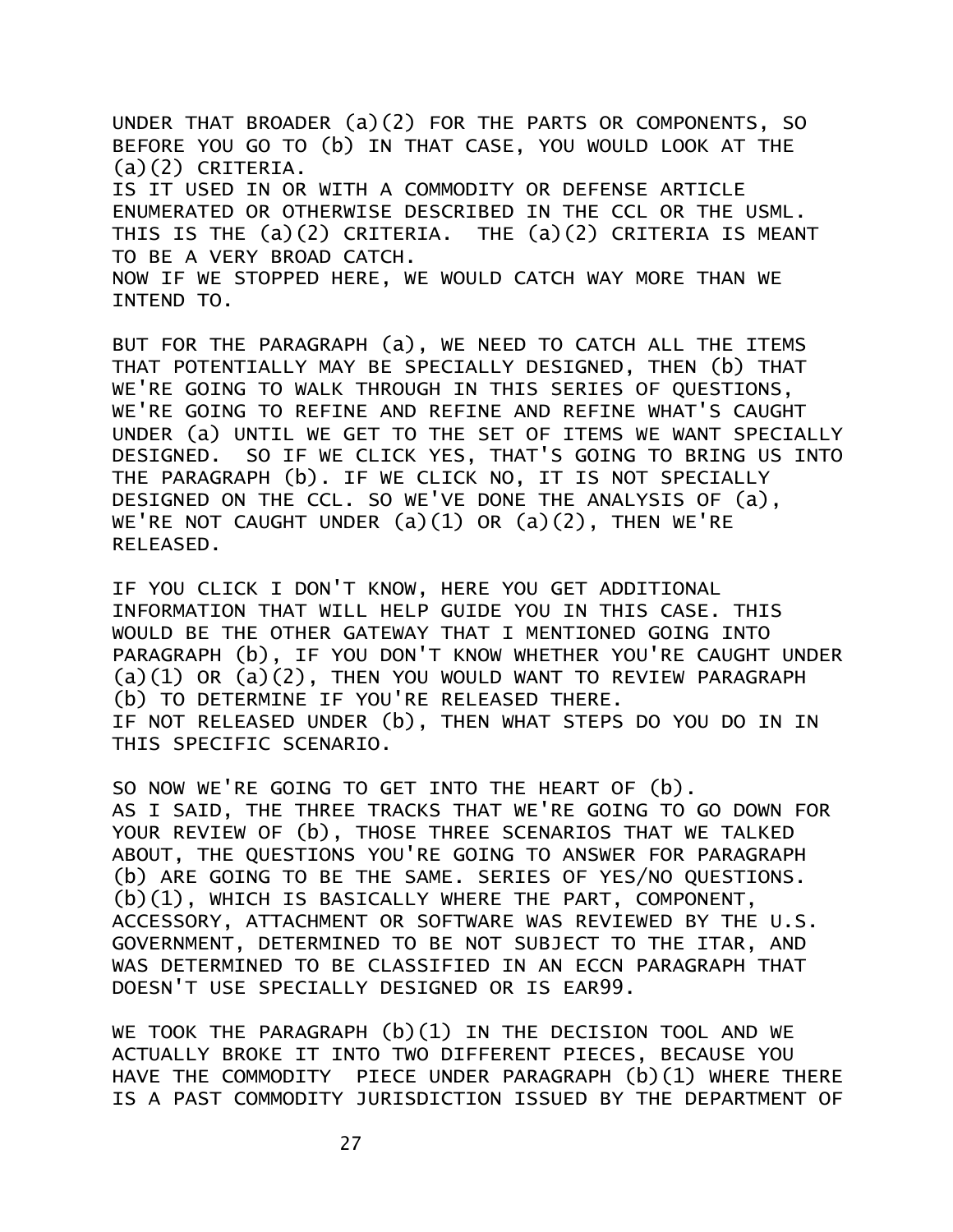UNDER THAT BROADER (a)(2) FOR THE PARTS OR COMPONENTS, SO BEFORE YOU GO TO (b) IN THAT CASE, YOU WOULD LOOK AT THE (a)(2) CRITERIA.
IS IT USED IN OR WITH A COMMODITY OR DEFENSE ARTICLE ENUMERATED OR OTHERWISE DESCRIBED IN THE CCL OR THE USML. THIS IS THE (a)(2) CRITERIA. THE (a)(2) CRITERIA IS MEANT TO BE A VERY BROAD CATCH.
NOW IF WE STOPPED HERE, WE WOULD CATCH WAY MORE THAN WE INTEND TO.

BUT FOR THE PARAGRAPH (a), WE NEED TO CATCH ALL THE ITEMS THAT POTENTIALLY MAY BE SPECIALLY DESIGNED, THEN (b) THAT WE'RE GOING TO WALK THROUGH IN THIS SERIES OF QUESTIONS, WE'RE GOING TO REFINE AND REFINE AND REFINE WHAT'S CAUGHT UNDER (a) UNTIL WE GET TO THE SET OF ITEMS WE WANT SPECIALLY DESIGNED. SO IF WE CLICK YES, THAT'S GOING TO BRING US INTO THE PARAGRAPH (b). IF WE CLICK NO, IT IS NOT SPECIALLY DESIGNED ON THE CCL. SO WE'VE DONE THE ANALYSIS OF (a), WE'RE NOT CAUGHT UNDER (a)(1) OR (a)(2), THEN WE'RE RELEASED.

IF YOU CLICK I DON'T KNOW, HERE YOU GET ADDITIONAL INFORMATION THAT WILL HELP GUIDE YOU IN THIS CASE. THIS WOULD BE THE OTHER GATEWAY THAT I MENTIONED GOING INTO PARAGRAPH (b), IF YOU DON'T KNOW WHETHER YOU'RE CAUGHT UNDER (a)(1) OR (a)(2), THEN YOU WOULD WANT TO REVIEW PARAGRAPH (b) TO DETERMINE IF YOU'RE RELEASED THERE.
IF NOT RELEASED UNDER (b), THEN WHAT STEPS DO YOU DO IN IN THIS SPECIFIC SCENARIO.

SO NOW WE'RE GOING TO GET INTO THE HEART OF (b).
AS I SAID, THE THREE TRACKS THAT WE'RE GOING TO GO DOWN FOR YOUR REVIEW OF (b), THOSE THREE SCENARIOS THAT WE TALKED ABOUT, THE QUESTIONS YOU'RE GOING TO ANSWER FOR PARAGRAPH (b) ARE GOING TO BE THE SAME. SERIES OF YES/NO QUESTIONS.
(b)(1), WHICH IS BASICALLY WHERE THE PART, COMPONENT, ACCESSORY, ATTACHMENT OR SOFTWARE WAS REVIEWED BY THE U.S. GOVERNMENT, DETERMINED TO BE NOT SUBJECT TO THE ITAR, AND WAS DETERMINED TO BE CLASSIFIED IN AN ECCN PARAGRAPH THAT DOESN'T USE SPECIALLY DESIGNED OR IS EAR99.

WE TOOK THE PARAGRAPH (b)(1) IN THE DECISION TOOL AND WE ACTUALLY BROKE IT INTO TWO DIFFERENT PIECES, BECAUSE YOU HAVE THE COMMODITY PIECE UNDER PARAGRAPH (b)(1) WHERE THERE IS A PAST COMMODITY JURISDICTION ISSUED BY THE DEPARTMENT OF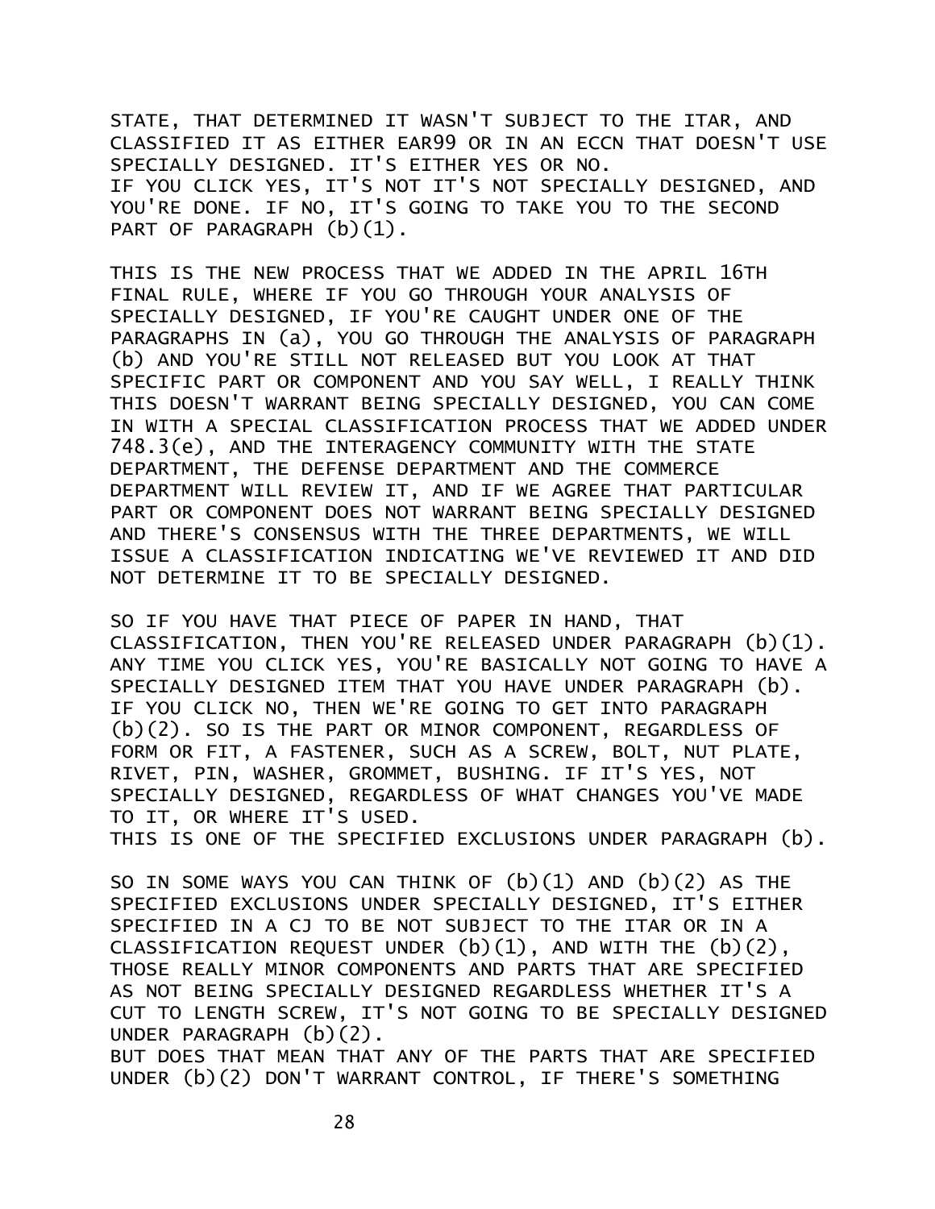STATE, THAT DETERMINED IT WASN'T SUBJECT TO THE ITAR, AND CLASSIFIED IT AS EITHER EAR99 OR IN AN ECCN THAT DOESN'T USE SPECIALLY DESIGNED. IT'S EITHER YES OR NO.
IF YOU CLICK YES, IT'S NOT IT'S NOT SPECIALLY DESIGNED, AND YOU'RE DONE. IF NO, IT'S GOING TO TAKE YOU TO THE SECOND PART OF PARAGRAPH (b)(1).

THIS IS THE NEW PROCESS THAT WE ADDED IN THE APRIL 16TH FINAL RULE, WHERE IF YOU GO THROUGH YOUR ANALYSIS OF SPECIALLY DESIGNED, IF YOU'RE CAUGHT UNDER ONE OF THE PARAGRAPHS IN (a), YOU GO THROUGH THE ANALYSIS OF PARAGRAPH (b) AND YOU'RE STILL NOT RELEASED BUT YOU LOOK AT THAT SPECIFIC PART OR COMPONENT AND YOU SAY WELL, I REALLY THINK THIS DOESN'T WARRANT BEING SPECIALLY DESIGNED, YOU CAN COME IN WITH A SPECIAL CLASSIFICATION PROCESS THAT WE ADDED UNDER 748.3(e), AND THE INTERAGENCY COMMUNITY WITH THE STATE DEPARTMENT, THE DEFENSE DEPARTMENT AND THE COMMERCE DEPARTMENT WILL REVIEW IT, AND IF WE AGREE THAT PARTICULAR PART OR COMPONENT DOES NOT WARRANT BEING SPECIALLY DESIGNED AND THERE'S CONSENSUS WITH THE THREE DEPARTMENTS, WE WILL ISSUE A CLASSIFICATION INDICATING WE'VE REVIEWED IT AND DID NOT DETERMINE IT TO BE SPECIALLY DESIGNED.

SO IF YOU HAVE THAT PIECE OF PAPER IN HAND, THAT CLASSIFICATION, THEN YOU'RE RELEASED UNDER PARAGRAPH (b)(1). ANY TIME YOU CLICK YES, YOU'RE BASICALLY NOT GOING TO HAVE A SPECIALLY DESIGNED ITEM THAT YOU HAVE UNDER PARAGRAPH (b). IF YOU CLICK NO, THEN WE'RE GOING TO GET INTO PARAGRAPH (b)(2). SO IS THE PART OR MINOR COMPONENT, REGARDLESS OF FORM OR FIT, A FASTENER, SUCH AS A SCREW, BOLT, NUT PLATE, RIVET, PIN, WASHER, GROMMET, BUSHING. IF IT'S YES, NOT SPECIALLY DESIGNED, REGARDLESS OF WHAT CHANGES YOU'VE MADE TO IT, OR WHERE IT'S USED.
THIS IS ONE OF THE SPECIFIED EXCLUSIONS UNDER PARAGRAPH (b).

SO IN SOME WAYS YOU CAN THINK OF (b)(1) AND (b)(2) AS THE SPECIFIED EXCLUSIONS UNDER SPECIALLY DESIGNED, IT'S EITHER SPECIFIED IN A CJ TO BE NOT SUBJECT TO THE ITAR OR IN A CLASSIFICATION REQUEST UNDER (b)(1), AND WITH THE (b)(2), THOSE REALLY MINOR COMPONENTS AND PARTS THAT ARE SPECIFIED AS NOT BEING SPECIALLY DESIGNED REGARDLESS WHETHER IT'S A CUT TO LENGTH SCREW, IT'S NOT GOING TO BE SPECIALLY DESIGNED UNDER PARAGRAPH (b)(2).
BUT DOES THAT MEAN THAT ANY OF THE PARTS THAT ARE SPECIFIED UNDER (b)(2) DON'T WARRANT CONTROL, IF THERE'S SOMETHING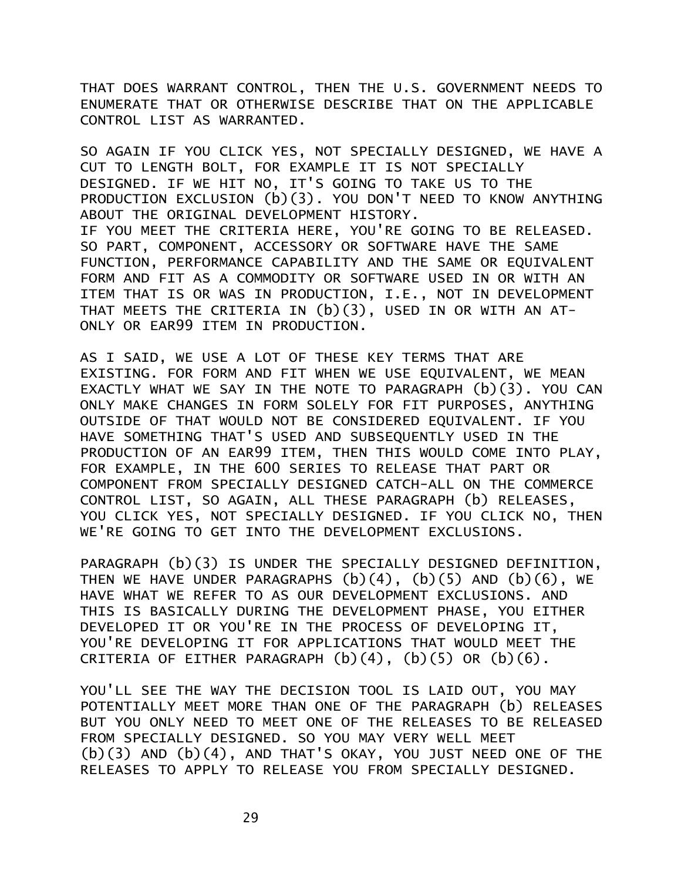THAT DOES WARRANT CONTROL, THEN THE U.S. GOVERNMENT NEEDS TO ENUMERATE THAT OR OTHERWISE DESCRIBE THAT ON THE APPLICABLE CONTROL LIST AS WARRANTED.

SO AGAIN IF YOU CLICK YES, NOT SPECIALLY DESIGNED, WE HAVE A CUT TO LENGTH BOLT, FOR EXAMPLE IT IS NOT SPECIALLY DESIGNED. IF WE HIT NO, IT'S GOING TO TAKE US TO THE PRODUCTION EXCLUSION (b)(3). YOU DON'T NEED TO KNOW ANYTHING ABOUT THE ORIGINAL DEVELOPMENT HISTORY.
IF YOU MEET THE CRITERIA HERE, YOU'RE GOING TO BE RELEASED. SO PART, COMPONENT, ACCESSORY OR SOFTWARE HAVE THE SAME FUNCTION, PERFORMANCE CAPABILITY AND THE SAME OR EQUIVALENT FORM AND FIT AS A COMMODITY OR SOFTWARE USED IN OR WITH AN ITEM THAT IS OR WAS IN PRODUCTION, I.E., NOT IN DEVELOPMENT THAT MEETS THE CRITERIA IN (b)(3), USED IN OR WITH AN AT-ONLY OR EAR99 ITEM IN PRODUCTION.

AS I SAID, WE USE A LOT OF THESE KEY TERMS THAT ARE EXISTING. FOR FORM AND FIT WHEN WE USE EQUIVALENT, WE MEAN EXACTLY WHAT WE SAY IN THE NOTE TO PARAGRAPH (b)(3). YOU CAN ONLY MAKE CHANGES IN FORM SOLELY FOR FIT PURPOSES, ANYTHING OUTSIDE OF THAT WOULD NOT BE CONSIDERED EQUIVALENT. IF YOU HAVE SOMETHING THAT'S USED AND SUBSEQUENTLY USED IN THE PRODUCTION OF AN EAR99 ITEM, THEN THIS WOULD COME INTO PLAY, FOR EXAMPLE, IN THE 600 SERIES TO RELEASE THAT PART OR COMPONENT FROM SPECIALLY DESIGNED CATCH-ALL ON THE COMMERCE CONTROL LIST, SO AGAIN, ALL THESE PARAGRAPH (b) RELEASES, YOU CLICK YES, NOT SPECIALLY DESIGNED. IF YOU CLICK NO, THEN WE'RE GOING TO GET INTO THE DEVELOPMENT EXCLUSIONS.

PARAGRAPH (b)(3) IS UNDER THE SPECIALLY DESIGNED DEFINITION, THEN WE HAVE UNDER PARAGRAPHS (b)(4), (b)(5) AND (b)(6), WE HAVE WHAT WE REFER TO AS OUR DEVELOPMENT EXCLUSIONS. AND THIS IS BASICALLY DURING THE DEVELOPMENT PHASE, YOU EITHER DEVELOPED IT OR YOU'RE IN THE PROCESS OF DEVELOPING IT, YOU'RE DEVELOPING IT FOR APPLICATIONS THAT WOULD MEET THE CRITERIA OF EITHER PARAGRAPH (b)(4), (b)(5) OR (b)(6).

YOU'LL SEE THE WAY THE DECISION TOOL IS LAID OUT, YOU MAY POTENTIALLY MEET MORE THAN ONE OF THE PARAGRAPH (b) RELEASES BUT YOU ONLY NEED TO MEET ONE OF THE RELEASES TO BE RELEASED FROM SPECIALLY DESIGNED. SO YOU MAY VERY WELL MEET (b)(3) AND (b)(4), AND THAT'S OKAY, YOU JUST NEED ONE OF THE RELEASES TO APPLY TO RELEASE YOU FROM SPECIALLY DESIGNED.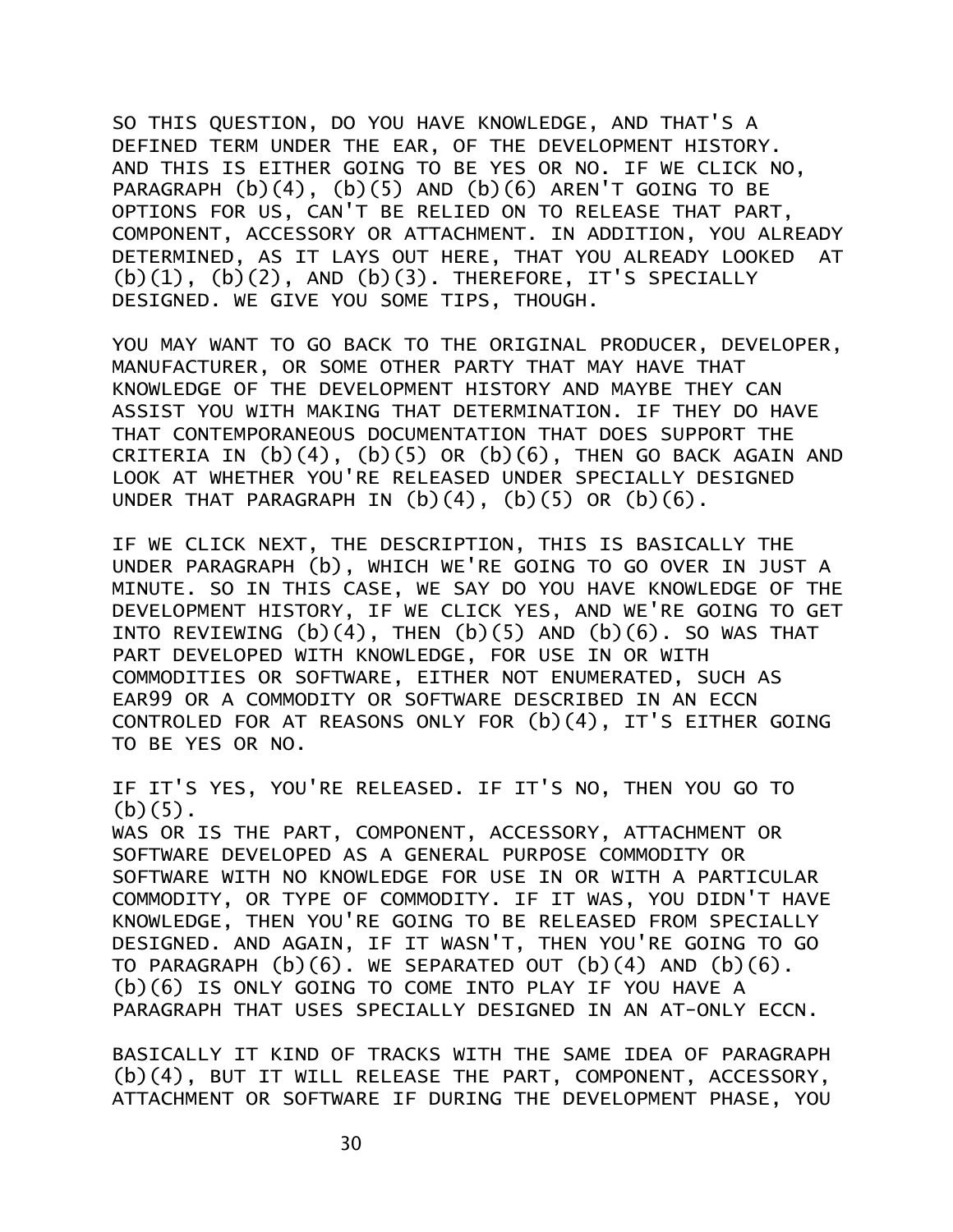SO THIS QUESTION, DO YOU HAVE KNOWLEDGE, AND THAT'S A DEFINED TERM UNDER THE EAR, OF THE DEVELOPMENT HISTORY. AND THIS IS EITHER GOING TO BE YES OR NO. IF WE CLICK NO, PARAGRAPH (b)(4), (b)(5) AND (b)(6) AREN'T GOING TO BE OPTIONS FOR US, CAN'T BE RELIED ON TO RELEASE THAT PART, COMPONENT, ACCESSORY OR ATTACHMENT. IN ADDITION, YOU ALREADY DETERMINED, AS IT LAYS OUT HERE, THAT YOU ALREADY LOOKED AT (b)(1), (b)(2), AND (b)(3). THEREFORE, IT'S SPECIALLY DESIGNED. WE GIVE YOU SOME TIPS, THOUGH.

YOU MAY WANT TO GO BACK TO THE ORIGINAL PRODUCER, DEVELOPER, MANUFACTURER, OR SOME OTHER PARTY THAT MAY HAVE THAT KNOWLEDGE OF THE DEVELOPMENT HISTORY AND MAYBE THEY CAN ASSIST YOU WITH MAKING THAT DETERMINATION. IF THEY DO HAVE THAT CONTEMPORANEOUS DOCUMENTATION THAT DOES SUPPORT THE CRITERIA IN (b)(4), (b)(5) OR (b)(6), THEN GO BACK AGAIN AND LOOK AT WHETHER YOU'RE RELEASED UNDER SPECIALLY DESIGNED UNDER THAT PARAGRAPH IN (b)(4), (b)(5) OR (b)(6).

IF WE CLICK NEXT, THE DESCRIPTION, THIS IS BASICALLY THE UNDER PARAGRAPH (b), WHICH WE'RE GOING TO GO OVER IN JUST A MINUTE. SO IN THIS CASE, WE SAY DO YOU HAVE KNOWLEDGE OF THE DEVELOPMENT HISTORY, IF WE CLICK YES, AND WE'RE GOING TO GET INTO REVIEWING (b)(4), THEN (b)(5) AND (b)(6). SO WAS THAT PART DEVELOPED WITH KNOWLEDGE, FOR USE IN OR WITH COMMODITIES OR SOFTWARE, EITHER NOT ENUMERATED, SUCH AS EAR99 OR A COMMODITY OR SOFTWARE DESCRIBED IN AN ECCN CONTROLED FOR AT REASONS ONLY FOR (b)(4), IT'S EITHER GOING TO BE YES OR NO.

IF IT'S YES, YOU'RE RELEASED. IF IT'S NO, THEN YOU GO TO (b)(5).
WAS OR IS THE PART, COMPONENT, ACCESSORY, ATTACHMENT OR SOFTWARE DEVELOPED AS A GENERAL PURPOSE COMMODITY OR SOFTWARE WITH NO KNOWLEDGE FOR USE IN OR WITH A PARTICULAR COMMODITY, OR TYPE OF COMMODITY. IF IT WAS, YOU DIDN'T HAVE KNOWLEDGE, THEN YOU'RE GOING TO BE RELEASED FROM SPECIALLY DESIGNED. AND AGAIN, IF IT WASN'T, THEN YOU'RE GOING TO GO TO PARAGRAPH (b)(6). WE SEPARATED OUT (b)(4) AND (b)(6). (b)(6) IS ONLY GOING TO COME INTO PLAY IF YOU HAVE A PARAGRAPH THAT USES SPECIALLY DESIGNED IN AN AT-ONLY ECCN.

BASICALLY IT KIND OF TRACKS WITH THE SAME IDEA OF PARAGRAPH (b)(4), BUT IT WILL RELEASE THE PART, COMPONENT, ACCESSORY, ATTACHMENT OR SOFTWARE IF DURING THE DEVELOPMENT PHASE, YOU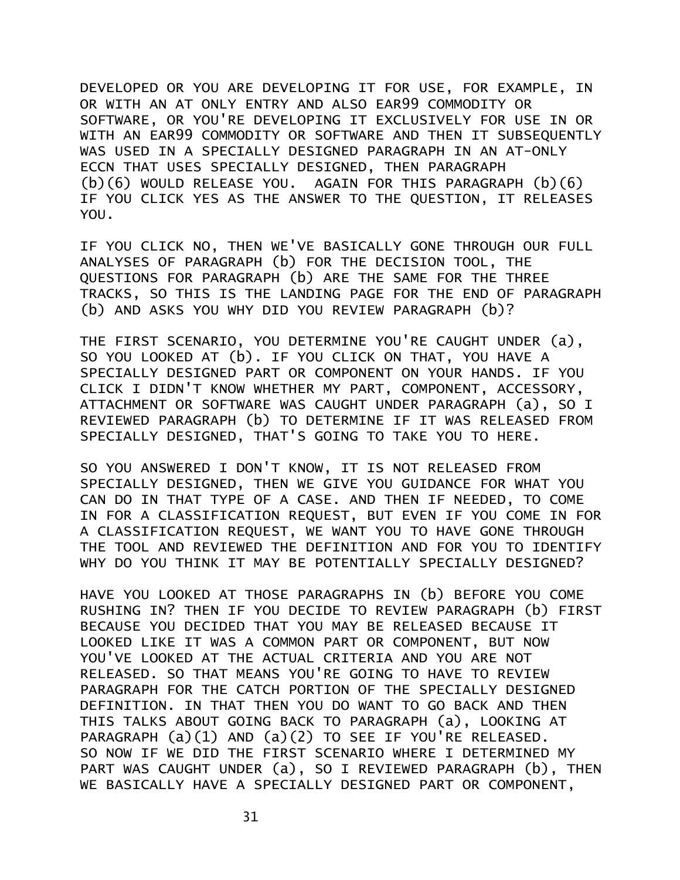DEVELOPED OR YOU ARE DEVELOPING IT FOR USE, FOR EXAMPLE, IN OR WITH AN AT ONLY ENTRY AND ALSO EAR99 COMMODITY OR SOFTWARE, OR YOU'RE DEVELOPING IT EXCLUSIVELY FOR USE IN OR WITH AN EAR99 COMMODITY OR SOFTWARE AND THEN IT SUBSEQUENTLY WAS USED IN A SPECIALLY DESIGNED PARAGRAPH IN AN AT-ONLY ECCN THAT USES SPECIALLY DESIGNED, THEN PARAGRAPH (b)(6) WOULD RELEASE YOU. AGAIN FOR THIS PARAGRAPH (b)(6) IF YOU CLICK YES AS THE ANSWER TO THE QUESTION, IT RELEASES YOU.

IF YOU CLICK NO, THEN WE'VE BASICALLY GONE THROUGH OUR FULL ANALYSES OF PARAGRAPH (b) FOR THE DECISION TOOL, THE QUESTIONS FOR PARAGRAPH (b) ARE THE SAME FOR THE THREE TRACKS, SO THIS IS THE LANDING PAGE FOR THE END OF PARAGRAPH (b) AND ASKS YOU WHY DID YOU REVIEW PARAGRAPH (b)?

THE FIRST SCENARIO, YOU DETERMINE YOU'RE CAUGHT UNDER (a), SO YOU LOOKED AT (b). IF YOU CLICK ON THAT, YOU HAVE A SPECIALLY DESIGNED PART OR COMPONENT ON YOUR HANDS. IF YOU CLICK I DIDN'T KNOW WHETHER MY PART, COMPONENT, ACCESSORY, ATTACHMENT OR SOFTWARE WAS CAUGHT UNDER PARAGRAPH (a), SO I REVIEWED PARAGRAPH (b) TO DETERMINE IF IT WAS RELEASED FROM SPECIALLY DESIGNED, THAT'S GOING TO TAKE YOU TO HERE.

SO YOU ANSWERED I DON'T KNOW, IT IS NOT RELEASED FROM SPECIALLY DESIGNED, THEN WE GIVE YOU GUIDANCE FOR WHAT YOU CAN DO IN THAT TYPE OF A CASE. AND THEN IF NEEDED, TO COME IN FOR A CLASSIFICATION REQUEST, BUT EVEN IF YOU COME IN FOR A CLASSIFICATION REQUEST, WE WANT YOU TO HAVE GONE THROUGH THE TOOL AND REVIEWED THE DEFINITION AND FOR YOU TO IDENTIFY WHY DO YOU THINK IT MAY BE POTENTIALLY SPECIALLY DESIGNED?

HAVE YOU LOOKED AT THOSE PARAGRAPHS IN (b) BEFORE YOU COME RUSHING IN? THEN IF YOU DECIDE TO REVIEW PARAGRAPH (b) FIRST BECAUSE YOU DECIDED THAT YOU MAY BE RELEASED BECAUSE IT LOOKED LIKE IT WAS A COMMON PART OR COMPONENT, BUT NOW YOU'VE LOOKED AT THE ACTUAL CRITERIA AND YOU ARE NOT RELEASED. SO THAT MEANS YOU'RE GOING TO HAVE TO REVIEW PARAGRAPH FOR THE CATCH PORTION OF THE SPECIALLY DESIGNED DEFINITION. IN THAT THEN YOU DO WANT TO GO BACK AND THEN THIS TALKS ABOUT GOING BACK TO PARAGRAPH (a), LOOKING AT PARAGRAPH (a)(1) AND (a)(2) TO SEE IF YOU'RE RELEASED. SO NOW IF WE DID THE FIRST SCENARIO WHERE I DETERMINED MY PART WAS CAUGHT UNDER (a), SO I REVIEWED PARAGRAPH (b), THEN WE BASICALLY HAVE A SPECIALLY DESIGNED PART OR COMPONENT,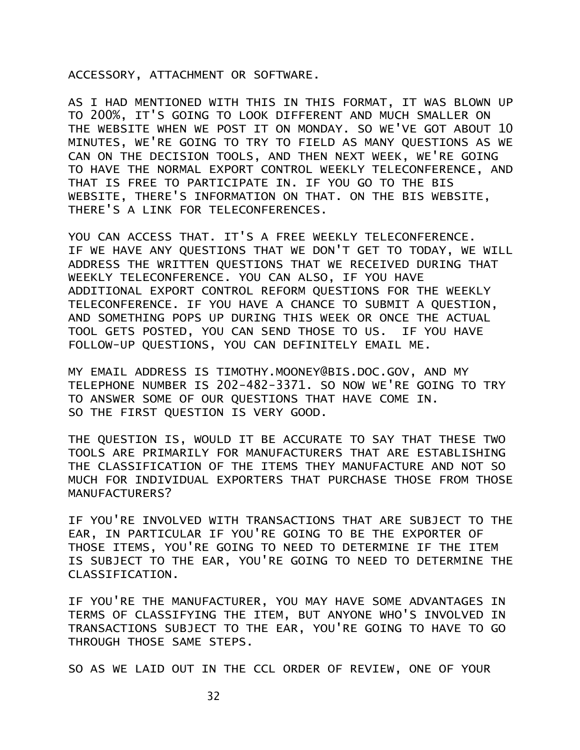ACCESSORY, ATTACHMENT OR SOFTWARE.

AS I HAD MENTIONED WITH THIS IN THIS FORMAT, IT WAS BLOWN UP TO 200%, IT'S GOING TO LOOK DIFFERENT AND MUCH SMALLER ON THE WEBSITE WHEN WE POST IT ON MONDAY. SO WE'VE GOT ABOUT 10 MINUTES, WE'RE GOING TO TRY TO FIELD AS MANY QUESTIONS AS WE CAN ON THE DECISION TOOLS, AND THEN NEXT WEEK, WE'RE GOING TO HAVE THE NORMAL EXPORT CONTROL WEEKLY TELECONFERENCE, AND THAT IS FREE TO PARTICIPATE IN. IF YOU GO TO THE BIS WEBSITE, THERE'S INFORMATION ON THAT. ON THE BIS WEBSITE, THERE'S A LINK FOR TELECONFERENCES.

YOU CAN ACCESS THAT. IT'S A FREE WEEKLY TELECONFERENCE. IF WE HAVE ANY QUESTIONS THAT WE DON'T GET TO TODAY, WE WILL ADDRESS THE WRITTEN QUESTIONS THAT WE RECEIVED DURING THAT WEEKLY TELECONFERENCE. YOU CAN ALSO, IF YOU HAVE ADDITIONAL EXPORT CONTROL REFORM QUESTIONS FOR THE WEEKLY TELECONFERENCE. IF YOU HAVE A CHANCE TO SUBMIT A QUESTION, AND SOMETHING POPS UP DURING THIS WEEK OR ONCE THE ACTUAL TOOL GETS POSTED, YOU CAN SEND THOSE TO US. IF YOU HAVE FOLLOW-UP QUESTIONS, YOU CAN DEFINITELY EMAIL ME.

MY EMAIL ADDRESS IS TIMOTHY.MOONEY@BIS.DOC.GOV, AND MY TELEPHONE NUMBER IS 202-482-3371. SO NOW WE'RE GOING TO TRY TO ANSWER SOME OF OUR QUESTIONS THAT HAVE COME IN. SO THE FIRST QUESTION IS VERY GOOD.

THE QUESTION IS, WOULD IT BE ACCURATE TO SAY THAT THESE TWO TOOLS ARE PRIMARILY FOR MANUFACTURERS THAT ARE ESTABLISHING THE CLASSIFICATION OF THE ITEMS THEY MANUFACTURE AND NOT SO MUCH FOR INDIVIDUAL EXPORTERS THAT PURCHASE THOSE FROM THOSE MANUFACTURERS?

IF YOU'RE INVOLVED WITH TRANSACTIONS THAT ARE SUBJECT TO THE EAR, IN PARTICULAR IF YOU'RE GOING TO BE THE EXPORTER OF THOSE ITEMS, YOU'RE GOING TO NEED TO DETERMINE IF THE ITEM IS SUBJECT TO THE EAR, YOU'RE GOING TO NEED TO DETERMINE THE CLASSIFICATION.

IF YOU'RE THE MANUFACTURER, YOU MAY HAVE SOME ADVANTAGES IN TERMS OF CLASSIFYING THE ITEM, BUT ANYONE WHO'S INVOLVED IN TRANSACTIONS SUBJECT TO THE EAR, YOU'RE GOING TO HAVE TO GO THROUGH THOSE SAME STEPS.

SO AS WE LAID OUT IN THE CCL ORDER OF REVIEW, ONE OF YOUR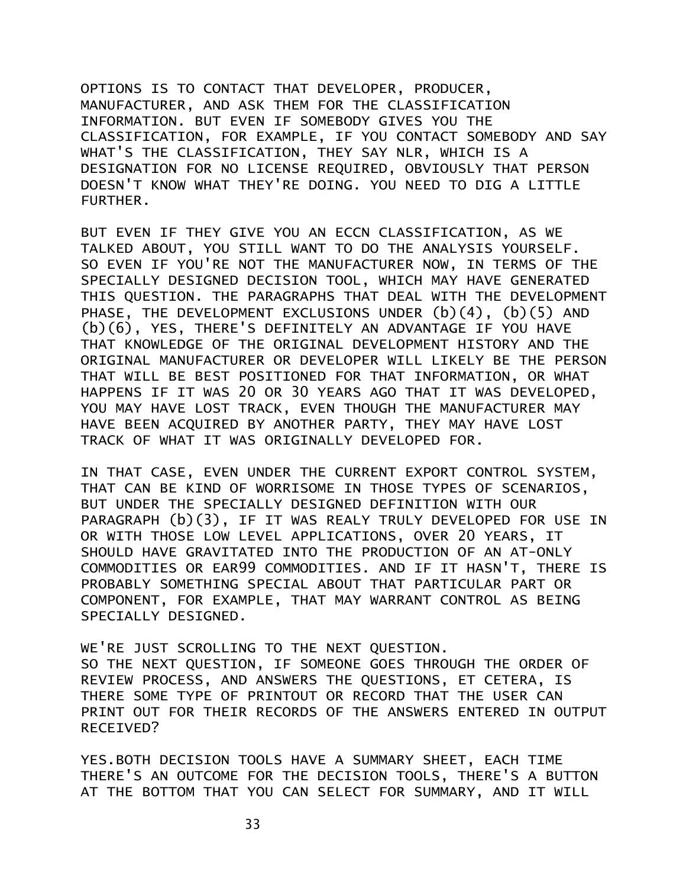OPTIONS IS TO CONTACT THAT DEVELOPER, PRODUCER, MANUFACTURER, AND ASK THEM FOR THE CLASSIFICATION INFORMATION. BUT EVEN IF SOMEBODY GIVES YOU THE CLASSIFICATION, FOR EXAMPLE, IF YOU CONTACT SOMEBODY AND SAY WHAT'S THE CLASSIFICATION, THEY SAY NLR, WHICH IS A DESIGNATION FOR NO LICENSE REQUIRED, OBVIOUSLY THAT PERSON DOESN'T KNOW WHAT THEY'RE DOING. YOU NEED TO DIG A LITTLE FURTHER.

BUT EVEN IF THEY GIVE YOU AN ECCN CLASSIFICATION, AS WE TALKED ABOUT, YOU STILL WANT TO DO THE ANALYSIS YOURSELF. SO EVEN IF YOU'RE NOT THE MANUFACTURER NOW, IN TERMS OF THE SPECIALLY DESIGNED DECISION TOOL, WHICH MAY HAVE GENERATED THIS QUESTION. THE PARAGRAPHS THAT DEAL WITH THE DEVELOPMENT PHASE, THE DEVELOPMENT EXCLUSIONS UNDER (b)(4), (b)(5) AND (b)(6), YES, THERE'S DEFINITELY AN ADVANTAGE IF YOU HAVE THAT KNOWLEDGE OF THE ORIGINAL DEVELOPMENT HISTORY AND THE ORIGINAL MANUFACTURER OR DEVELOPER WILL LIKELY BE THE PERSON THAT WILL BE BEST POSITIONED FOR THAT INFORMATION, OR WHAT HAPPENS IF IT WAS 20 OR 30 YEARS AGO THAT IT WAS DEVELOPED, YOU MAY HAVE LOST TRACK, EVEN THOUGH THE MANUFACTURER MAY HAVE BEEN ACQUIRED BY ANOTHER PARTY, THEY MAY HAVE LOST TRACK OF WHAT IT WAS ORIGINALLY DEVELOPED FOR.

IN THAT CASE, EVEN UNDER THE CURRENT EXPORT CONTROL SYSTEM, THAT CAN BE KIND OF WORRISOME IN THOSE TYPES OF SCENARIOS, BUT UNDER THE SPECIALLY DESIGNED DEFINITION WITH OUR PARAGRAPH (b)(3), IF IT WAS REALY TRULY DEVELOPED FOR USE IN OR WITH THOSE LOW LEVEL APPLICATIONS, OVER 20 YEARS, IT SHOULD HAVE GRAVITATED INTO THE PRODUCTION OF AN AT-ONLY COMMODITIES OR EAR99 COMMODITIES. AND IF IT HASN'T, THERE IS PROBABLY SOMETHING SPECIAL ABOUT THAT PARTICULAR PART OR COMPONENT, FOR EXAMPLE, THAT MAY WARRANT CONTROL AS BEING SPECIALLY DESIGNED.

WE'RE JUST SCROLLING TO THE NEXT QUESTION.
SO THE NEXT QUESTION, IF SOMEONE GOES THROUGH THE ORDER OF REVIEW PROCESS, AND ANSWERS THE QUESTIONS, ET CETERA, IS THERE SOME TYPE OF PRINTOUT OR RECORD THAT THE USER CAN PRINT OUT FOR THEIR RECORDS OF THE ANSWERS ENTERED IN OUTPUT RECEIVED?

YES.BOTH DECISION TOOLS HAVE A SUMMARY SHEET, EACH TIME THERE'S AN OUTCOME FOR THE DECISION TOOLS, THERE'S A BUTTON AT THE BOTTOM THAT YOU CAN SELECT FOR SUMMARY, AND IT WILL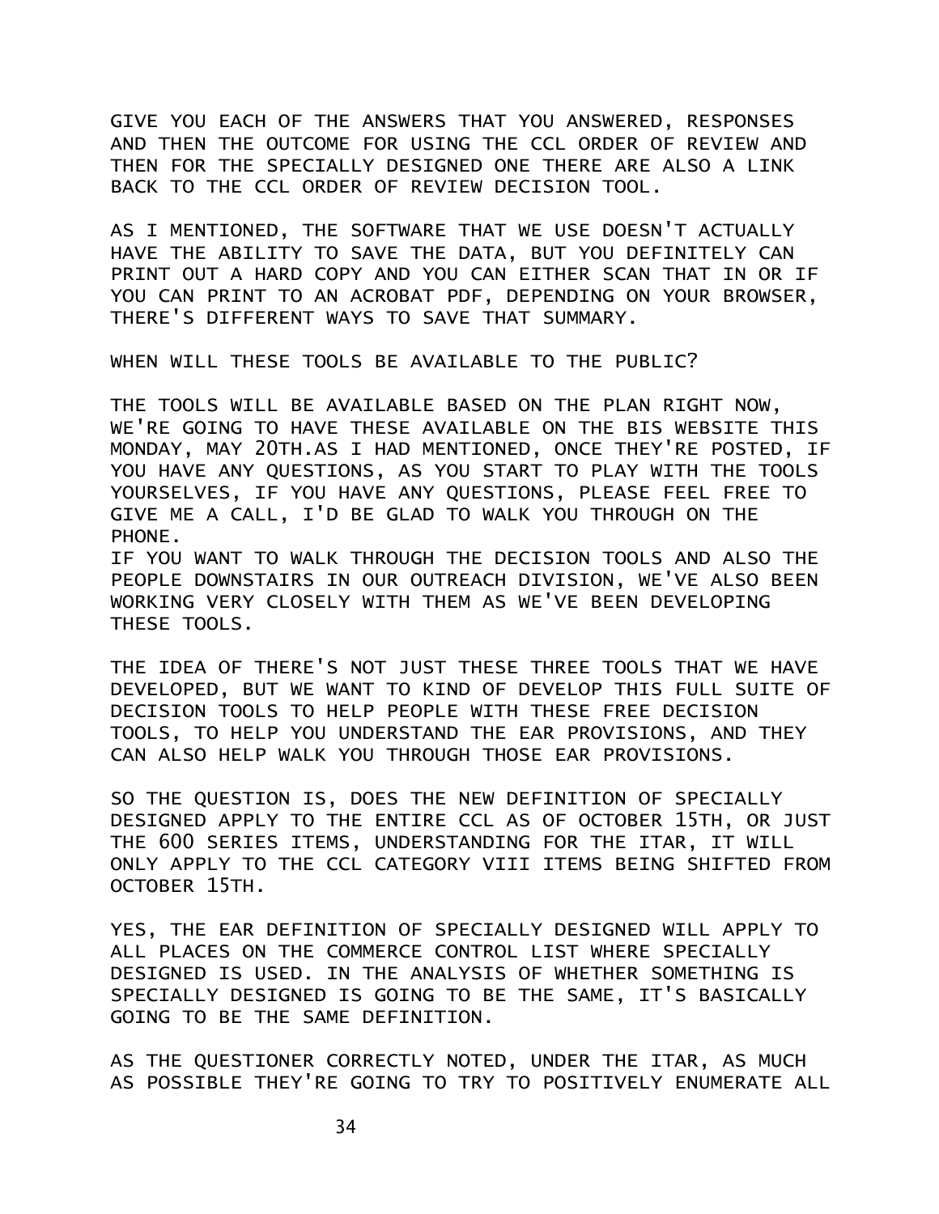GIVE YOU EACH OF THE ANSWERS THAT YOU ANSWERED, RESPONSES AND THEN THE OUTCOME FOR USING THE CCL ORDER OF REVIEW AND THEN FOR THE SPECIALLY DESIGNED ONE THERE ARE ALSO A LINK BACK TO THE CCL ORDER OF REVIEW DECISION TOOL.

AS I MENTIONED, THE SOFTWARE THAT WE USE DOESN'T ACTUALLY HAVE THE ABILITY TO SAVE THE DATA, BUT YOU DEFINITELY CAN PRINT OUT A HARD COPY AND YOU CAN EITHER SCAN THAT IN OR IF YOU CAN PRINT TO AN ACROBAT PDF, DEPENDING ON YOUR BROWSER, THERE'S DIFFERENT WAYS TO SAVE THAT SUMMARY.

WHEN WILL THESE TOOLS BE AVAILABLE TO THE PUBLIC?

THE TOOLS WILL BE AVAILABLE BASED ON THE PLAN RIGHT NOW, WE'RE GOING TO HAVE THESE AVAILABLE ON THE BIS WEBSITE THIS MONDAY, MAY 20TH.AS I HAD MENTIONED, ONCE THEY'RE POSTED, IF YOU HAVE ANY QUESTIONS, AS YOU START TO PLAY WITH THE TOOLS YOURSELVES, IF YOU HAVE ANY QUESTIONS, PLEASE FEEL FREE TO GIVE ME A CALL, I'D BE GLAD TO WALK YOU THROUGH ON THE PHONE.
IF YOU WANT TO WALK THROUGH THE DECISION TOOLS AND ALSO THE PEOPLE DOWNSTAIRS IN OUR OUTREACH DIVISION, WE'VE ALSO BEEN WORKING VERY CLOSELY WITH THEM AS WE'VE BEEN DEVELOPING THESE TOOLS.

THE IDEA OF THERE'S NOT JUST THESE THREE TOOLS THAT WE HAVE DEVELOPED, BUT WE WANT TO KIND OF DEVELOP THIS FULL SUITE OF DECISION TOOLS TO HELP PEOPLE WITH THESE FREE DECISION TOOLS, TO HELP YOU UNDERSTAND THE EAR PROVISIONS, AND THEY CAN ALSO HELP WALK YOU THROUGH THOSE EAR PROVISIONS.

SO THE QUESTION IS, DOES THE NEW DEFINITION OF SPECIALLY DESIGNED APPLY TO THE ENTIRE CCL AS OF OCTOBER 15TH, OR JUST THE 600 SERIES ITEMS, UNDERSTANDING FOR THE ITAR, IT WILL ONLY APPLY TO THE CCL CATEGORY VIII ITEMS BEING SHIFTED FROM OCTOBER 15TH.

YES, THE EAR DEFINITION OF SPECIALLY DESIGNED WILL APPLY TO ALL PLACES ON THE COMMERCE CONTROL LIST WHERE SPECIALLY DESIGNED IS USED. IN THE ANALYSIS OF WHETHER SOMETHING IS SPECIALLY DESIGNED IS GOING TO BE THE SAME, IT'S BASICALLY GOING TO BE THE SAME DEFINITION.

AS THE QUESTIONER CORRECTLY NOTED, UNDER THE ITAR, AS MUCH AS POSSIBLE THEY'RE GOING TO TRY TO POSITIVELY ENUMERATE ALL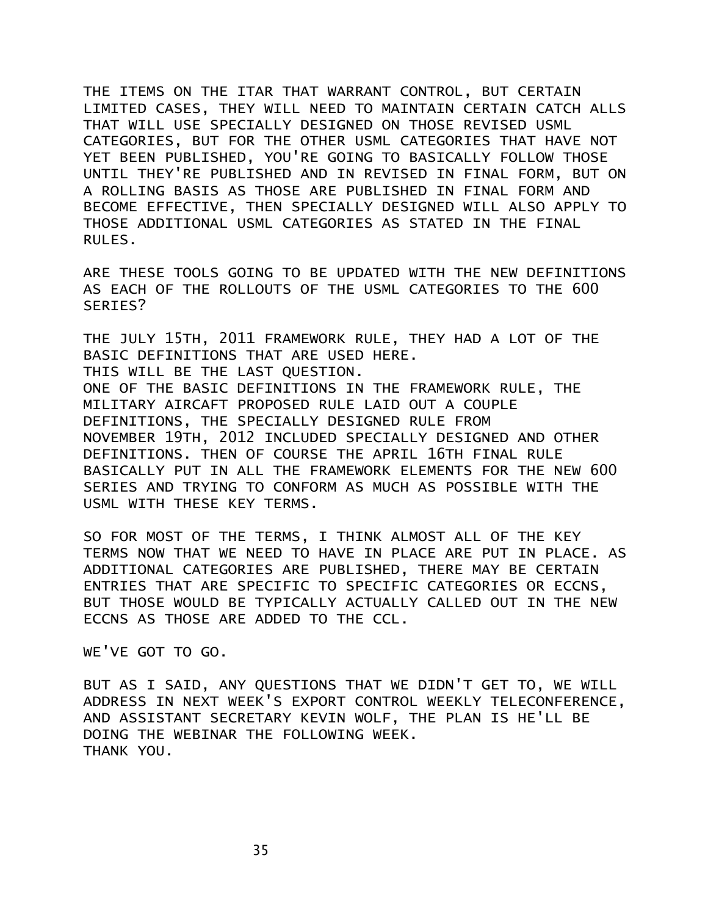THE ITEMS ON THE ITAR THAT WARRANT CONTROL, BUT CERTAIN LIMITED CASES, THEY WILL NEED TO MAINTAIN CERTAIN CATCH ALLS THAT WILL USE SPECIALLY DESIGNED ON THOSE REVISED USML CATEGORIES, BUT FOR THE OTHER USML CATEGORIES THAT HAVE NOT YET BEEN PUBLISHED, YOU'RE GOING TO BASICALLY FOLLOW THOSE UNTIL THEY'RE PUBLISHED AND IN REVISED IN FINAL FORM, BUT ON A ROLLING BASIS AS THOSE ARE PUBLISHED IN FINAL FORM AND BECOME EFFECTIVE, THEN SPECIALLY DESIGNED WILL ALSO APPLY TO THOSE ADDITIONAL USML CATEGORIES AS STATED IN THE FINAL RULES.

ARE THESE TOOLS GOING TO BE UPDATED WITH THE NEW DEFINITIONS AS EACH OF THE ROLLOUTS OF THE USML CATEGORIES TO THE 600 SERIES?

THE JULY 15TH, 2011 FRAMEWORK RULE, THEY HAD A LOT OF THE BASIC DEFINITIONS THAT ARE USED HERE.
THIS WILL BE THE LAST QUESTION.
ONE OF THE BASIC DEFINITIONS IN THE FRAMEWORK RULE, THE MILITARY AIRCAFT PROPOSED RULE LAID OUT A COUPLE DEFINITIONS, THE SPECIALLY DESIGNED RULE FROM NOVEMBER 19TH, 2012 INCLUDED SPECIALLY DESIGNED AND OTHER DEFINITIONS. THEN OF COURSE THE APRIL 16TH FINAL RULE BASICALLY PUT IN ALL THE FRAMEWORK ELEMENTS FOR THE NEW 600 SERIES AND TRYING TO CONFORM AS MUCH AS POSSIBLE WITH THE USML WITH THESE KEY TERMS.

SO FOR MOST OF THE TERMS, I THINK ALMOST ALL OF THE KEY TERMS NOW THAT WE NEED TO HAVE IN PLACE ARE PUT IN PLACE. AS ADDITIONAL CATEGORIES ARE PUBLISHED, THERE MAY BE CERTAIN ENTRIES THAT ARE SPECIFIC TO SPECIFIC CATEGORIES OR ECCNS, BUT THOSE WOULD BE TYPICALLY ACTUALLY CALLED OUT IN THE NEW ECCNS AS THOSE ARE ADDED TO THE CCL.

WE'VE GOT TO GO.

BUT AS I SAID, ANY QUESTIONS THAT WE DIDN'T GET TO, WE WILL ADDRESS IN NEXT WEEK'S EXPORT CONTROL WEEKLY TELECONFERENCE, AND ASSISTANT SECRETARY KEVIN WOLF, THE PLAN IS HE'LL BE DOING THE WEBINAR THE FOLLOWING WEEK.
THANK YOU.